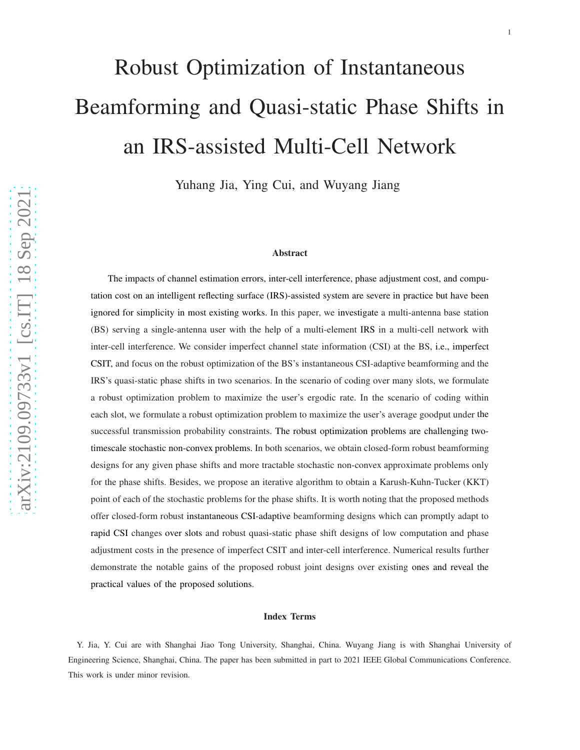# Robust Optimization of Instantaneous Beamforming and Quasi-static Phase Shifts in an IRS-assisted Multi-Cell Network

Yuhang Jia, Ying Cui, and Wuyang Jiang

## Abstract

The impacts of channel estimation errors, inter-cell interference, phase adjustment cost, and computation cost on an intelligent reflecting surface (IRS)-assisted system are severe in practice but have been ignored for simplicity in most existing works. In this paper, we investigate a multi-antenna base station (BS) serving a single-antenna user with the help of a multi-element IRS in a multi-cell network with inter-cell interference. We consider imperfect channel state information (CSI) at the BS, i.e., imperfect CSIT, and focus on the robust optimization of the BS's instantaneous CSI-adaptive beamforming and the IRS's quasi-static phase shifts in two scenarios. In the scenario of coding over many slots, we formulate a robust optimization problem to maximize the user's ergodic rate. In the scenario of coding within each slot, we formulate a robust optimization problem to maximize the user's average goodput under the successful transmission probability constraints. The robust optimization problems are challenging two-timescale stochastic non-convex problems. In both scenarios, we obtain closed-form robust beamforming designs for any given phase shifts and more tractable stochastic non-convex approximate problems only for the phase shifts. Besides, we propose an iterative algorithm to obtain a Karush-Kuhn-Tucker (KKT) point of each of the stochastic problems for the phase shifts. It is worth noting that the proposed methods offer closed-form robust instantaneous CSI-adaptive beamforming designs which can promptly adapt to rapid CSI changes over slots and robust quasi-static phase shift designs of low computation and phase adjustment costs in the presence of imperfect CSIT and inter-cell interference. Numerical results further demonstrate the notable gains of the proposed robust joint designs over existing ones and reveal the practical values of the proposed solutions.

## Index Terms

Y. Jia, Y. Cui are with Shanghai Jiao Tong University, Shanghai, China. Wuyang Jiang is with Shanghai University of Engineering Science, Shanghai, China. The paper has been submitted in part to 2021 IEEE Global Communications Conference. This work is under minor revision.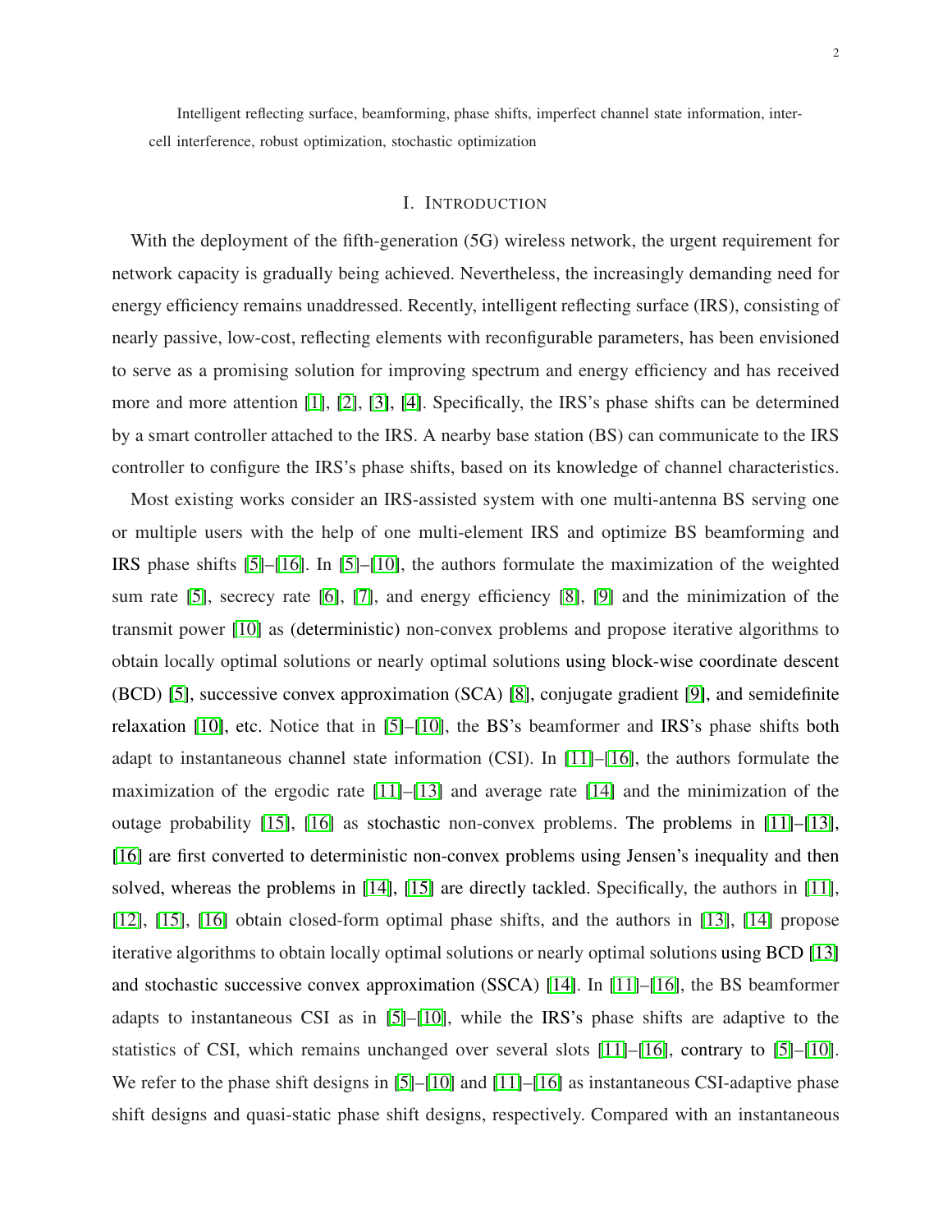Intelligent reflecting surface, beamforming, phase shifts, imperfect channel state information, inter-cell interference, robust optimization, stochastic optimization

## I. INTRODUCTION

With the deployment of the fifth-generation (5G) wireless network, the urgent requirement for network capacity is gradually being achieved. Nevertheless, the increasingly demanding need for energy efficiency remains unaddressed. Recently, intelligent reflecting surface (IRS), consisting of nearly passive, low-cost, reflecting elements with reconfigurable parameters, has been envisioned to serve as a promising solution for improving spectrum and energy efficiency and has received more and more attention [1], [2], [3], [4]. Specifically, the IRS's phase shifts can be determined by a smart controller attached to the IRS. A nearby base station (BS) can communicate to the IRS controller to configure the IRS's phase shifts, based on its knowledge of channel characteristics.

Most existing works consider an IRS-assisted system with one multi-antenna BS serving one or multiple users with the help of one multi-element IRS and optimize BS beamforming and IRS phase shifts [5]–[16]. In [5]–[10], the authors formulate the maximization of the weighted sum rate [5], secrecy rate [6], [7], and energy efficiency [8], [9] and the minimization of the transmit power [10] as (deterministic) non-convex problems and propose iterative algorithms to obtain locally optimal solutions or nearly optimal solutions using block-wise coordinate descent (BCD) [5], successive convex approximation (SCA) [8], conjugate gradient [9], and semidefinite relaxation [10], etc. Notice that in [5]–[10], the BS's beamformer and IRS's phase shifts both adapt to instantaneous channel state information (CSI). In [11]–[16], the authors formulate the maximization of the ergodic rate [11]–[13] and average rate [14] and the minimization of the outage probability [15], [16] as stochastic non-convex problems. The problems in [11]–[13], [16] are first converted to deterministic non-convex problems using Jensen's inequality and then solved, whereas the problems in [14], [15] are directly tackled. Specifically, the authors in [11], [12], [15], [16] obtain closed-form optimal phase shifts, and the authors in [13], [14] propose iterative algorithms to obtain locally optimal solutions or nearly optimal solutions using BCD [13] and stochastic successive convex approximation (SSCA) [14]. In [11]–[16], the BS beamformer adapts to instantaneous CSI as in [5]–[10], while the IRS's phase shifts are adaptive to the statistics of CSI, which remains unchanged over several slots [11]–[16], contrary to [5]–[10]. We refer to the phase shift designs in [5]–[10] and [11]–[16] as instantaneous CSI-adaptive phase shift designs and quasi-static phase shift designs, respectively. Compared with an instantaneous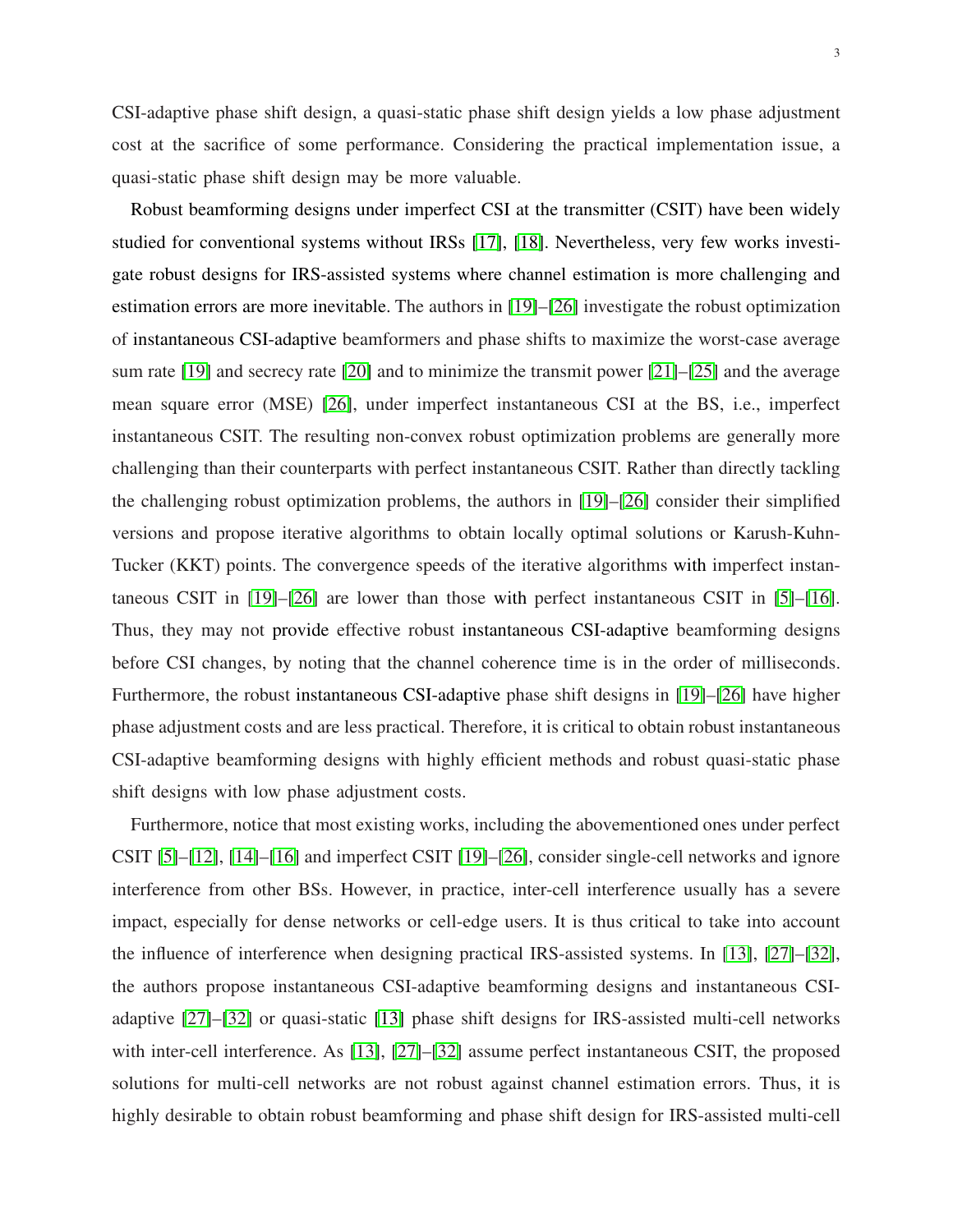CSI-adaptive phase shift design, a quasi-static phase shift design yields a low phase adjustment cost at the sacrifice of some performance. Considering the practical implementation issue, a quasi-static phase shift design may be more valuable.

Robust beamforming designs under imperfect CSI at the transmitter (CSIT) have been widely studied for conventional systems without IRSs [17], [18]. Nevertheless, very few works investigate robust designs for IRS-assisted systems where channel estimation is more challenging and estimation errors are more inevitable. The authors in [19]–[26] investigate the robust optimization of instantaneous CSI-adaptive beamformers and phase shifts to maximize the worst-case average sum rate [19] and secrecy rate [20] and to minimize the transmit power [21]–[25] and the average mean square error (MSE) [26], under imperfect instantaneous CSI at the BS, i.e., imperfect instantaneous CSIT. The resulting non-convex robust optimization problems are generally more challenging than their counterparts with perfect instantaneous CSIT. Rather than directly tackling the challenging robust optimization problems, the authors in [19]–[26] consider their simplified versions and propose iterative algorithms to obtain locally optimal solutions or Karush-Kuhn-Tucker (KKT) points. The convergence speeds of the iterative algorithms with imperfect instantaneous CSIT in [19]–[26] are lower than those with perfect instantaneous CSIT in [5]–[16]. Thus, they may not provide effective robust instantaneous CSI-adaptive beamforming designs before CSI changes, by noting that the channel coherence time is in the order of milliseconds. Furthermore, the robust instantaneous CSI-adaptive phase shift designs in [19]–[26] have higher phase adjustment costs and are less practical. Therefore, it is critical to obtain robust instantaneous CSI-adaptive beamforming designs with highly efficient methods and robust quasi-static phase shift designs with low phase adjustment costs.

Furthermore, notice that most existing works, including the abovementioned ones under perfect CSIT [5]–[12], [14]–[16] and imperfect CSIT [19]–[26], consider single-cell networks and ignore interference from other BSs. However, in practice, inter-cell interference usually has a severe impact, especially for dense networks or cell-edge users. It is thus critical to take into account the influence of interference when designing practical IRS-assisted systems. In [13], [27]–[32], the authors propose instantaneous CSI-adaptive beamforming designs and instantaneous CSI-adaptive [27]–[32] or quasi-static [13] phase shift designs for IRS-assisted multi-cell networks with inter-cell interference. As [13], [27]–[32] assume perfect instantaneous CSIT, the proposed solutions for multi-cell networks are not robust against channel estimation errors. Thus, it is highly desirable to obtain robust beamforming and phase shift design for IRS-assisted multi-cell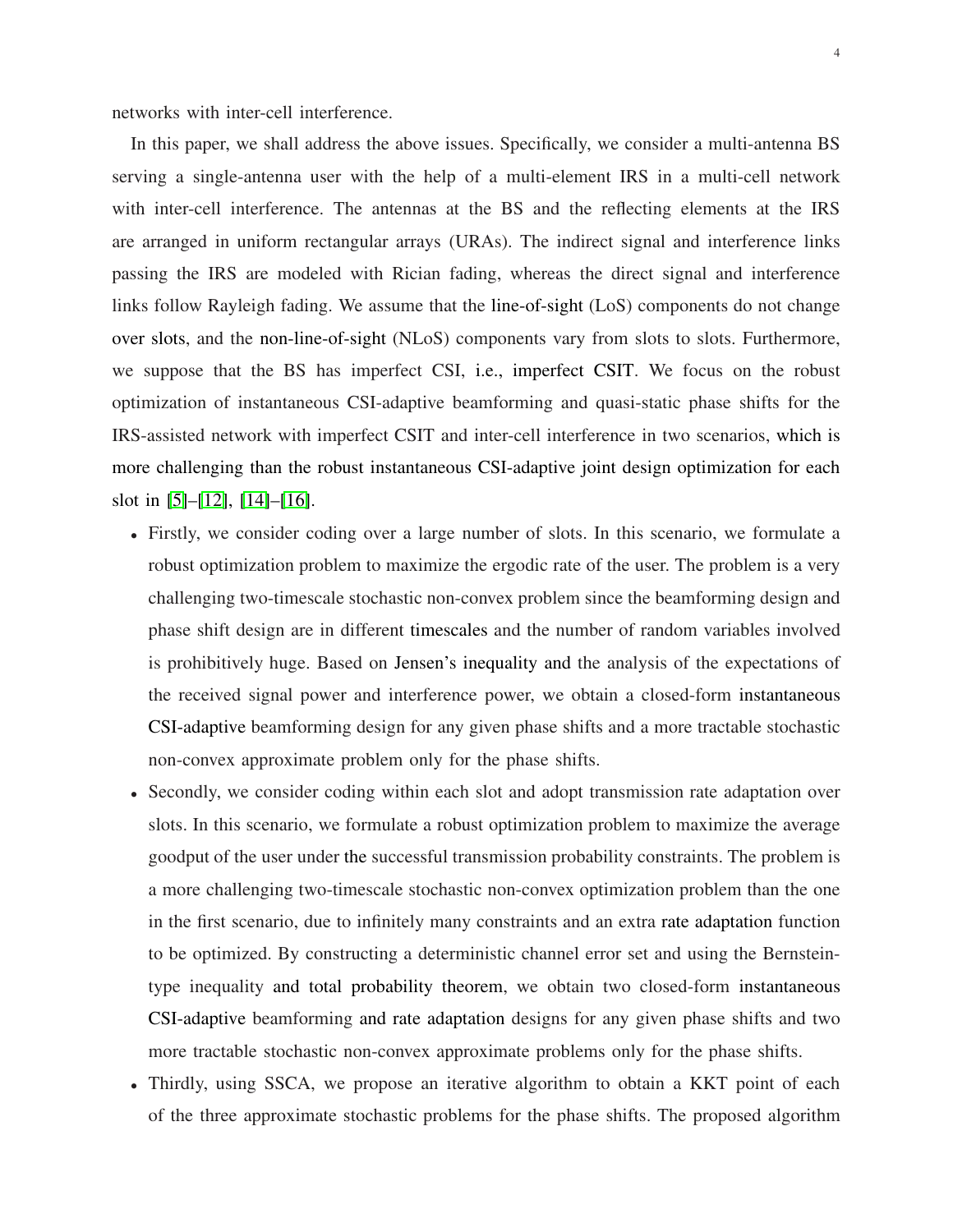networks with inter-cell interference.

In this paper, we shall address the above issues. Specifically, we consider a multi-antenna BS serving a single-antenna user with the help of a multi-element IRS in a multi-cell network with inter-cell interference. The antennas at the BS and the reflecting elements at the IRS are arranged in uniform rectangular arrays (URAs). The indirect signal and interference links passing the IRS are modeled with Rician fading, whereas the direct signal and interference links follow Rayleigh fading. We assume that the line-of-sight (LoS) components do not change over slots, and the non-line-of-sight (NLoS) components vary from slots to slots. Furthermore, we suppose that the BS has imperfect CSI, i.e., imperfect CSIT. We focus on the robust optimization of instantaneous CSI-adaptive beamforming and quasi-static phase shifts for the IRS-assisted network with imperfect CSIT and inter-cell interference in two scenarios, which is more challenging than the robust instantaneous CSI-adaptive joint design optimization for each slot in [5]–[12], [14]–[16].

- Firstly, we consider coding over a large number of slots. In this scenario, we formulate a robust optimization problem to maximize the ergodic rate of the user. The problem is a very challenging two-timescale stochastic non-convex problem since the beamforming design and phase shift design are in different timescales and the number of random variables involved is prohibitively huge. Based on Jensen's inequality and the analysis of the expectations of the received signal power and interference power, we obtain a closed-form instantaneous CSI-adaptive beamforming design for any given phase shifts and a more tractable stochastic non-convex approximate problem only for the phase shifts.
- Secondly, we consider coding within each slot and adopt transmission rate adaptation over slots. In this scenario, we formulate a robust optimization problem to maximize the average goodput of the user under the successful transmission probability constraints. The problem is a more challenging two-timescale stochastic non-convex optimization problem than the one in the first scenario, due to infinitely many constraints and an extra rate adaptation function to be optimized. By constructing a deterministic channel error set and using the Bernstein-type inequality and total probability theorem, we obtain two closed-form instantaneous CSI-adaptive beamforming and rate adaptation designs for any given phase shifts and two more tractable stochastic non-convex approximate problems only for the phase shifts.
- Thirdly, using SSCA, we propose an iterative algorithm to obtain a KKT point of each of the three approximate stochastic problems for the phase shifts. The proposed algorithm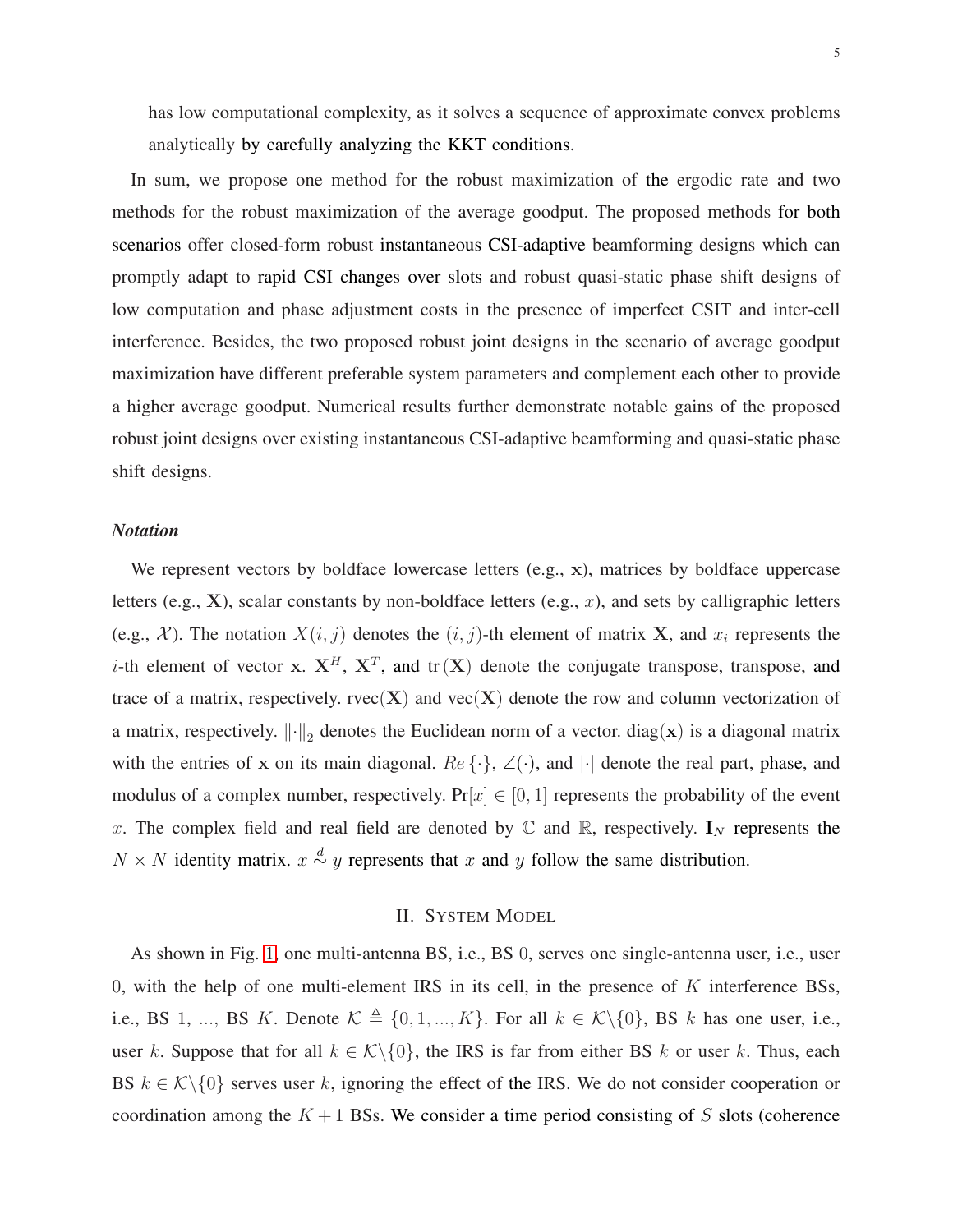has low computational complexity, as it solves a sequence of approximate convex problems analytically by carefully analyzing the KKT conditions.

In sum, we propose one method for the robust maximization of the ergodic rate and two methods for the robust maximization of the average goodput. The proposed methods for both scenarios offer closed-form robust instantaneous CSI-adaptive beamforming designs which can promptly adapt to rapid CSI changes over slots and robust quasi-static phase shift designs of low computation and phase adjustment costs in the presence of imperfect CSIT and inter-cell interference. Besides, the two proposed robust joint designs in the scenario of average goodput maximization have different preferable system parameters and complement each other to provide a higher average goodput. Numerical results further demonstrate notable gains of the proposed robust joint designs over existing instantaneous CSI-adaptive beamforming and quasi-static phase shift designs.

### *Notation*

We represent vectors by boldface lowercase letters (e.g., $\mathbf{x}$), matrices by boldface uppercase letters (e.g., $\mathbf{X}$), scalar constants by non-boldface letters (e.g., $x$), and sets by calligraphic letters (e.g., $\mathcal{X}$). The notation $X(i,j)$ denotes the $(i,j)$-th element of matrix $\mathbf{X}$, and $x_i$ represents the $i$-th element of vector $\mathbf{x}$. $\mathbf{X}^H$, $\mathbf{X}^T$, and $\text{tr}(\mathbf{X})$ denote the conjugate transpose, transpose, and trace of a matrix, respectively. $\text{rvec}(\mathbf{X})$ and $\text{vec}(\mathbf{X})$ denote the row and column vectorization of a matrix, respectively. $\|\cdot\|_2$ denotes the Euclidean norm of a vector. $\text{diag}(\mathbf{x})$ is a diagonal matrix with the entries of $\mathbf{x}$ on its main diagonal. $Re\{\cdot\}$, $\angle(\cdot)$, and $|\cdot|$ denote the real part, phase, and modulus of a complex number, respectively. $\Pr[x] \in [0,1]$ represents the probability of the event $x$. The complex field and real field are denoted by $\mathbb{C}$ and $\mathbb{R}$, respectively. $\mathbf{I}_N$ represents the $N \times N$ identity matrix. $x \overset{d}{\sim} y$ represents that $x$ and $y$ follow the same distribution.

## II. System Model

As shown in Fig. 1, one multi-antenna BS, i.e., BS 0, serves one single-antenna user, i.e., user 0, with the help of one multi-element IRS in its cell, in the presence of $K$ interference BSs, i.e., BS 1, ..., BS $K$. Denote $\mathcal{K} \triangleq \{0, 1, ..., K\}$. For all $k \in \mathcal{K}\backslash\{0\}$, BS $k$ has one user, i.e., user $k$. Suppose that for all $k \in \mathcal{K}\backslash\{0\}$, the IRS is far from either BS $k$ or user $k$. Thus, each BS $k \in \mathcal{K}\backslash\{0\}$ serves user $k$, ignoring the effect of the IRS. We do not consider cooperation or coordination among the $K+1$ BSs. We consider a time period consisting of $S$ slots (coherence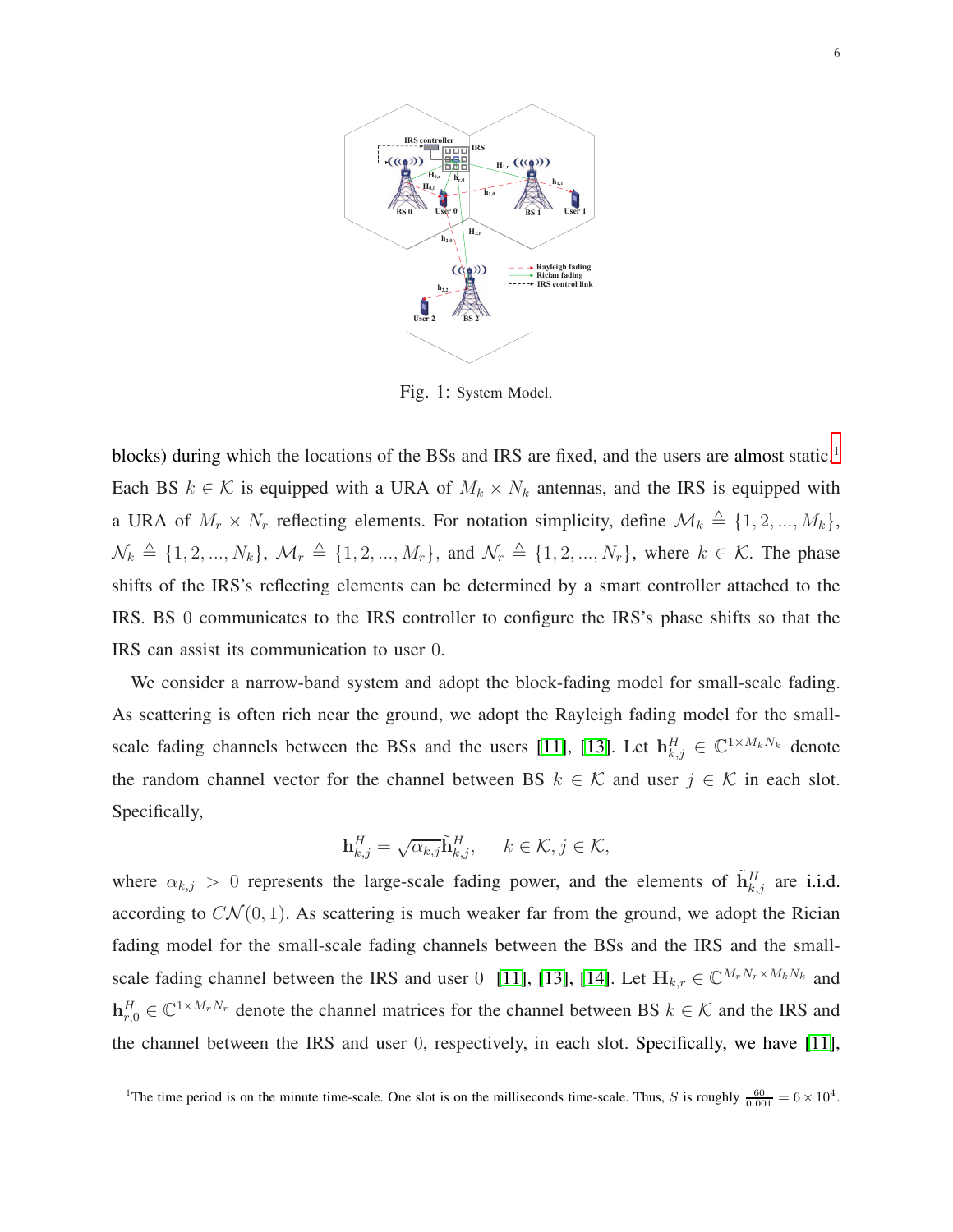Fig. 1: System Model.

blocks) during which the locations of the BSs and IRS are fixed, and the users are almost static.[1] Each BS $k \in \mathcal{K}$ is equipped with a URA of $M_k \times N_k$ antennas, and the IRS is equipped with a URA of $M_r \times N_r$ reflecting elements. For notation simplicity, define $\mathcal{M}_k \triangleq \{1, 2, ..., M_k\}$, $\mathcal{N}_k \triangleq \{1, 2, ..., N_k\}$, $\mathcal{M}_r \triangleq \{1, 2, ..., M_r\}$, and $\mathcal{N}_r \triangleq \{1, 2, ..., N_r\}$, where $k \in \mathcal{K}$. The phase shifts of the IRS's reflecting elements can be determined by a smart controller attached to the IRS. BS 0 communicates to the IRS controller to configure the IRS's phase shifts so that the IRS can assist its communication to user 0.

We consider a narrow-band system and adopt the block-fading model for small-scale fading. As scattering is often rich near the ground, we adopt the Rayleigh fading model for the small-scale fading channels between the BSs and the users [11], [13]. Let $\mathbf{h}_{k,j}^H \in \mathbb{C}^{1 \times M_k N_k}$ denote the random channel vector for the channel between BS $k \in \mathcal{K}$ and user $j \in \mathcal{K}$ in each slot. Specifically,

$$\mathbf{h}_{k,j}^H = \sqrt{\alpha_{k,j}} \tilde{\mathbf{h}}_{k,j}^H, \quad k \in \mathcal{K}, j \in \mathcal{K},$$

where $\alpha_{k,j} > 0$ represents the large-scale fading power, and the elements of $\tilde{\mathbf{h}}_{k,j}^H$ are i.i.d. according to $\mathcal{CN}(0, 1)$. As scattering is much weaker far from the ground, we adopt the Rician fading model for the small-scale fading channels between the BSs and the IRS and the small-scale fading channel between the IRS and user 0 [11], [13], [14]. Let $\mathbf{H}_{k,r} \in \mathbb{C}^{M_r N_r \times M_k N_k}$ and $\mathbf{h}_{r,0}^H \in \mathbb{C}^{1 \times M_r N_r}$ denote the channel matrices for the channel between BS $k \in \mathcal{K}$ and the IRS and the channel between the IRS and user 0, respectively, in each slot. Specifically, we have [11],

[1] The time period is on the minute time-scale. One slot is on the milliseconds time-scale. Thus, $S$ is roughly $\frac{60}{0.001} = 6 \times 10^4$.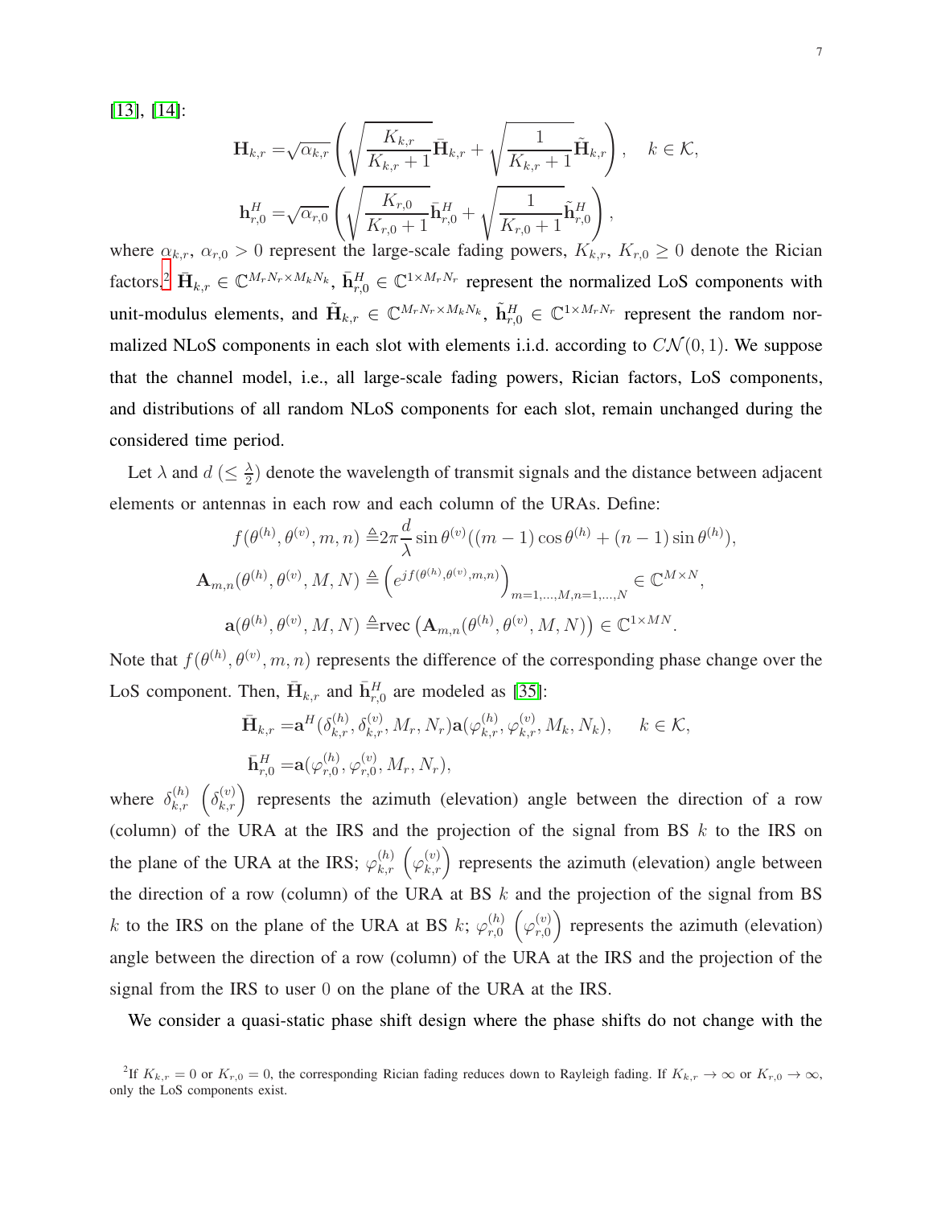[13], [14]:

$$
\begin{aligned}
\mathbf{H}_{k,r} =& \sqrt{\alpha_{k,r}} \left( \sqrt{\frac{K_{k,r}}{K_{k,r}+1}} \bar{\mathbf{H}}_{k,r} + \sqrt{\frac{1}{K_{k,r}+1}} \tilde{\mathbf{H}}_{k,r} \right), \quad k \in \mathcal{K}, \\
\mathbf{h}_{r,0}^H =& \sqrt{\alpha_{r,0}} \left( \sqrt{\frac{K_{r,0}}{K_{r,0}+1}} \bar{\mathbf{h}}_{r,0}^H + \sqrt{\frac{1}{K_{r,0}+1}} \tilde{\mathbf{h}}_{r,0}^H \right),
\end{aligned}
$$

where $\alpha_{k,r}$, $\alpha_{r,0} > 0$ represent the large-scale fading powers, $K_{k,r}$, $K_{r,0} \geq 0$ denote the Rician factors,[2] $\bar{\mathbf{H}}_{k,r} \in \mathbb{C}^{M_r N_r \times M_k N_k}$, $\bar{\mathbf{h}}_{r,0}^H \in \mathbb{C}^{1 \times M_r N_r}$ represent the normalized LoS components with unit-modulus elements, and $\tilde{\mathbf{H}}_{k,r} \in \mathbb{C}^{M_r N_r \times M_k N_k}$, $\tilde{\mathbf{h}}_{r,0}^H \in \mathbb{C}^{1 \times M_r N_r}$ represent the random normalized NLoS components in each slot with elements i.i.d. according to $\mathcal{CN}(0,1)$. We suppose that the channel model, i.e., all large-scale fading powers, Rician factors, LoS components, and distributions of all random NLoS components for each slot, remain unchanged during the considered time period.

Let $\lambda$ and $d$ ($\leq \frac{\lambda}{2}$) denote the wavelength of transmit signals and the distance between adjacent elements or antennas in each row and each column of the URAs. Define:

$$
\begin{aligned}
f(\theta^{(h)}, \theta^{(v)}, m, n) \triangleq& 2\pi \frac{d}{\lambda} \sin \theta^{(v)} ((m-1) \cos \theta^{(h)} + (n-1) \sin \theta^{(h)}), \\
\mathbf{A}_{m,n}(\theta^{(h)}, \theta^{(v)}, M, N) \triangleq& \left( e^{j f(\theta^{(h)}, \theta^{(v)}, m, n)} \right)_{m=1,\ldots,M, n=1,\ldots,N} \in \mathbb{C}^{M \times N}, \\
\mathbf{a}(\theta^{(h)}, \theta^{(v)}, M, N) \triangleq& \text{rvec} \left( \mathbf{A}_{m,n}(\theta^{(h)}, \theta^{(v)}, M, N) \right) \in \mathbb{C}^{1 \times MN}.
\end{aligned}
$$

Note that $f(\theta^{(h)}, \theta^{(v)}, m, n)$ represents the difference of the corresponding phase change over the LoS component. Then, $\bar{\mathbf{H}}_{k,r}$ and $\bar{\mathbf{h}}_{r,0}^H$ are modeled as [35]:

$$
\begin{aligned}
\bar{\mathbf{H}}_{k,r} =& \mathbf{a}^H(\delta_{k,r}^{(h)}, \delta_{k,r}^{(v)}, M_r, N_r) \mathbf{a}(\varphi_{k,r}^{(h)}, \varphi_{k,r}^{(v)}, M_k, N_k), \quad k \in \mathcal{K}, \\
\bar{\mathbf{h}}_{r,0}^H =& \mathbf{a}(\varphi_{r,0}^{(h)}, \varphi_{r,0}^{(v)}, M_r, N_r),
\end{aligned}
$$

where $\delta_{k,r}^{(h)}$ $\left(\delta_{k,r}^{(v)}\right)$ represents the azimuth (elevation) angle between the direction of a row (column) of the URA at the IRS and the projection of the signal from BS $k$ to the IRS on the plane of the URA at the IRS; $\varphi_{k,r}^{(h)}$ $\left(\varphi_{k,r}^{(v)}\right)$ represents the azimuth (elevation) angle between the direction of a row (column) of the URA at BS $k$ and the projection of the signal from BS $k$ to the IRS on the plane of the URA at BS $k$; $\varphi_{r,0}^{(h)}$ $\left(\varphi_{r,0}^{(v)}\right)$ represents the azimuth (elevation) angle between the direction of a row (column) of the URA at the IRS and the projection of the signal from the IRS to user $0$ on the plane of the URA at the IRS.

We consider a quasi-static phase shift design where the phase shifts do not change with the

[2] If $K_{k,r} = 0$ or $K_{r,0} = 0$, the corresponding Rician fading reduces down to Rayleigh fading. If $K_{k,r} \to \infty$ or $K_{r,0} \to \infty$, only the LoS components exist.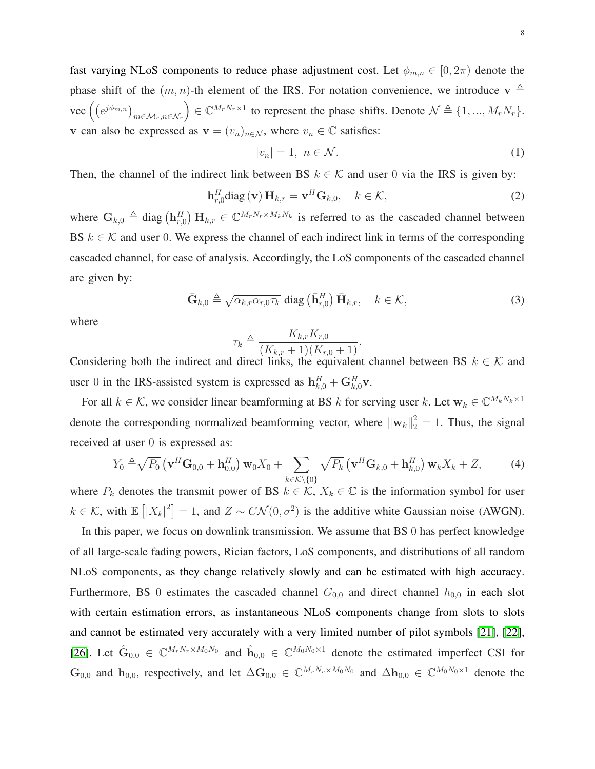fast varying NLoS components to reduce phase adjustment cost. Let $\phi_{m,n} \in [0, 2\pi)$ denote the phase shift of the $(m, n)$-th element of the IRS. For notation convenience, we introduce $\mathbf{v} \triangleq \text{vec}\left(\left(e^{j\phi_{m,n}}\right)_{m\in\mathcal{M}_r, n\in\mathcal{N}_r}\right) \in \mathbb{C}^{M_r N_r \times 1}$ to represent the phase shifts. Denote $\mathcal{N} \triangleq \{1, ..., M_r N_r\}$. $\mathbf{v}$ can also be expressed as $\mathbf{v} = (v_n)_{n\in\mathcal{N}}$, where $v_n \in \mathbb{C}$ satisfies:

$$|v_n| = 1, \ n \in \mathcal{N}. \tag{1}$$

Then, the channel of the indirect link between BS $k \in \mathcal{K}$ and user 0 via the IRS is given by:

$$\mathbf{h}_{r,0}^H \text{diag}(\mathbf{v}) \mathbf{H}_{k,r} = \mathbf{v}^H \mathbf{G}_{k,0}, \quad k \in \mathcal{K}, \tag{2}$$

where $\mathbf{G}_{k,0} \triangleq \text{diag}\left(\mathbf{h}_{r,0}^H\right) \mathbf{H}_{k,r} \in \mathbb{C}^{M_r N_r \times M_k N_k}$ is referred to as the cascaded channel between BS $k \in \mathcal{K}$ and user 0. We express the channel of each indirect link in terms of the corresponding cascaded channel, for ease of analysis. Accordingly, the LoS components of the cascaded channel are given by:

$$\bar{\mathbf{G}}_{k,0} \triangleq \sqrt{\alpha_{k,r}\alpha_{r,0}\tau_k} \ \text{diag}\left(\bar{\mathbf{h}}_{r,0}^H\right) \bar{\mathbf{H}}_{k,r}, \quad k \in \mathcal{K}, \tag{3}$$

where

$$\tau_k \triangleq \frac{K_{k,r} K_{r,0}}{(K_{k,r}+1)(K_{r,0}+1)}.$$

Considering both the indirect and direct links, the equivalent channel between BS $k \in \mathcal{K}$ and user 0 in the IRS-assisted system is expressed as $\mathbf{h}_{k,0}^H + \mathbf{G}_{k,0}^H \mathbf{v}$.

For all $k \in \mathcal{K}$, we consider linear beamforming at BS $k$ for serving user $k$. Let $\mathbf{w}_k \in \mathbb{C}^{M_k N_k \times 1}$ denote the corresponding normalized beamforming vector, where $\|\mathbf{w}_k\|_2^2 = 1$. Thus, the signal received at user 0 is expressed as:

$$Y_0 \triangleq \sqrt{P_0}\left(\mathbf{v}^H \mathbf{G}_{0,0} + \mathbf{h}_{0,0}^H\right) \mathbf{w}_0 X_0 + \sum_{k\in\mathcal{K}\setminus\{0\}} \sqrt{P_k}\left(\mathbf{v}^H \mathbf{G}_{k,0} + \mathbf{h}_{k,0}^H\right) \mathbf{w}_k X_k + Z, \tag{4}$$

where $P_k$ denotes the transmit power of BS $k \in \mathcal{K}$, $X_k \in \mathbb{C}$ is the information symbol for user $k \in \mathcal{K}$, with $\mathbb{E}\left[|X_k|^2\right] = 1$, and $Z \sim \mathcal{CN}(0, \sigma^2)$ is the additive white Gaussian noise (AWGN).

In this paper, we focus on downlink transmission. We assume that BS 0 has perfect knowledge of all large-scale fading powers, Rician factors, LoS components, and distributions of all random NLoS components, as they change relatively slowly and can be estimated with high accuracy. Furthermore, BS 0 estimates the cascaded channel $G_{0,0}$ and direct channel $h_{0,0}$ in each slot with certain estimation errors, as instantaneous NLoS components change from slots to slots and cannot be estimated very accurately with a very limited number of pilot symbols [21], [22], [26]. Let $\hat{\mathbf{G}}_{0,0} \in \mathbb{C}^{M_r N_r \times M_0 N_0}$ and $\hat{\mathbf{h}}_{0,0} \in \mathbb{C}^{M_0 N_0 \times 1}$ denote the estimated imperfect CSI for $\mathbf{G}_{0,0}$ and $\mathbf{h}_{0,0}$, respectively, and let $\Delta\mathbf{G}_{0,0} \in \mathbb{C}^{M_r N_r \times M_0 N_0}$ and $\Delta\mathbf{h}_{0,0} \in \mathbb{C}^{M_0 N_0 \times 1}$ denote the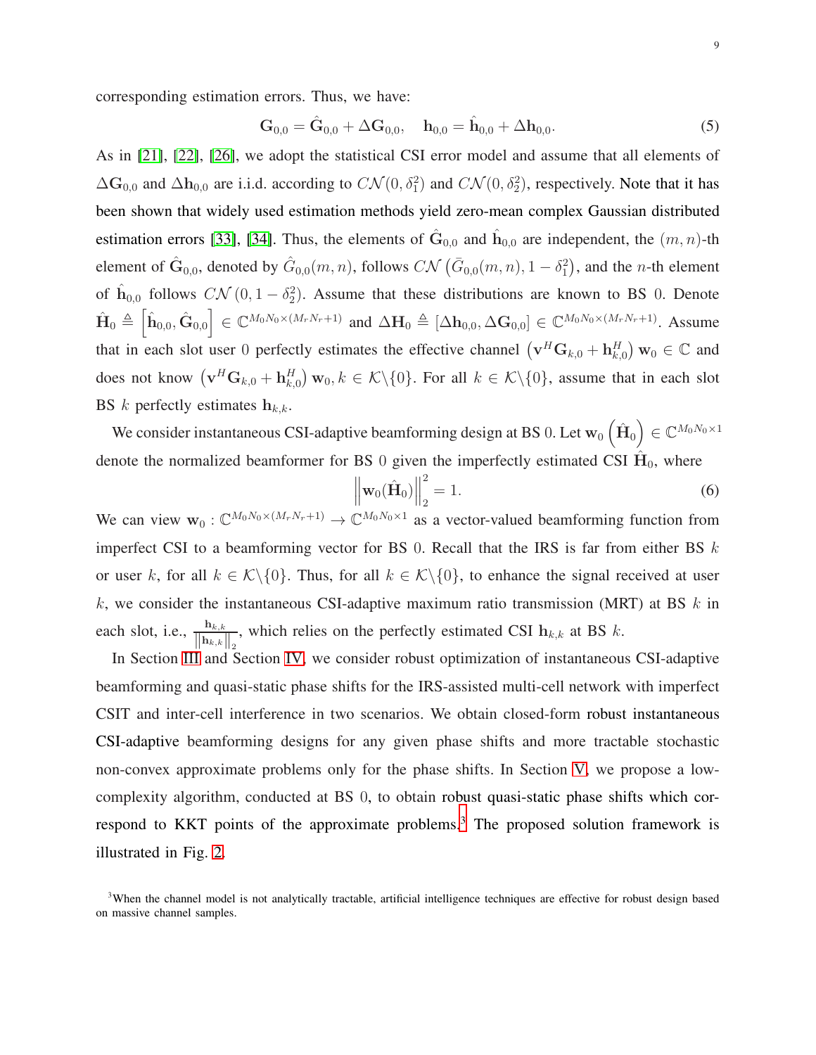corresponding estimation errors. Thus, we have:

$$\mathbf{G}_{0,0} = \hat{\mathbf{G}}_{0,0} + \Delta\mathbf{G}_{0,0}, \quad \mathbf{h}_{0,0} = \hat{\mathbf{h}}_{0,0} + \Delta\mathbf{h}_{0,0}. \tag{5}$$

As in [21], [22], [26], we adopt the statistical CSI error model and assume that all elements of $\Delta\mathbf{G}_{0,0}$ and $\Delta\mathbf{h}_{0,0}$ are i.i.d. according to $\mathcal{CN}(0, \delta_1^2)$ and $\mathcal{CN}(0, \delta_2^2)$, respectively. Note that it has been shown that widely used estimation methods yield zero-mean complex Gaussian distributed estimation errors [33], [34]. Thus, the elements of $\hat{\mathbf{G}}_{0,0}$ and $\hat{\mathbf{h}}_{0,0}$ are independent, the $(m,n)$-th element of $\hat{\mathbf{G}}_{0,0}$, denoted by $\hat{G}_{0,0}(m,n)$, follows $\mathcal{CN}\left(\bar{G}_{0,0}(m,n), 1-\delta_1^2\right)$, and the $n$-th element of $\hat{\mathbf{h}}_{0,0}$ follows $\mathcal{CN}\left(0, 1-\delta_2^2\right)$. Assume that these distributions are known to BS 0. Denote $\hat{\mathbf{H}}_0 \triangleq \left[\hat{\mathbf{h}}_{0,0}, \hat{\mathbf{G}}_{0,0}\right] \in \mathbb{C}^{M_0 N_0 \times (M_r N_r + 1)}$ and $\Delta\mathbf{H}_0 \triangleq \left[\Delta\mathbf{h}_{0,0}, \Delta\mathbf{G}_{0,0}\right] \in \mathbb{C}^{M_0 N_0 \times (M_r N_r + 1)}$. Assume that in each slot user 0 perfectly estimates the effective channel $\left(\mathbf{v}^H\mathbf{G}_{k,0} + \mathbf{h}_{k,0}^H\right)\mathbf{w}_0 \in \mathbb{C}$ and does not know $\left(\mathbf{v}^H\mathbf{G}_{k,0} + \mathbf{h}_{k,0}^H\right)\mathbf{w}_0, k \in \mathcal{K}\backslash\{0\}$. For all $k \in \mathcal{K}\backslash\{0\}$, assume that in each slot BS $k$ perfectly estimates $\mathbf{h}_{k,k}$.

We consider instantaneous CSI-adaptive beamforming design at BS 0. Let $\mathbf{w}_0\left(\hat{\mathbf{H}}_0\right) \in \mathbb{C}^{M_0 N_0 \times 1}$ denote the normalized beamformer for BS 0 given the imperfectly estimated CSI $\hat{\mathbf{H}}_0$, where

$$\left\|\mathbf{w}_0(\hat{\mathbf{H}}_0)\right\|_2^2 = 1. \tag{6}$$

We can view $\mathbf{w}_0 : \mathbb{C}^{M_0 N_0 \times (M_r N_r + 1)} \to \mathbb{C}^{M_0 N_0 \times 1}$ as a vector-valued beamforming function from imperfect CSI to a beamforming vector for BS 0. Recall that the IRS is far from either BS $k$ or user $k$, for all $k \in \mathcal{K}\backslash\{0\}$. Thus, for all $k \in \mathcal{K}\backslash\{0\}$, to enhance the signal received at user $k$, we consider the instantaneous CSI-adaptive maximum ratio transmission (MRT) at BS $k$ in each slot, i.e., $\frac{\mathbf{h}_{k,k}}{\left\|\mathbf{h}_{k,k}\right\|_2}$, which relies on the perfectly estimated CSI $\mathbf{h}_{k,k}$ at BS $k$.

In Section III and Section IV, we consider robust optimization of instantaneous CSI-adaptive beamforming and quasi-static phase shifts for the IRS-assisted multi-cell network with imperfect CSIT and inter-cell interference in two scenarios. We obtain closed-form robust instantaneous CSI-adaptive beamforming designs for any given phase shifts and more tractable stochastic non-convex approximate problems only for the phase shifts. In Section V, we propose a low-complexity algorithm, conducted at BS 0, to obtain robust quasi-static phase shifts which correspond to KKT points of the approximate problems.[3] The proposed solution framework is illustrated in Fig. 2.

[3]When the channel model is not analytically tractable, artificial intelligence techniques are effective for robust design based on massive channel samples.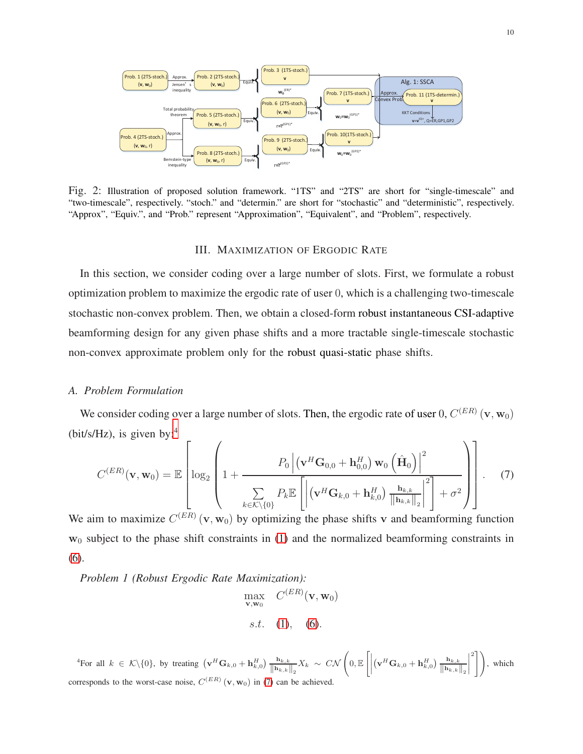Fig. 2: Illustration of proposed solution framework. “1TS” and “2TS” are short for “single-timescale” and “two-timescale”, respectively. “stoch.” and “determin.” are short for “stochastic” and “deterministic”, respectively. “Approx”, “Equiv.”, and “Prob.” represent “Approximation”, “Equivalent”, and “Problem”, respectively.

## III. Maximization of Ergodic Rate

In this section, we consider coding over a large number of slots. First, we formulate a robust optimization problem to maximize the ergodic rate of user 0, which is a challenging two-timescale stochastic non-convex problem. Then, we obtain a closed-form robust instantaneous CSI-adaptive beamforming design for any given phase shifts and a more tractable single-timescale stochastic non-convex approximate problem only for the robust quasi-static phase shifts.

### A. Problem Formulation

We consider coding over a large number of slots. Then, the ergodic rate of user 0, $C^{(ER)}(\mathbf{v}, \mathbf{w}_0)$ (bit/s/Hz), is given by:[4]

$$C^{(ER)}(\mathbf{v}, \mathbf{w}_0) = \mathbb{E}\left[\log_2\left(1 + \frac{P_0\left|\left(\mathbf{v}^H\mathbf{G}_{0,0} + \mathbf{h}_{0,0}^H\right)\mathbf{w}_0\left(\hat{\mathbf{H}}_0\right)\right|^2}{\sum_{k\in\mathcal{K}\backslash\{0\}} P_k \mathbb{E}\left[\left|\left(\mathbf{v}^H\mathbf{G}_{k,0} + \mathbf{h}_{k,0}^H\right)\frac{\mathbf{h}_{k,k}}{\|\mathbf{h}_{k,k}\|_2}\right|^2\right] + \sigma^2}\right)\right]. \tag{7}$$

We aim to maximize $C^{(ER)}(\mathbf{v}, \mathbf{w}_0)$ by optimizing the phase shifts $\mathbf{v}$ and beamforming function $\mathbf{w}_0$ subject to the phase shift constraints in (1) and the normalized beamforming constraints in (6).

*Problem 1 (Robust Ergodic Rate Maximization):*

$$\max_{\mathbf{v},\mathbf{w}_0} \quad C^{(ER)}(\mathbf{v}, \mathbf{w}_0)$$
$$s.t. \quad (1), \quad (6).$$

[4] For all $k \in \mathcal{K}\backslash\{0\}$, by treating $\left(\mathbf{v}^H\mathbf{G}_{k,0} + \mathbf{h}_{k,0}^H\right)\frac{\mathbf{h}_{k,k}}{\|\mathbf{h}_{k,k}\|_2}X_k \sim \mathcal{CN}\left(0, \mathbb{E}\left[\left|\left(\mathbf{v}^H\mathbf{G}_{k,0} + \mathbf{h}_{k,0}^H\right)\frac{\mathbf{h}_{k,k}}{\|\mathbf{h}_{k,k}\|_2}\right|^2\right]\right)$, which corresponds to the worst-case noise, $C^{(ER)}(\mathbf{v}, \mathbf{w}_0)$ in (7) can be achieved.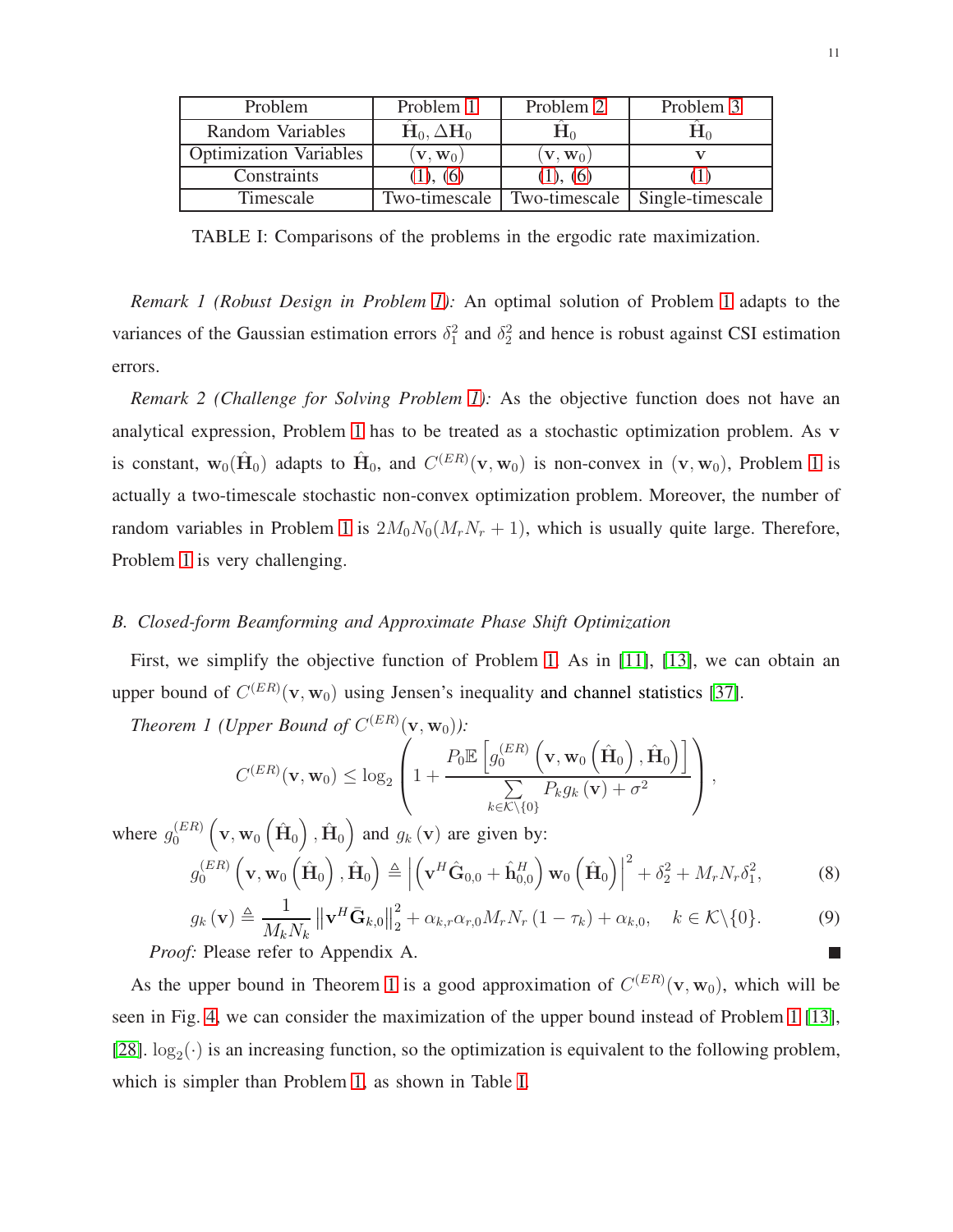| Problem | Problem 1 | Problem 2 | Problem 3 |
|---|---|---|---|
| Random Variables | $\hat{\mathbf{H}}_0, \Delta\mathbf{H}_0$ | $\hat{\mathbf{H}}_0$ | $\hat{\mathbf{H}}_0$ |
| Optimization Variables | $(\mathbf{v}, \mathbf{w}_0)$ | $(\mathbf{v}, \mathbf{w}_0)$ | $\mathbf{v}$ |
| Constraints | (1), (6) | (1), (6) | (1) |
| Timescale | Two-timescale | Two-timescale | Single-timescale |

TABLE I: Comparisons of the problems in the ergodic rate maximization.

*Remark 1 (Robust Design in Problem 1):* An optimal solution of Problem 1 adapts to the variances of the Gaussian estimation errors $\delta_1^2$ and $\delta_2^2$ and hence is robust against CSI estimation errors.

*Remark 2 (Challenge for Solving Problem 1):* As the objective function does not have an analytical expression, Problem 1 has to be treated as a stochastic optimization problem. As $\mathbf{v}$ is constant, $\mathbf{w}_0(\hat{\mathbf{H}}_0)$ adapts to $\hat{\mathbf{H}}_0$, and $C^{(ER)}(\mathbf{v}, \mathbf{w}_0)$ is non-convex in $(\mathbf{v}, \mathbf{w}_0)$, Problem 1 is actually a two-timescale stochastic non-convex optimization problem. Moreover, the number of random variables in Problem 1 is $2M_0N_0(M_rN_r + 1)$, which is usually quite large. Therefore, Problem 1 is very challenging.

### *B. Closed-form Beamforming and Approximate Phase Shift Optimization*

First, we simplify the objective function of Problem 1. As in [11], [13], we can obtain an upper bound of $C^{(ER)}(\mathbf{v}, \mathbf{w}_0)$ using Jensen's inequality and channel statistics [37].

*Theorem 1 (Upper Bound of $C^{(ER)}(\mathbf{v}, \mathbf{w}_0)$):*

$$C^{(ER)}(\mathbf{v}, \mathbf{w}_0) \leq \log_2\left(1 + \frac{P_0\mathbb{E}\left[g_0^{(ER)}\left(\mathbf{v}, \mathbf{w}_0\left(\hat{\mathbf{H}}_0\right), \hat{\mathbf{H}}_0\right)\right]}{\sum\limits_{k\in\mathcal{K}\backslash\{0\}} P_k g_k\left(\mathbf{v}\right) + \sigma^2}\right),$$

where $g_0^{(ER)}\left(\mathbf{v}, \mathbf{w}_0\left(\hat{\mathbf{H}}_0\right), \hat{\mathbf{H}}_0\right)$ and $g_k\left(\mathbf{v}\right)$ are given by:

$$g_0^{(ER)}\left(\mathbf{v}, \mathbf{w}_0\left(\hat{\mathbf{H}}_0\right), \hat{\mathbf{H}}_0\right) \triangleq \left|\left(\mathbf{v}^H\hat{\mathbf{G}}_{0,0} + \hat{\mathbf{h}}_{0,0}^H\right)\mathbf{w}_0\left(\hat{\mathbf{H}}_0\right)\right|^2 + \delta_2^2 + M_rN_r\delta_1^2, \tag{8}$$

$$g_k\left(\mathbf{v}\right) \triangleq \frac{1}{M_kN_k}\left\|\mathbf{v}^H\bar{\mathbf{G}}_{k,0}\right\|_2^2 + \alpha_{k,r}\alpha_{r,0}M_rN_r\left(1-\tau_k\right) + \alpha_{k,0}, \quad k\in\mathcal{K}\backslash\{0\}. \tag{9}$$

*Proof:* Please refer to Appendix A. ■

As the upper bound in Theorem 1 is a good approximation of $C^{(ER)}(\mathbf{v}, \mathbf{w}_0)$, which will be seen in Fig. 4, we can consider the maximization of the upper bound instead of Problem 1 [13], [28]. $\log_2(\cdot)$ is an increasing function, so the optimization is equivalent to the following problem, which is simpler than Problem 1, as shown in Table I.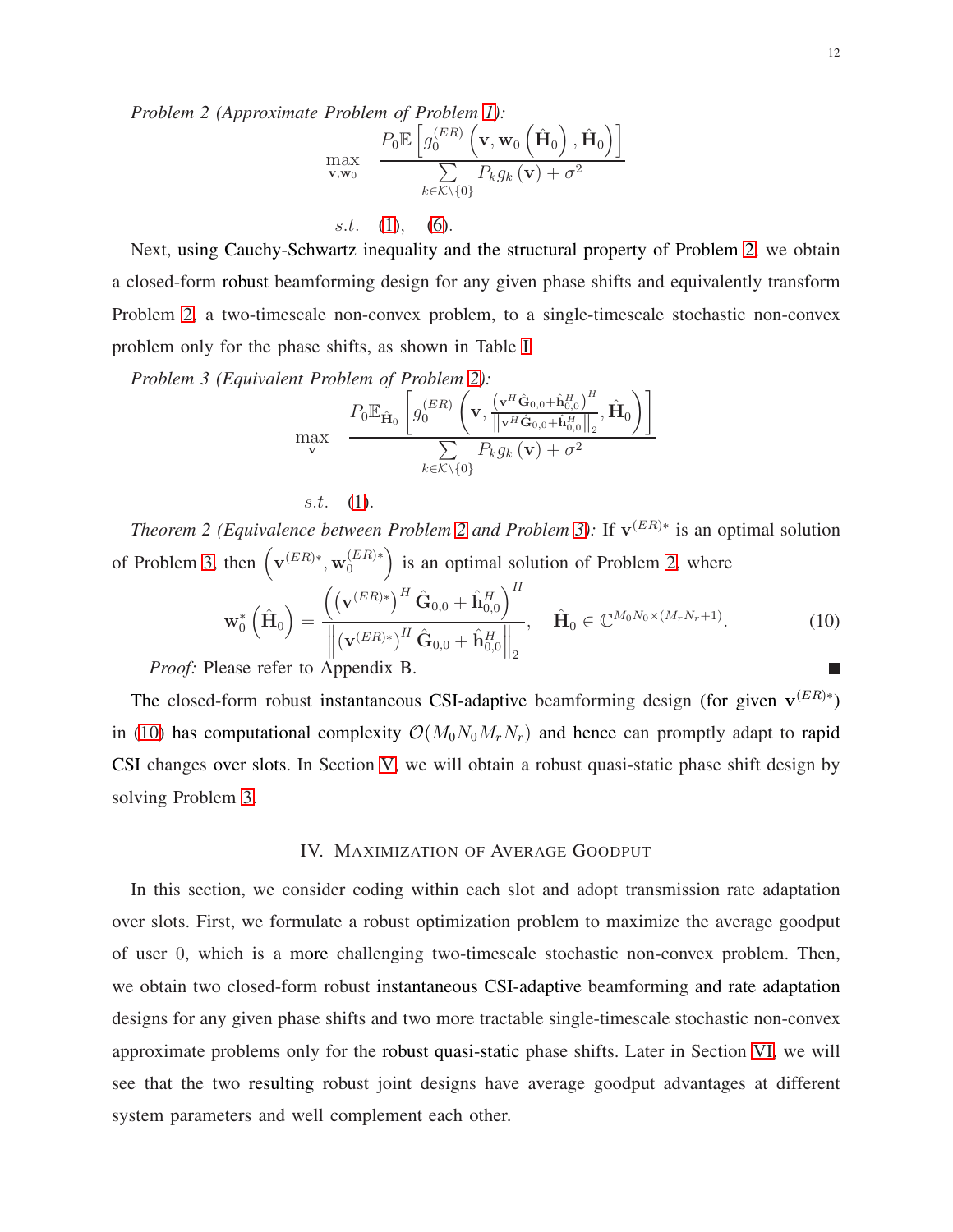*Problem 2 (Approximate Problem of Problem 1):*

$$\max_{\mathbf{v},\mathbf{w}_0} \quad \frac{P_0 \mathbb{E}\left[g_0^{(ER)}\left(\mathbf{v}, \mathbf{w}_0\left(\hat{\mathbf{H}}_0\right), \hat{\mathbf{H}}_0\right)\right]}{\sum\limits_{k\in\mathcal{K}\backslash\{0\}} P_k g_k\left(\mathbf{v}\right) + \sigma^2}$$

$$s.t. \quad (1), \quad (6).$$

Next, using Cauchy-Schwartz inequality and the structural property of Problem 2, we obtain a closed-form robust beamforming design for any given phase shifts and equivalently transform Problem 2, a two-timescale non-convex problem, to a single-timescale stochastic non-convex problem only for the phase shifts, as shown in Table I.

*Problem 3 (Equivalent Problem of Problem 2):*

$$\max_{\mathbf{v}} \quad \frac{P_0 \mathbb{E}_{\hat{\mathbf{H}}_0}\left[g_0^{(ER)}\left(\mathbf{v}, \frac{\left(\mathbf{v}^H \hat{\mathbf{G}}_{0,0} + \hat{\mathbf{h}}_{0,0}^H\right)^H}{\left\|\mathbf{v}^H \hat{\mathbf{G}}_{0,0} + \hat{\mathbf{h}}_{0,0}^H\right\|_2}, \hat{\mathbf{H}}_0\right)\right]}{\sum\limits_{k\in\mathcal{K}\backslash\{0\}} P_k g_k\left(\mathbf{v}\right) + \sigma^2}$$

$$s.t. \quad (1).$$

*Theorem 2 (Equivalence between Problem 2 and Problem 3):* If $\mathbf{v}^{(ER)*}$ is an optimal solution of Problem 3, then $\left(\mathbf{v}^{(ER)*}, \mathbf{w}_0^{(ER)*}\right)$ is an optimal solution of Problem 2, where

$$\mathbf{w}_0^*\left(\hat{\mathbf{H}}_0\right) = \frac{\left(\left(\mathbf{v}^{(ER)*}\right)^H \hat{\mathbf{G}}_{0,0} + \hat{\mathbf{h}}_{0,0}^H\right)^H}{\left\|\left(\mathbf{v}^{(ER)*}\right)^H \hat{\mathbf{G}}_{0,0} + \hat{\mathbf{h}}_{0,0}^H\right\|_2}, \quad \hat{\mathbf{H}}_0 \in \mathbb{C}^{M_0 N_0 \times (M_r N_r + 1)}. \tag{10}$$

*Proof:* Please refer to Appendix B. ■

The closed-form robust instantaneous CSI-adaptive beamforming design (for given $\mathbf{v}^{(ER)*}$) in (10) has computational complexity $\mathcal{O}(M_0 N_0 M_r N_r)$ and hence can promptly adapt to rapid CSI changes over slots. In Section V, we will obtain a robust quasi-static phase shift design by solving Problem 3.

## IV. Maximization of Average Goodput

In this section, we consider coding within each slot and adopt transmission rate adaptation over slots. First, we formulate a robust optimization problem to maximize the average goodput of user 0, which is a more challenging two-timescale stochastic non-convex problem. Then, we obtain two closed-form robust instantaneous CSI-adaptive beamforming and rate adaptation designs for any given phase shifts and two more tractable single-timescale stochastic non-convex approximate problems only for the robust quasi-static phase shifts. Later in Section VI, we will see that the two resulting robust joint designs have average goodput advantages at different system parameters and well complement each other.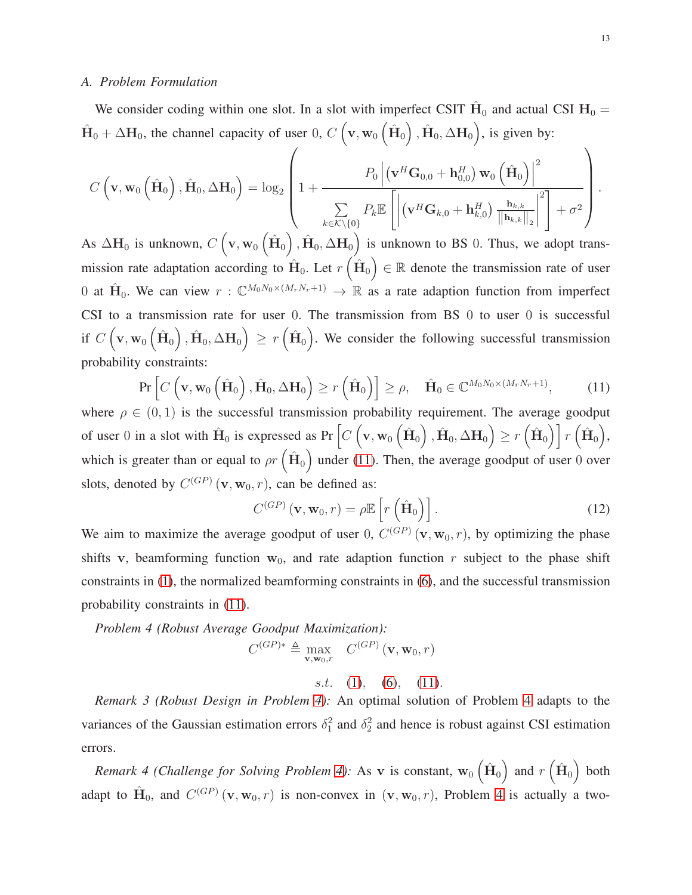### A. Problem Formulation

We consider coding within one slot. In a slot with imperfect CSIT $\hat{\mathbf{H}}_0$ and actual CSI $\mathbf{H}_0 = \hat{\mathbf{H}}_0 + \Delta\mathbf{H}_0$, the channel capacity of user 0, $C\left(\mathbf{v}, \mathbf{w}_0\left(\hat{\mathbf{H}}_0\right), \hat{\mathbf{H}}_0, \Delta\mathbf{H}_0\right)$, is given by:

$$C\left(\mathbf{v}, \mathbf{w}_0\left(\hat{\mathbf{H}}_0\right), \hat{\mathbf{H}}_0, \Delta\mathbf{H}_0\right) = \log_2\left(1 + \frac{P_0\left|\left(\mathbf{v}^H\mathbf{G}_{0,0} + \mathbf{h}_{0,0}^H\right)\mathbf{w}_0\left(\hat{\mathbf{H}}_0\right)\right|^2}{\sum\limits_{k\in\mathcal{K}\setminus\{0\}} P_k\mathbb{E}\left[\left|\left(\mathbf{v}^H\mathbf{G}_{k,0} + \mathbf{h}_{k,0}^H\right)\frac{\mathbf{h}_{k,k}}{\left\|\mathbf{h}_{k,k}\right\|_2}\right|^2\right] + \sigma^2}\right).$$

As $\Delta\mathbf{H}_0$ is unknown, $C\left(\mathbf{v}, \mathbf{w}_0\left(\hat{\mathbf{H}}_0\right), \hat{\mathbf{H}}_0, \Delta\mathbf{H}_0\right)$ is unknown to BS 0. Thus, we adopt transmission rate adaptation according to $\hat{\mathbf{H}}_0$. Let $r\left(\hat{\mathbf{H}}_0\right) \in \mathbb{R}$ denote the transmission rate of user 0 at $\hat{\mathbf{H}}_0$. We can view $r : \mathbb{C}^{M_0N_0\times(M_rN_r+1)} \to \mathbb{R}$ as a rate adaption function from imperfect CSI to a transmission rate for user 0. The transmission from BS 0 to user 0 is successful if $C\left(\mathbf{v}, \mathbf{w}_0\left(\hat{\mathbf{H}}_0\right), \hat{\mathbf{H}}_0, \Delta\mathbf{H}_0\right) \geq r\left(\hat{\mathbf{H}}_0\right)$. We consider the following successful transmission probability constraints:

$$\Pr\left[C\left(\mathbf{v}, \mathbf{w}_0\left(\hat{\mathbf{H}}_0\right), \hat{\mathbf{H}}_0, \Delta\mathbf{H}_0\right) \geq r\left(\hat{\mathbf{H}}_0\right)\right] \geq \rho, \quad \hat{\mathbf{H}}_0 \in \mathbb{C}^{M_0N_0\times(M_rN_r+1)}, \tag{11}$$

where $\rho \in (0,1)$ is the successful transmission probability requirement. The average goodput of user 0 in a slot with $\hat{\mathbf{H}}_0$ is expressed as $\Pr\left[C\left(\mathbf{v}, \mathbf{w}_0\left(\hat{\mathbf{H}}_0\right), \hat{\mathbf{H}}_0, \Delta\mathbf{H}_0\right) \geq r\left(\hat{\mathbf{H}}_0\right)\right] r\left(\hat{\mathbf{H}}_0\right)$, which is greater than or equal to $\rho r\left(\hat{\mathbf{H}}_0\right)$ under (11). Then, the average goodput of user 0 over slots, denoted by $C^{(GP)}(\mathbf{v}, \mathbf{w}_0, r)$, can be defined as:

$$C^{(GP)}(\mathbf{v}, \mathbf{w}_0, r) = \rho\mathbb{E}\left[r\left(\hat{\mathbf{H}}_0\right)\right]. \tag{12}$$

We aim to maximize the average goodput of user 0, $C^{(GP)}(\mathbf{v}, \mathbf{w}_0, r)$, by optimizing the phase shifts $\mathbf{v}$, beamforming function $\mathbf{w}_0$, and rate adaption function $r$ subject to the phase shift constraints in (1), the normalized beamforming constraints in (6), and the successful transmission probability constraints in (11).

*Problem 4 (Robust Average Goodput Maximization):*

$$C^{(GP)*} \triangleq \max_{\mathbf{v},\mathbf{w}_0,r} \quad C^{(GP)}(\mathbf{v}, \mathbf{w}_0, r)$$

$$s.t. \quad (1), \quad (6), \quad (11).$$

*Remark 3 (Robust Design in Problem 4):* An optimal solution of Problem 4 adapts to the variances of the Gaussian estimation errors $\delta_1^2$ and $\delta_2^2$ and hence is robust against CSI estimation errors.

*Remark 4 (Challenge for Solving Problem 4):* As $\mathbf{v}$ is constant, $\mathbf{w}_0\left(\hat{\mathbf{H}}_0\right)$ and $r\left(\hat{\mathbf{H}}_0\right)$ both adapt to $\hat{\mathbf{H}}_0$, and $C^{(GP)}(\mathbf{v}, \mathbf{w}_0, r)$ is non-convex in $(\mathbf{v}, \mathbf{w}_0, r)$, Problem 4 is actually a two-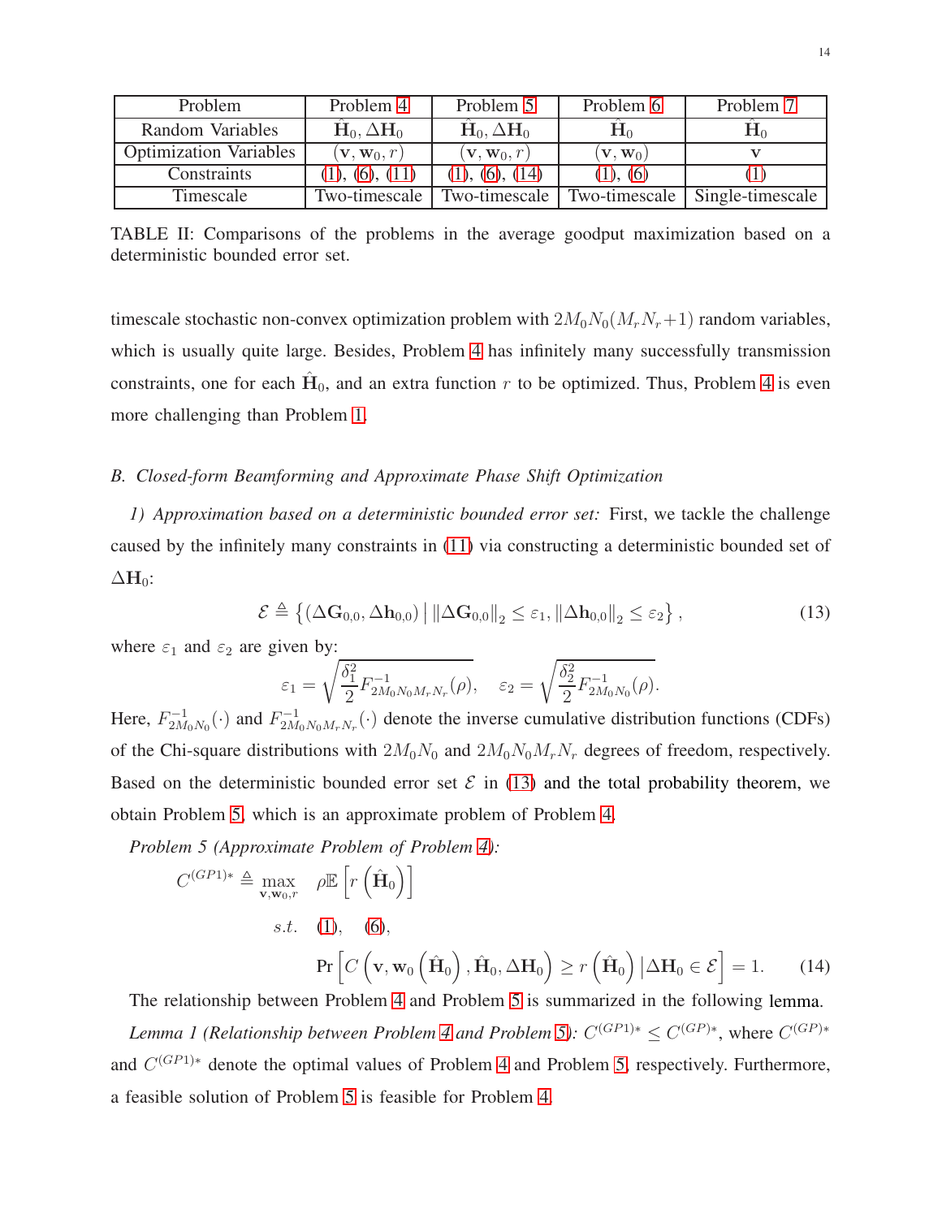| Problem | Problem 4 | Problem 5 | Problem 6 | Problem 7 |
| --- | --- | --- | --- | --- |
| Random Variables | $\hat{\mathbf{H}}_0, \Delta\mathbf{H}_0$ | $\hat{\mathbf{H}}_0, \Delta\mathbf{H}_0$ | $\hat{\mathbf{H}}_0$ | $\hat{\mathbf{H}}_0$ |
| Optimization Variables | $(\mathbf{v}, \mathbf{w}_0, r)$ | $(\mathbf{v}, \mathbf{w}_0, r)$ | $(\mathbf{v}, \mathbf{w}_0)$ | $\mathbf{v}$ |
| Constraints | (1), (6), (11) | (1), (6), (14) | (1), (6) | (1) |
| Timescale | Two-timescale | Two-timescale | Two-timescale | Single-timescale |

TABLE II: Comparisons of the problems in the average goodput maximization based on a deterministic bounded error set.

timescale stochastic non-convex optimization problem with $2M_0N_0(M_rN_r+1)$ random variables, which is usually quite large. Besides, Problem 4 has infinitely many successfully transmission constraints, one for each $\hat{\mathbf{H}}_0$, and an extra function $r$ to be optimized. Thus, Problem 4 is even more challenging than Problem 1.

### *B. Closed-form Beamforming and Approximate Phase Shift Optimization*

*1) Approximation based on a deterministic bounded error set:* First, we tackle the challenge caused by the infinitely many constraints in (11) via constructing a deterministic bounded set of $\Delta\mathbf{H}_0$:

$$\mathcal{E} \triangleq \left\{ (\Delta\mathbf{G}_{0,0}, \Delta\mathbf{h}_{0,0}) \,\middle|\, \|\Delta\mathbf{G}_{0,0}\|_2 \leq \varepsilon_1, \|\Delta\mathbf{h}_{0,0}\|_2 \leq \varepsilon_2 \right\}, \tag{13}$$

where $\varepsilon_1$ and $\varepsilon_2$ are given by:

$$\varepsilon_1 = \sqrt{\frac{\delta_1^2}{2} F^{-1}_{2M_0N_0M_rN_r}(\rho)}, \quad \varepsilon_2 = \sqrt{\frac{\delta_2^2}{2} F^{-1}_{2M_0N_0}(\rho)}.$$

Here, $F^{-1}_{2M_0N_0}(\cdot)$ and $F^{-1}_{2M_0N_0M_rN_r}(\cdot)$ denote the inverse cumulative distribution functions (CDFs) of the Chi-square distributions with $2M_0N_0$ and $2M_0N_0M_rN_r$ degrees of freedom, respectively. Based on the deterministic bounded error set $\mathcal{E}$ in (13) and the total probability theorem, we obtain Problem 5, which is an approximate problem of Problem 4.

*Problem 5 (Approximate Problem of Problem 4):*

$$\begin{aligned}
C^{(GP1)*} \triangleq \max_{\mathbf{v},\mathbf{w}_0,r} \quad & \rho\mathbb{E}\left[r\left(\hat{\mathbf{H}}_0\right)\right] \\
s.t. \quad & (1), \quad (6), \\
& \Pr\left[C\left(\mathbf{v}, \mathbf{w}_0\left(\hat{\mathbf{H}}_0\right), \hat{\mathbf{H}}_0, \Delta\mathbf{H}_0\right) \geq r\left(\hat{\mathbf{H}}_0\right) \middle| \Delta\mathbf{H}_0 \in \mathcal{E}\right] = 1.
\end{aligned} \tag{14}$$

The relationship between Problem 4 and Problem 5 is summarized in the following lemma.

*Lemma 1 (Relationship between Problem 4 and Problem 5):* $C^{(GP1)*} \leq C^{(GP)*}$, where $C^{(GP)*}$ and $C^{(GP1)*}$ denote the optimal values of Problem 4 and Problem 5, respectively. Furthermore, a feasible solution of Problem 5 is feasible for Problem 4.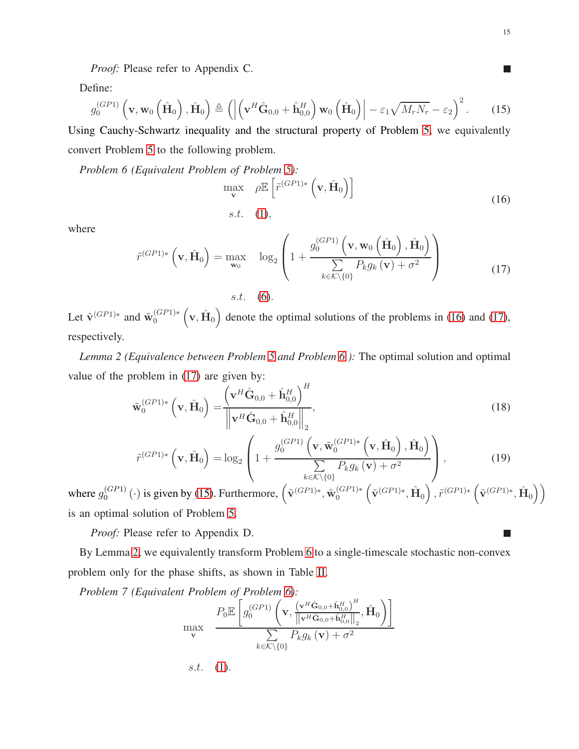*Proof:* Please refer to Appendix C. ∎

Define:

$$g_0^{(GP1)}\left(\mathbf{v},\mathbf{w}_0\left(\hat{\mathbf{H}}_0\right),\hat{\mathbf{H}}_0\right)\triangleq\left(\left|\left(\mathbf{v}^H\hat{\mathbf{G}}_{0,0}+\hat{\mathbf{h}}_{0,0}^H\right)\mathbf{w}_0\left(\hat{\mathbf{H}}_0\right)\right|-\varepsilon_1\sqrt{M_rN_r}-\varepsilon_2\right)^2. \tag{15}$$

Using Cauchy-Schwartz inequality and the structural property of Problem 5, we equivalently convert Problem 5 to the following problem.

*Problem 6 (Equivalent Problem of Problem 5):*

$$\begin{aligned}\max_{\mathbf{v}}\quad & \rho\mathbb{E}\left[\tilde{r}^{(GP1)*}\left(\mathbf{v},\hat{\mathbf{H}}_0\right)\right]\\ s.t.\quad & (1),\end{aligned} \tag{16}$$

where

$$\begin{aligned}\tilde{r}^{(GP1)*}\left(\mathbf{v},\hat{\mathbf{H}}_0\right)=\max_{\mathbf{w}_0}\quad & \log_2\left(1+\frac{g_0^{(GP1)}\left(\mathbf{v},\mathbf{w}_0\left(\hat{\mathbf{H}}_0\right),\hat{\mathbf{H}}_0\right)}{\sum\limits_{k\in\mathcal{K}\setminus\{0\}}P_kg_k\left(\mathbf{v}\right)+\sigma^2}\right)\\ s.t.\quad & (6).\end{aligned} \tag{17}$$

Let $\tilde{\mathbf{v}}^{(GP1)*}$ and $\tilde{\mathbf{w}}_0^{(GP1)*}\left(\mathbf{v},\hat{\mathbf{H}}_0\right)$ denote the optimal solutions of the problems in (16) and (17), respectively.

*Lemma 2 (Equivalence between Problem 5 and Problem 6 ):* The optimal solution and optimal value of the problem in (17) are given by:

$$\tilde{\mathbf{w}}_0^{(GP1)*}\left(\mathbf{v},\hat{\mathbf{H}}_0\right)=\frac{\left(\mathbf{v}^H\hat{\mathbf{G}}_{0,0}+\hat{\mathbf{h}}_{0,0}^H\right)^H}{\left\|\mathbf{v}^H\hat{\mathbf{G}}_{0,0}+\hat{\mathbf{h}}_{0,0}^H\right\|_2}, \tag{18}$$

$$\tilde{r}^{(GP1)*}\left(\mathbf{v},\hat{\mathbf{H}}_0\right)=\log_2\left(1+\frac{g_0^{(GP1)}\left(\mathbf{v},\tilde{\mathbf{w}}_0^{(GP1)*}\left(\mathbf{v},\hat{\mathbf{H}}_0\right),\hat{\mathbf{H}}_0\right)}{\sum\limits_{k\in\mathcal{K}\setminus\{0\}}P_kg_k\left(\mathbf{v}\right)+\sigma^2}\right), \tag{19}$$

where $g_0^{(GP1)}(\cdot)$ is given by (15). Furthermore, $\left(\tilde{\mathbf{v}}^{(GP1)*},\tilde{\mathbf{w}}_0^{(GP1)*}\left(\tilde{\mathbf{v}}^{(GP1)*},\hat{\mathbf{H}}_0\right),\tilde{r}^{(GP1)*}\left(\tilde{\mathbf{v}}^{(GP1)*},\hat{\mathbf{H}}_0\right)\right)$ is an optimal solution of Problem 5.

*Proof:* Please refer to Appendix D. ∎

By Lemma 2, we equivalently transform Problem 6 to a single-timescale stochastic non-convex problem only for the phase shifts, as shown in Table II.

*Problem 7 (Equivalent Problem of Problem 6):*

$$\begin{aligned}\max_{\mathbf{v}}\quad & \frac{P_0\mathbb{E}\left[g_0^{(GP1)}\left(\mathbf{v},\frac{\left(\mathbf{v}^H\hat{\mathbf{G}}_{0,0}+\hat{\mathbf{h}}_{0,0}^H\right)^H}{\left\|\mathbf{v}^H\hat{\mathbf{G}}_{0,0}+\hat{\mathbf{h}}_{0,0}^H\right\|_2},\hat{\mathbf{H}}_0\right)\right]}{\sum\limits_{k\in\mathcal{K}\setminus\{0\}}P_kg_k\left(\mathbf{v}\right)+\sigma^2}\\ s.t.\quad & (1).\end{aligned}$$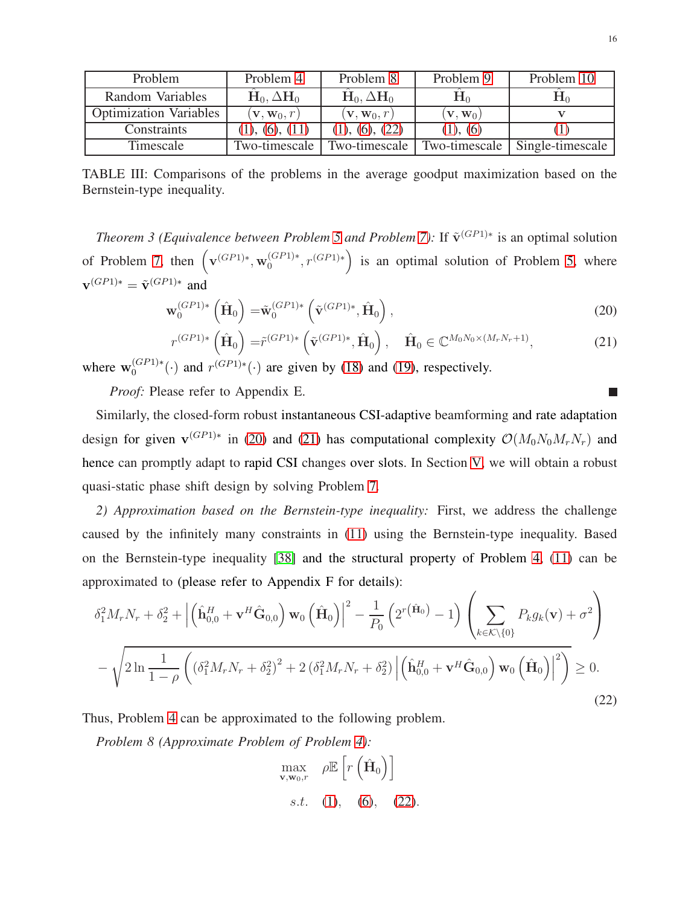| Problem | Problem 4 | Problem 8 | Problem 9 | Problem 10 |
|---|---|---|---|---|
| Random Variables | $\hat{\mathbf{H}}_0, \Delta\mathbf{H}_0$ | $\hat{\mathbf{H}}_0, \Delta\mathbf{H}_0$ | $\hat{\mathbf{H}}_0$ | $\hat{\mathbf{H}}_0$ |
| Optimization Variables | $(\mathbf{v}, \mathbf{w}_0, r)$ | $(\mathbf{v}, \mathbf{w}_0, r)$ | $(\mathbf{v}, \mathbf{w}_0)$ | $\mathbf{v}$ |
| Constraints | (1), (6), (11) | (1), (6), (22) | (1), (6) | (1) |
| Timescale | Two-timescale | Two-timescale | Two-timescale | Single-timescale |

TABLE III: Comparisons of the problems in the average goodput maximization based on the Bernstein-type inequality.

*Theorem 3 (Equivalence between Problem 5 and Problem 7):* If $\tilde{\mathbf{v}}^{(GP1)*}$ is an optimal solution of Problem 7, then $\left(\mathbf{v}^{(GP1)*}, \mathbf{w}_0^{(GP1)*}, r^{(GP1)*}\right)$ is an optimal solution of Problem 5, where $\mathbf{v}^{(GP1)*} = \tilde{\mathbf{v}}^{(GP1)*}$ and

$$\mathbf{w}_0^{(GP1)*}\left(\hat{\mathbf{H}}_0\right) = \tilde{\mathbf{w}}_0^{(GP1)*}\left(\tilde{\mathbf{v}}^{(GP1)*}, \hat{\mathbf{H}}_0\right), \tag{20}$$

$$r^{(GP1)*}\left(\hat{\mathbf{H}}_0\right) = \tilde{r}^{(GP1)*}\left(\tilde{\mathbf{v}}^{(GP1)*}, \hat{\mathbf{H}}_0\right), \quad \hat{\mathbf{H}}_0 \in \mathbb{C}^{M_0 N_0 \times (M_r N_r + 1)}, \tag{21}$$

where $\mathbf{w}_0^{(GP1)*}(\cdot)$ and $r^{(GP1)*}(\cdot)$ are given by (18) and (19), respectively.

*Proof:* Please refer to Appendix E. ∎

Similarly, the closed-form robust instantaneous CSI-adaptive beamforming and rate adaptation design for given $\mathbf{v}^{(GP1)*}$ in (20) and (21) has computational complexity $\mathcal{O}(M_0 N_0 M_r N_r)$ and hence can promptly adapt to rapid CSI changes over slots. In Section V, we will obtain a robust quasi-static phase shift design by solving Problem 7.

*2) Approximation based on the Bernstein-type inequality:* First, we address the challenge caused by the infinitely many constraints in (11) using the Bernstein-type inequality. Based on the Bernstein-type inequality [38] and the structural property of Problem 4, (11) can be approximated to (please refer to Appendix F for details):

$$\begin{aligned}
&\delta_1^2 M_r N_r + \delta_2^2 + \left|\left(\hat{\mathbf{h}}_{0,0}^H + \mathbf{v}^H \hat{\mathbf{G}}_{0,0}\right)\mathbf{w}_0\left(\hat{\mathbf{H}}_0\right)\right|^2 - \frac{1}{P_0}\left(2^{r\left(\hat{\mathbf{H}}_0\right)} - 1\right)\left(\sum_{k\in\mathcal{K}\setminus\{0\}} P_k g_k(\mathbf{v}) + \sigma^2\right) \\
&- \sqrt{2\ln\frac{1}{1-\rho}\left(\left(\delta_1^2 M_r N_r + \delta_2^2\right)^2 + 2\left(\delta_1^2 M_r N_r + \delta_2^2\right)\left|\left(\hat{\mathbf{h}}_{0,0}^H + \mathbf{v}^H \hat{\mathbf{G}}_{0,0}\right)\mathbf{w}_0\left(\hat{\mathbf{H}}_0\right)\right|^2\right)} \geq 0.
\end{aligned} \tag{22}$$

Thus, Problem 4 can be approximated to the following problem.

*Problem 8 (Approximate Problem of Problem 4):*

$$\max_{\mathbf{v}, \mathbf{w}_0, r} \quad \rho\mathbb{E}\left[r\left(\hat{\mathbf{H}}_0\right)\right]$$

$$s.t. \quad (1), \quad (6), \quad (22).$$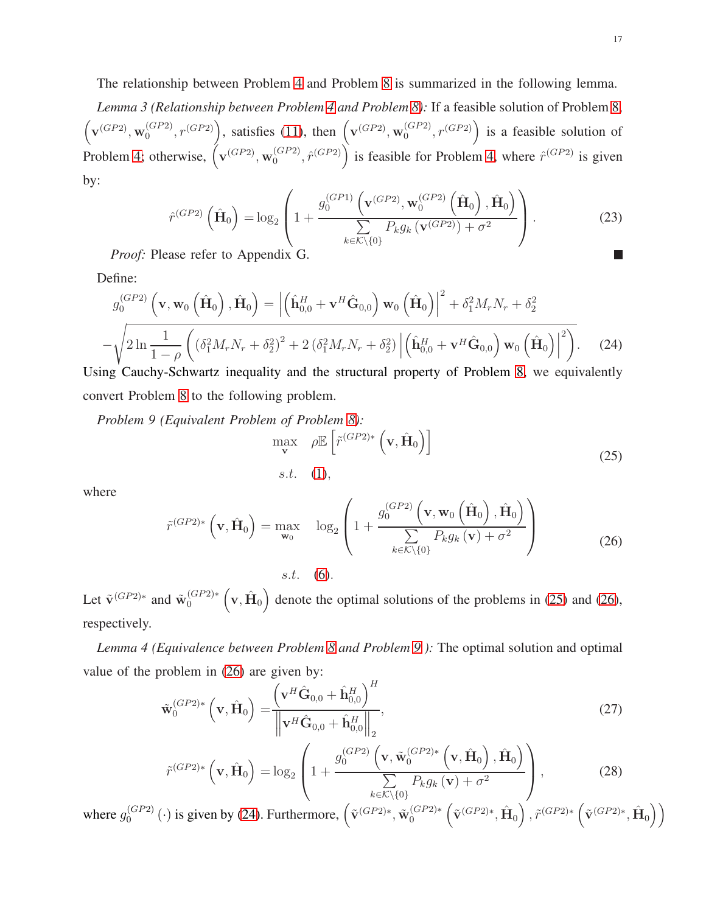The relationship between Problem 4 and Problem 8 is summarized in the following lemma.

*Lemma 3 (Relationship between Problem 4 and Problem 8):* If a feasible solution of Problem 8, $\left(\mathbf{v}^{(GP2)}, \mathbf{w}_0^{(GP2)}, r^{(GP2)}\right)$, satisfies (11), then $\left(\mathbf{v}^{(GP2)}, \mathbf{w}_0^{(GP2)}, r^{(GP2)}\right)$ is a feasible solution of Problem 4; otherwise, $\left(\mathbf{v}^{(GP2)}, \mathbf{w}_0^{(GP2)}, \hat{r}^{(GP2)}\right)$ is feasible for Problem 4, where $\hat{r}^{(GP2)}$ is given by:

$$\hat{r}^{(GP2)}\left(\hat{\mathbf{H}}_0\right) = \log_2\left(1 + \frac{g_0^{(GP1)}\left(\mathbf{v}^{(GP2)}, \mathbf{w}_0^{(GP2)}\left(\hat{\mathbf{H}}_0\right), \hat{\mathbf{H}}_0\right)}{\sum\limits_{k\in\mathcal{K}\backslash\{0\}} P_k g_k\left(\mathbf{v}^{(GP2)}\right) + \sigma^2}\right). \tag{23}$$

*Proof:* Please refer to Appendix G. ■

Define:

$$g_0^{(GP2)}\left(\mathbf{v}, \mathbf{w}_0\left(\hat{\mathbf{H}}_0\right), \hat{\mathbf{H}}_0\right) = \left|\left(\hat{\mathbf{h}}_{0,0}^H + \mathbf{v}^H\hat{\mathbf{G}}_{0,0}\right)\mathbf{w}_0\left(\hat{\mathbf{H}}_0\right)\right|^2 + \delta_1^2 M_r N_r + \delta_2^2$$
$$-\sqrt{2\ln\frac{1}{1-\rho}\left(\left(\delta_1^2 M_r N_r + \delta_2^2\right)^2 + 2\left(\delta_1^2 M_r N_r + \delta_2^2\right)\left|\left(\hat{\mathbf{h}}_{0,0}^H + \mathbf{v}^H\hat{\mathbf{G}}_{0,0}\right)\mathbf{w}_0\left(\hat{\mathbf{H}}_0\right)\right|^2\right)}. \tag{24}$$

Using Cauchy-Schwartz inequality and the structural property of Problem 8, we equivalently convert Problem 8 to the following problem.

*Problem 9 (Equivalent Problem of Problem 8):*

$$\begin{aligned}\max_{\mathbf{v}} \quad & \rho\mathbb{E}\left[\tilde{r}^{(GP2)*}\left(\mathbf{v}, \hat{\mathbf{H}}_0\right)\right] \\ s.t. \quad & (1),\end{aligned} \tag{25}$$

where

$$\begin{aligned}\tilde{r}^{(GP2)*}\left(\mathbf{v}, \hat{\mathbf{H}}_0\right) = \max_{\mathbf{w}_0} \quad & \log_2\left(1 + \frac{g_0^{(GP2)}\left(\mathbf{v}, \mathbf{w}_0\left(\hat{\mathbf{H}}_0\right), \hat{\mathbf{H}}_0\right)}{\sum\limits_{k\in\mathcal{K}\backslash\{0\}} P_k g_k\left(\mathbf{v}\right) + \sigma^2}\right) \\ s.t. \quad & (6).\end{aligned} \tag{26}$$

Let $\tilde{\mathbf{v}}^{(GP2)*}$ and $\tilde{\mathbf{w}}_0^{(GP2)*}\left(\mathbf{v}, \hat{\mathbf{H}}_0\right)$ denote the optimal solutions of the problems in (25) and (26), respectively.

*Lemma 4 (Equivalence between Problem 8 and Problem 9 ):* The optimal solution and optimal value of the problem in (26) are given by:

$$\tilde{\mathbf{w}}_0^{(GP2)*}\left(\mathbf{v}, \hat{\mathbf{H}}_0\right) = \frac{\left(\mathbf{v}^H\hat{\mathbf{G}}_{0,0} + \hat{\mathbf{h}}_{0,0}^H\right)^H}{\left\|\mathbf{v}^H\hat{\mathbf{G}}_{0,0} + \hat{\mathbf{h}}_{0,0}^H\right\|_2}, \tag{27}$$

$$\tilde{r}^{(GP2)*}\left(\mathbf{v}, \hat{\mathbf{H}}_0\right) = \log_2\left(1 + \frac{g_0^{(GP2)}\left(\mathbf{v}, \tilde{\mathbf{w}}_0^{(GP2)*}\left(\mathbf{v}, \hat{\mathbf{H}}_0\right), \hat{\mathbf{H}}_0\right)}{\sum\limits_{k\in\mathcal{K}\backslash\{0\}} P_k g_k\left(\mathbf{v}\right) + \sigma^2}\right), \tag{28}$$

where $g_0^{(GP2)}(\cdot)$ is given by (24). Furthermore, $\left(\tilde{\mathbf{v}}^{(GP2)*}, \tilde{\mathbf{w}}_0^{(GP2)*}\left(\tilde{\mathbf{v}}^{(GP2)*}, \hat{\mathbf{H}}_0\right), \tilde{r}^{(GP2)*}\left(\tilde{\mathbf{v}}^{(GP2)*}, \hat{\mathbf{H}}_0\right)\right)$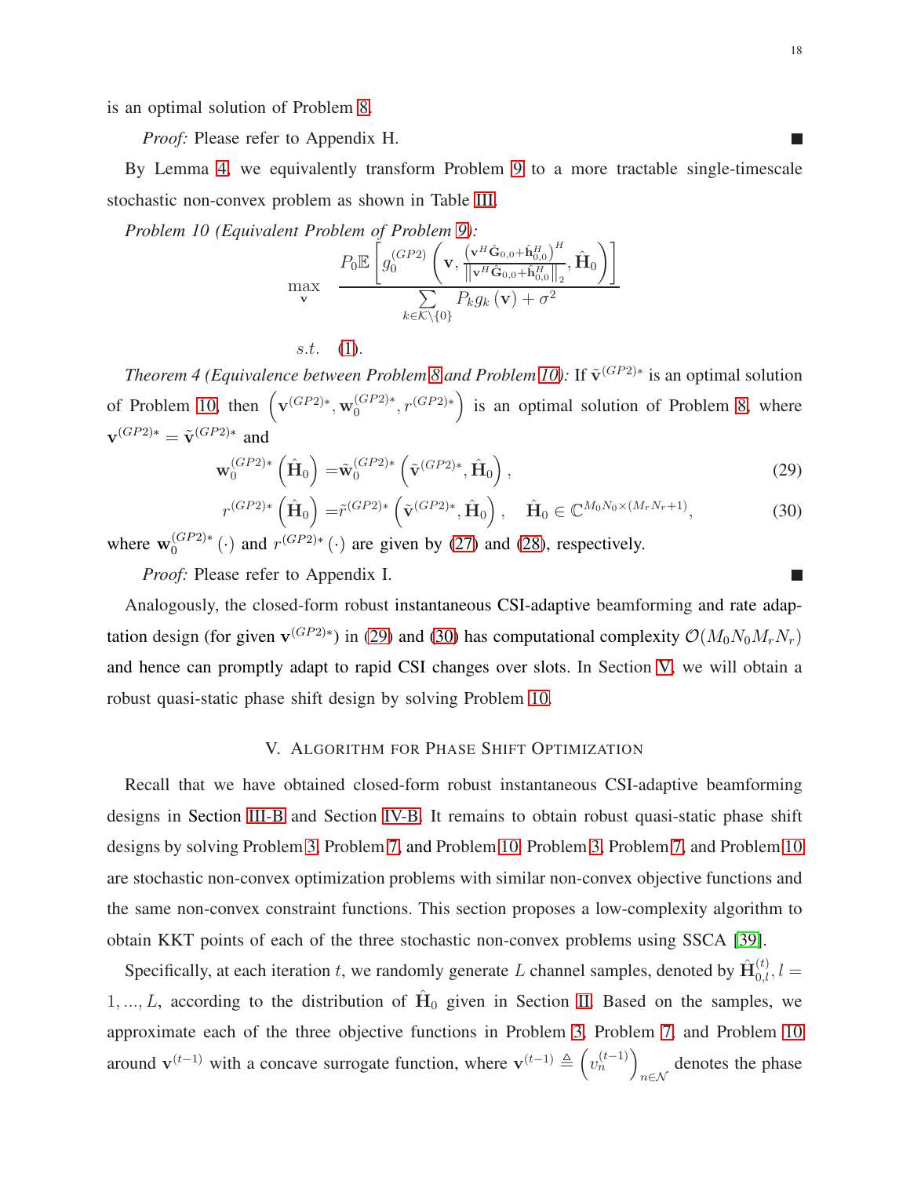is an optimal solution of Problem 8.

*Proof:* Please refer to Appendix H. ∎

By Lemma 4, we equivalently transform Problem 9 to a more tractable single-timescale stochastic non-convex problem as shown in Table III.

*Problem 10 (Equivalent Problem of Problem 9):*

$$\max_{\mathbf{v}} \quad \frac{P_0 \mathbb{E}\left[ g_0^{(GP2)}\left( \mathbf{v}, \frac{\left(\mathbf{v}^H \hat{\mathbf{G}}_{0,0} + \hat{\mathbf{h}}_{0,0}^H\right)^H}{\left\| \mathbf{v}^H \hat{\mathbf{G}}_{0,0} + \hat{\mathbf{h}}_{0,0}^H \right\|_2}, \hat{\mathbf{H}}_0 \right) \right]}{\sum_{k \in \mathcal{K} \setminus \{0\}} P_k g_k(\mathbf{v}) + \sigma^2}$$

$$s.t. \quad (1).$$

*Theorem 4 (Equivalence between Problem 8 and Problem 10):* If $\tilde{\mathbf{v}}^{(GP2)*}$ is an optimal solution of Problem 10, then $\left(\mathbf{v}^{(GP2)*}, \mathbf{w}_0^{(GP2)*}, r^{(GP2)*}\right)$ is an optimal solution of Problem 8, where $\mathbf{v}^{(GP2)*} = \tilde{\mathbf{v}}^{(GP2)*}$ and

$$\mathbf{w}_0^{(GP2)*}\left(\hat{\mathbf{H}}_0\right) = \tilde{\mathbf{w}}_0^{(GP2)*}\left(\tilde{\mathbf{v}}^{(GP2)*}, \hat{\mathbf{H}}_0\right), \tag{29}$$

$$r^{(GP2)*}\left(\hat{\mathbf{H}}_0\right) = \tilde{r}^{(GP2)*}\left(\tilde{\mathbf{v}}^{(GP2)*}, \hat{\mathbf{H}}_0\right), \quad \hat{\mathbf{H}}_0 \in \mathbb{C}^{M_0 N_0 \times (M_r N_r + 1)}, \tag{30}$$

where $\mathbf{w}_0^{(GP2)*}(\cdot)$ and $r^{(GP2)*}(\cdot)$ are given by (27) and (28), respectively.

*Proof:* Please refer to Appendix I. ∎

Analogously, the closed-form robust instantaneous CSI-adaptive beamforming and rate adaptation design (for given $\mathbf{v}^{(GP2)*}$) in (29) and (30) has computational complexity $\mathcal{O}(M_0 N_0 M_r N_r)$ and hence can promptly adapt to rapid CSI changes over slots. In Section V, we will obtain a robust quasi-static phase shift design by solving Problem 10.

## V. Algorithm for Phase Shift Optimization

Recall that we have obtained closed-form robust instantaneous CSI-adaptive beamforming designs in Section III-B and Section IV-B. It remains to obtain robust quasi-static phase shift designs by solving Problem 3, Problem 7, and Problem 10. Problem 3, Problem 7, and Problem 10 are stochastic non-convex optimization problems with similar non-convex objective functions and the same non-convex constraint functions. This section proposes a low-complexity algorithm to obtain KKT points of each of the three stochastic non-convex problems using SSCA [39].

Specifically, at each iteration $t$, we randomly generate $L$ channel samples, denoted by $\hat{\mathbf{H}}_{0,l}^{(t)}, l = 1, ..., L$, according to the distribution of $\hat{\mathbf{H}}_0$ given in Section II. Based on the samples, we approximate each of the three objective functions in Problem 3, Problem 7, and Problem 10 around $\mathbf{v}^{(t-1)}$ with a concave surrogate function, where $\mathbf{v}^{(t-1)} \triangleq \left(v_n^{(t-1)}\right)_{n \in \mathcal{N}}$ denotes the phase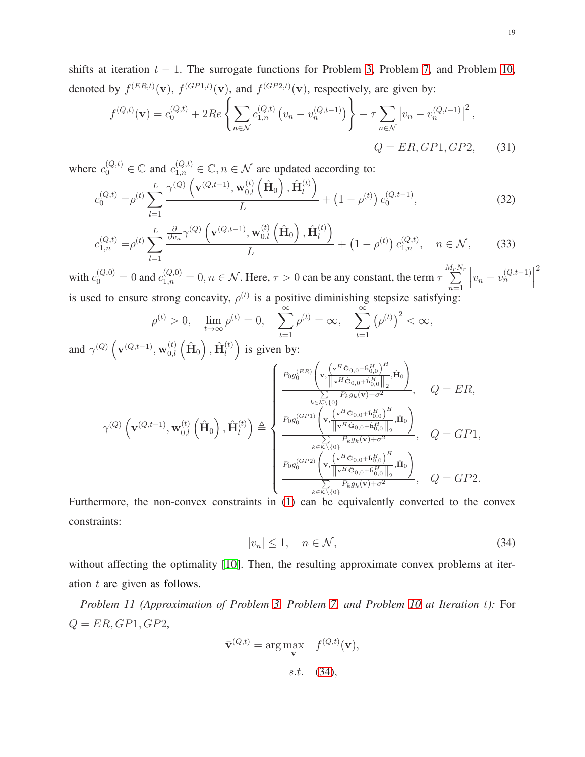shifts at iteration $t-1$. The surrogate functions for Problem 3, Problem 7, and Problem 10, denoted by $f^{(ER,t)}(\mathbf{v})$, $f^{(GP1,t)}(\mathbf{v})$, and $f^{(GP2,t)}(\mathbf{v})$, respectively, are given by:

$$f^{(Q,t)}(\mathbf{v}) = c_0^{(Q,t)} + 2Re\left\{\sum_{n\in\mathcal{N}} c_{1,n}^{(Q,t)}\left(v_n - v_n^{(Q,t-1)}\right)\right\} - \tau\sum_{n\in\mathcal{N}}\left|v_n - v_n^{(Q,t-1)}\right|^2,$$

$$Q = ER, GP1, GP2, \quad (31)$$

where $c_0^{(Q,t)} \in \mathbb{C}$ and $c_{1,n}^{(Q,t)} \in \mathbb{C}, n \in \mathcal{N}$ are updated according to:

$$c_0^{(Q,t)} = \rho^{(t)}\sum_{l=1}^{L}\frac{\gamma^{(Q)}\left(\mathbf{v}^{(Q,t-1)}, \mathbf{w}_{0,l}^{(t)}\left(\hat{\mathbf{H}}_0\right), \hat{\mathbf{H}}_l^{(t)}\right)}{L} + \left(1-\rho^{(t)}\right)c_0^{(Q,t-1)}, \quad (32)$$

$$c_{1,n}^{(Q,t)} = \rho^{(t)}\sum_{l=1}^{L}\frac{\frac{\partial}{\partial v_n}\gamma^{(Q)}\left(\mathbf{v}^{(Q,t-1)}, \mathbf{w}_{0,l}^{(t)}\left(\hat{\mathbf{H}}_0\right), \hat{\mathbf{H}}_l^{(t)}\right)}{L} + \left(1-\rho^{(t)}\right)c_{1,n}^{(Q,t)}, \quad n \in \mathcal{N}, \quad (33)$$

with $c_0^{(Q,0)} = 0$ and $c_{1,n}^{(Q,0)} = 0, n \in \mathcal{N}$. Here, $\tau > 0$ can be any constant, the term $\tau\sum_{n=1}^{M_r N_r}\left|v_n - v_n^{(Q,t-1)}\right|^2$ is used to ensure strong concavity, $\rho^{(t)}$ is a positive diminishing stepsize satisfying:

$$\rho^{(t)} > 0, \quad \lim_{t\to\infty}\rho^{(t)} = 0, \quad \sum_{t=1}^{\infty}\rho^{(t)} = \infty, \quad \sum_{t=1}^{\infty}\left(\rho^{(t)}\right)^2 < \infty,$$

and $\gamma^{(Q)}\left(\mathbf{v}^{(Q,t-1)}, \mathbf{w}_{0,l}^{(t)}\left(\hat{\mathbf{H}}_0\right), \hat{\mathbf{H}}_l^{(t)}\right)$ is given by:

$$\gamma^{(Q)}\left(\mathbf{v}^{(Q,t-1)}, \mathbf{w}_{0,l}^{(t)}\left(\hat{\mathbf{H}}_0\right), \hat{\mathbf{H}}_l^{(t)}\right) \triangleq \begin{cases} \dfrac{P_0 g_0^{(ER)}\left(\mathbf{v}, \frac{\left(\mathbf{v}^H\hat{\mathbf{G}}_{0,0}+\hat{\mathbf{h}}_{0,0}^H\right)^H}{\left\|\mathbf{v}^H\hat{\mathbf{G}}_{0,0}+\hat{\mathbf{h}}_{0,0}^H\right\|_2}, \hat{\mathbf{H}}_0\right)}{\sum_{k\in\mathcal{K}\setminus\{0\}} P_k g_k(\mathbf{v})+\sigma^2}, & Q = ER, \\ \dfrac{P_0 g_0^{(GP1)}\left(\mathbf{v}, \frac{\left(\mathbf{v}^H\hat{\mathbf{G}}_{0,0}+\hat{\mathbf{h}}_{0,0}^H\right)^H}{\left\|\mathbf{v}^H\hat{\mathbf{G}}_{0,0}+\hat{\mathbf{h}}_{0,0}^H\right\|_2}, \hat{\mathbf{H}}_0\right)}{\sum_{k\in\mathcal{K}\setminus\{0\}} P_k g_k(\mathbf{v})+\sigma^2}, & Q = GP1, \\ \dfrac{P_0 g_0^{(GP2)}\left(\mathbf{v}, \frac{\left(\mathbf{v}^H\hat{\mathbf{G}}_{0,0}+\hat{\mathbf{h}}_{0,0}^H\right)^H}{\left\|\mathbf{v}^H\hat{\mathbf{G}}_{0,0}+\hat{\mathbf{h}}_{0,0}^H\right\|_2}, \hat{\mathbf{H}}_0\right)}{\sum_{k\in\mathcal{K}\setminus\{0\}} P_k g_k(\mathbf{v})+\sigma^2}, & Q = GP2. \end{cases}$$

Furthermore, the non-convex constraints in (1) can be equivalently converted to the convex constraints:

$$|v_n| \leq 1, \quad n \in \mathcal{N}, \quad (34)$$

without affecting the optimality [10]. Then, the resulting approximate convex problems at iteration $t$ are given as follows.

*Problem 11 (Approximation of Problem 3, Problem 7, and Problem 10 at Iteration t):* For $Q = ER, GP1, GP2$,

$$\bar{\mathbf{v}}^{(Q,t)} = \arg\max_{\mathbf{v}} \quad f^{(Q,t)}(\mathbf{v}),$$

$$s.t. \quad (34),$$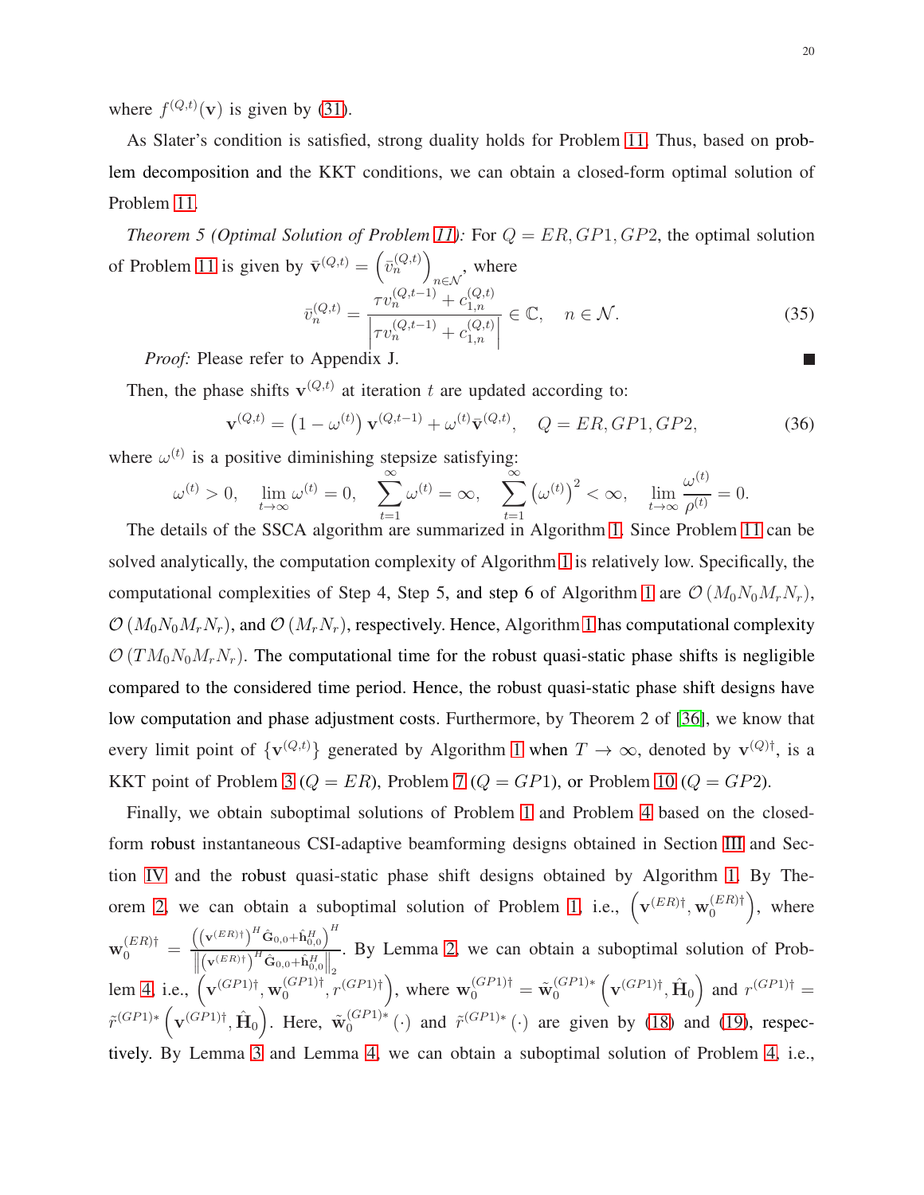where $f^{(Q,t)}(\mathbf{v})$ is given by (31).

As Slater's condition is satisfied, strong duality holds for Problem 11. Thus, based on problem decomposition and the KKT conditions, we can obtain a closed-form optimal solution of Problem 11.

*Theorem 5 (Optimal Solution of Problem 11):* For $Q = ER, GP1, GP2$, the optimal solution of Problem 11 is given by $\bar{\mathbf{v}}^{(Q,t)} = \left(\bar{v}_n^{(Q,t)}\right)_{n\in\mathcal{N}}$, where

$$\bar{v}_n^{(Q,t)} = \frac{\tau v_n^{(Q,t-1)} + c_{1,n}^{(Q,t)}}{\left|\tau v_n^{(Q,t-1)} + c_{1,n}^{(Q,t)}\right|} \in \mathbb{C}, \quad n \in \mathcal{N}. \tag{35}$$

*Proof:* Please refer to Appendix J. ∎

Then, the phase shifts $\mathbf{v}^{(Q,t)}$ at iteration $t$ are updated according to:

$$\mathbf{v}^{(Q,t)} = \left(1 - \omega^{(t)}\right)\mathbf{v}^{(Q,t-1)} + \omega^{(t)}\bar{\mathbf{v}}^{(Q,t)}, \quad Q = ER, GP1, GP2, \tag{36}$$

where $\omega^{(t)}$ is a positive diminishing stepsize satisfying:

$$\omega^{(t)} > 0, \quad \lim_{t\to\infty}\omega^{(t)} = 0, \quad \sum_{t=1}^{\infty}\omega^{(t)} = \infty, \quad \sum_{t=1}^{\infty}\left(\omega^{(t)}\right)^2 < \infty, \quad \lim_{t\to\infty}\frac{\omega^{(t)}}{\rho^{(t)}} = 0.$$

The details of the SSCA algorithm are summarized in Algorithm 1. Since Problem 11 can be solved analytically, the computation complexity of Algorithm 1 is relatively low. Specifically, the computational complexities of Step 4, Step 5, and step 6 of Algorithm 1 are $\mathcal{O}\left(M_0N_0M_rN_r\right)$, $\mathcal{O}\left(M_0N_0M_rN_r\right)$, and $\mathcal{O}\left(M_rN_r\right)$, respectively. Hence, Algorithm 1 has computational complexity $\mathcal{O}\left(TM_0N_0M_rN_r\right)$. The computational time for the robust quasi-static phase shifts is negligible compared to the considered time period. Hence, the robust quasi-static phase shift designs have low computation and phase adjustment costs. Furthermore, by Theorem 2 of [36], we know that every limit point of $\{\mathbf{v}^{(Q,t)}\}$ generated by Algorithm 1 when $T \to \infty$, denoted by $\mathbf{v}^{(Q)\dagger}$, is a KKT point of Problem 3 ($Q = ER$), Problem 7 ($Q = GP1$), or Problem 10 ($Q = GP2$).

Finally, we obtain suboptimal solutions of Problem 1 and Problem 4 based on the closed-form robust instantaneous CSI-adaptive beamforming designs obtained in Section III and Section IV and the robust quasi-static phase shift designs obtained by Algorithm 1. By Theorem 2, we can obtain a suboptimal solution of Problem 1, i.e., $\left(\mathbf{v}^{(ER)\dagger}, \mathbf{w}_0^{(ER)\dagger}\right)$, where $\mathbf{w}_0^{(ER)\dagger} = \frac{\left(\left(\mathbf{v}^{(ER)\dagger}\right)^H\hat{\mathbf{G}}_{0,0}+\hat{\mathbf{h}}_{0,0}^H\right)^H}{\left\|\left(\mathbf{v}^{(ER)\dagger}\right)^H\hat{\mathbf{G}}_{0,0}+\hat{\mathbf{h}}_{0,0}^H\right\|_2}$. By Lemma 2, we can obtain a suboptimal solution of Problem 4, i.e., $\left(\mathbf{v}^{(GP1)\dagger}, \mathbf{w}_0^{(GP1)\dagger}, r^{(GP1)\dagger}\right)$, where $\mathbf{w}_0^{(GP1)\dagger} = \tilde{\mathbf{w}}_0^{(GP1)*}\left(\mathbf{v}^{(GP1)\dagger}, \hat{\mathbf{H}}_0\right)$ and $r^{(GP1)\dagger} = \tilde{r}^{(GP1)*}\left(\mathbf{v}^{(GP1)\dagger}, \hat{\mathbf{H}}_0\right)$. Here, $\tilde{\mathbf{w}}_0^{(GP1)*}(\cdot)$ and $\tilde{r}^{(GP1)*}(\cdot)$ are given by (18) and (19), respectively. By Lemma 3 and Lemma 4, we can obtain a suboptimal solution of Problem 4, i.e.,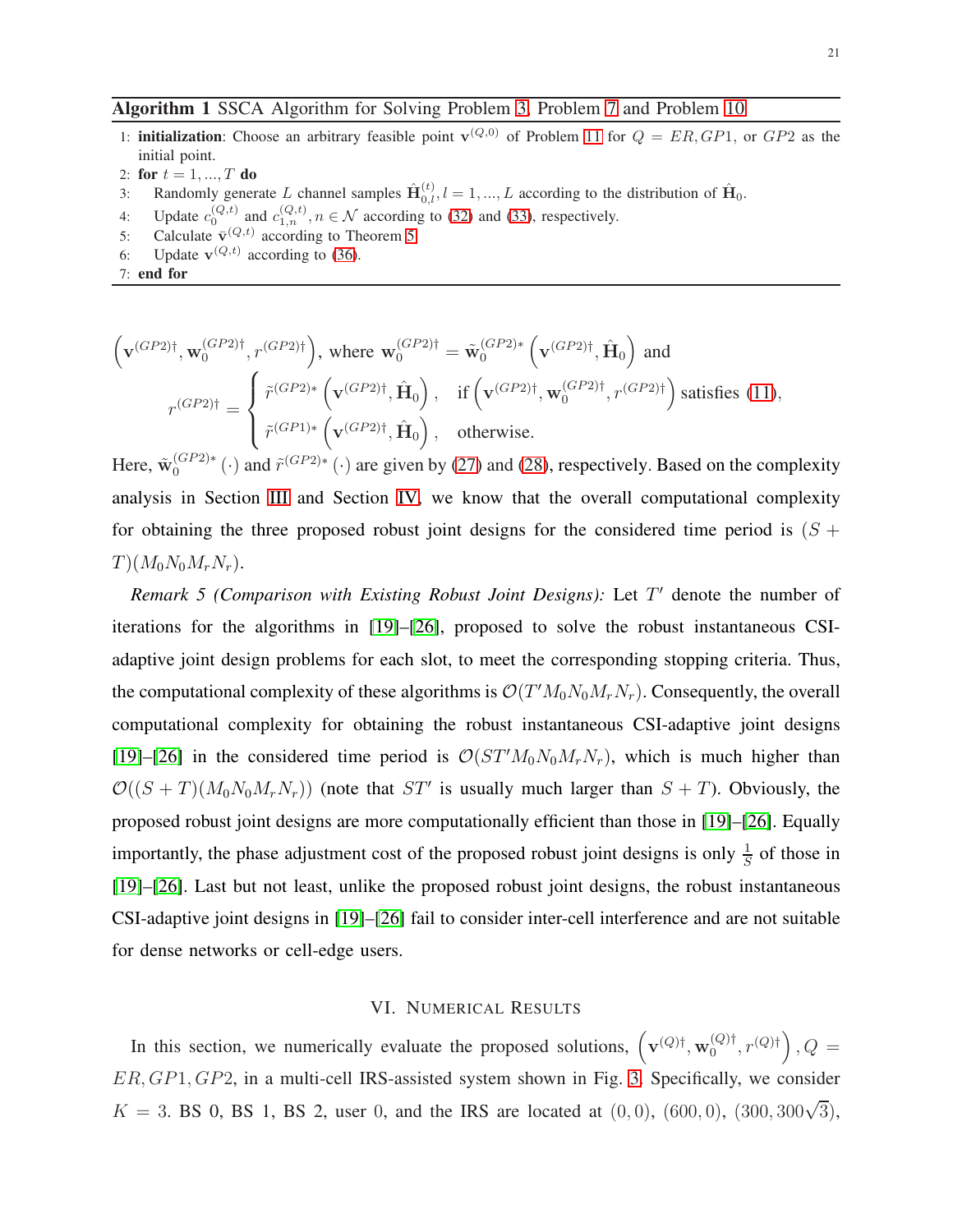**Algorithm 1** SSCA Algorithm for Solving Problem 3, Problem 7 and Problem 10

```
1: initialization: Choose an arbitrary feasible point v^(Q,0) of Problem 11 for Q = ER, GP1, or GP2 as the initial point.
2: for t = 1, ..., T do
3:     Randomly generate L channel samples Ĥ_{0,l}^(t), l = 1, ..., L according to the distribution of Ĥ_0.
4:     Update c_0^(Q,t) and c_{1,n}^(Q,t), n ∈ N according to (32) and (33), respectively.
5:     Calculate v̄^(Q,t) according to Theorem 5.
6:     Update v^(Q,t) according to (36).
7: end for
```

$\left(\mathbf{v}^{(GP2)\dagger}, \mathbf{w}_0^{(GP2)\dagger}, r^{(GP2)\dagger}\right)$, where $\mathbf{w}_0^{(GP2)\dagger} = \tilde{\mathbf{w}}_0^{(GP2)*}\left(\mathbf{v}^{(GP2)\dagger}, \hat{\mathbf{H}}_0\right)$ and

$$r^{(GP2)\dagger} = \begin{cases} \tilde{r}^{(GP2)*}\left(\mathbf{v}^{(GP2)\dagger}, \hat{\mathbf{H}}_0\right), & \text{if } \left(\mathbf{v}^{(GP2)\dagger}, \mathbf{w}_0^{(GP2)\dagger}, r^{(GP2)\dagger}\right) \text{ satisfies (11)}, \\ \tilde{r}^{(GP1)*}\left(\mathbf{v}^{(GP2)\dagger}, \hat{\mathbf{H}}_0\right), & \text{otherwise}. \end{cases}$$

Here, $\tilde{\mathbf{w}}_0^{(GP2)*}(\cdot)$ and $\tilde{r}^{(GP2)*}(\cdot)$ are given by (27) and (28), respectively. Based on the complexity analysis in Section III and Section IV, we know that the overall computational complexity for obtaining the three proposed robust joint designs for the considered time period is $(S+T)(M_0N_0M_rN_r)$.

*Remark 5 (Comparison with Existing Robust Joint Designs):* Let $T'$ denote the number of iterations for the algorithms in [19]–[26], proposed to solve the robust instantaneous CSI-adaptive joint design problems for each slot, to meet the corresponding stopping criteria. Thus, the computational complexity of these algorithms is $\mathcal{O}(T'M_0N_0M_rN_r)$. Consequently, the overall computational complexity for obtaining the robust instantaneous CSI-adaptive joint designs [19]–[26] in the considered time period is $\mathcal{O}(ST'M_0N_0M_rN_r)$, which is much higher than $\mathcal{O}((S+T)(M_0N_0M_rN_r))$ (note that $ST'$ is usually much larger than $S+T$). Obviously, the proposed robust joint designs are more computationally efficient than those in [19]–[26]. Equally importantly, the phase adjustment cost of the proposed robust joint designs is only $\frac{1}{S}$ of those in [19]–[26]. Last but not least, unlike the proposed robust joint designs, the robust instantaneous CSI-adaptive joint designs in [19]–[26] fail to consider inter-cell interference and are not suitable for dense networks or cell-edge users.

## VI. Numerical Results

In this section, we numerically evaluate the proposed solutions, $\left(\mathbf{v}^{(Q)\dagger}, \mathbf{w}_0^{(Q)\dagger}, r^{(Q)\dagger}\right), Q = ER, GP1, GP2$, in a multi-cell IRS-assisted system shown in Fig. 3. Specifically, we consider $K = 3$. BS 0, BS 1, BS 2, user 0, and the IRS are located at $(0,0)$, $(600,0)$, $(300, 300\sqrt{3})$,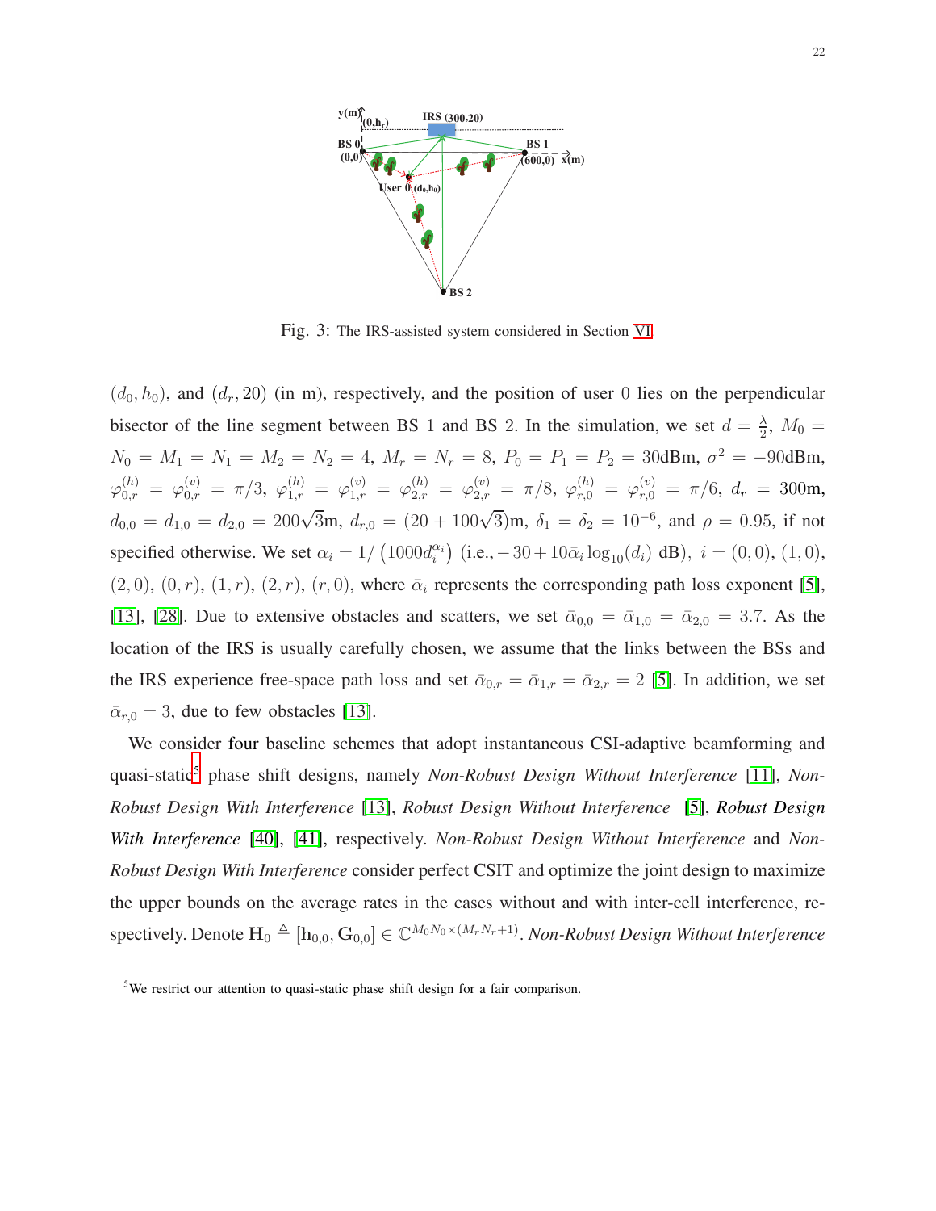Fig. 3: The IRS-assisted system considered in Section VI.

$(d_0, h_0)$, and $(d_r, 20)$ (in m), respectively, and the position of user 0 lies on the perpendicular bisector of the line segment between BS 1 and BS 2. In the simulation, we set $d = \frac{\lambda}{2}$, $M_0 = N_0 = M_1 = N_1 = M_2 = N_2 = 4$, $M_r = N_r = 8$, $P_0 = P_1 = P_2 = 30$dBm, $\sigma^2 = -90$dBm, $\varphi_{0,r}^{(h)} = \varphi_{0,r}^{(v)} = \pi/3$, $\varphi_{1,r}^{(h)} = \varphi_{1,r}^{(v)} = \varphi_{2,r}^{(h)} = \varphi_{2,r}^{(v)} = \pi/8$, $\varphi_{r,0}^{(h)} = \varphi_{r,0}^{(v)} = \pi/6$, $d_r = 300$m, $d_{0,0} = d_{1,0} = d_{2,0} = 200\sqrt{3}$m, $d_{r,0} = (20 + 100\sqrt{3})$m, $\delta_1 = \delta_2 = 10^{-6}$, and $\rho = 0.95$, if not specified otherwise. We set $\alpha_i = 1/\left(1000 d_i^{\bar{\alpha}_i}\right)$ (i.e., $-30 + 10\bar{\alpha}_i \log_{10}(d_i)$ dB), $i = (0,0), (1,0), (2,0), (0,r), (1,r), (2,r), (r,0)$, where $\bar{\alpha}_i$ represents the corresponding path loss exponent [5], [13], [28]. Due to extensive obstacles and scatters, we set $\bar{\alpha}_{0,0} = \bar{\alpha}_{1,0} = \bar{\alpha}_{2,0} = 3.7$. As the location of the IRS is usually carefully chosen, we assume that the links between the BSs and the IRS experience free-space path loss and set $\bar{\alpha}_{0,r} = \bar{\alpha}_{1,r} = \bar{\alpha}_{2,r} = 2$ [5]. In addition, we set $\bar{\alpha}_{r,0} = 3$, due to few obstacles [13].

We consider four baseline schemes that adopt instantaneous CSI-adaptive beamforming and quasi-static[5] phase shift designs, namely *Non-Robust Design Without Interference* [11], *Non-Robust Design With Interference* [13], *Robust Design Without Interference* [5], *Robust Design With Interference* [40], [41], respectively. *Non-Robust Design Without Interference* and *Non-Robust Design With Interference* consider perfect CSIT and optimize the joint design to maximize the upper bounds on the average rates in the cases without and with inter-cell interference, respectively. Denote $\mathbf{H}_0 \triangleq [\mathbf{h}_{0,0}, \mathbf{G}_{0,0}] \in \mathbb{C}^{M_0 N_0 \times (M_r N_r + 1)}$. *Non-Robust Design Without Interference*

[5] We restrict our attention to quasi-static phase shift design for a fair comparison.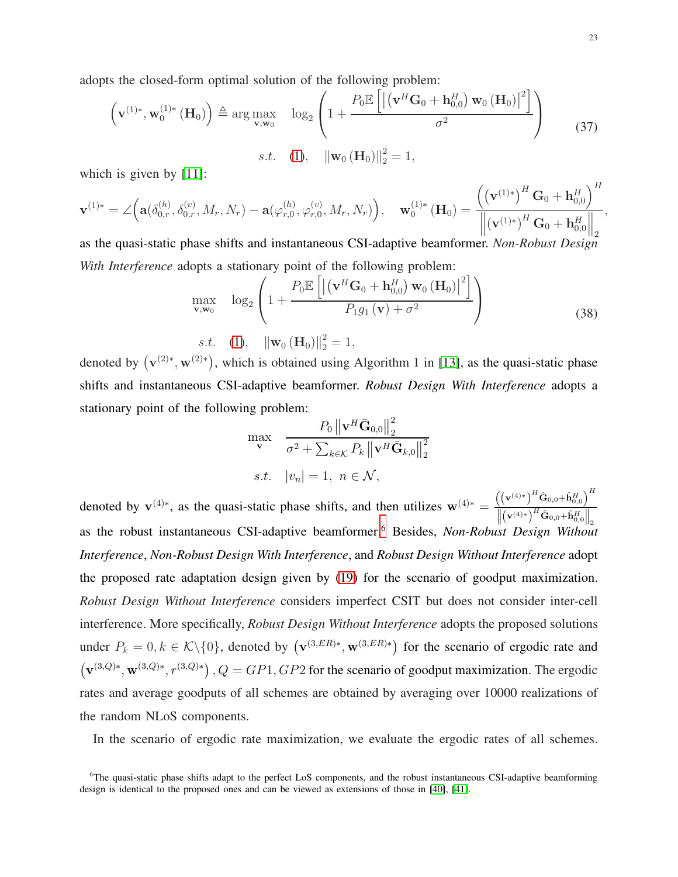adopts the closed-form optimal solution of the following problem:

$$
\begin{aligned}
\left(\mathbf{v}^{(1)*}, \mathbf{w}_0^{(1)*}\left(\mathbf{H}_0\right)\right) \triangleq \arg\max_{\mathbf{v},\mathbf{w}_0} \quad & \log_2\left(1 + \frac{P_0 \mathbb{E}\left[\left|\left(\mathbf{v}^H \mathbf{G}_0 + \mathbf{h}_{0,0}^H\right) \mathbf{w}_0\left(\mathbf{H}_0\right)\right|^2\right]}{\sigma^2}\right) \\
s.t. \quad & (1), \quad \left\|\mathbf{w}_0\left(\mathbf{H}_0\right)\right\|_2^2 = 1,
\end{aligned}
\tag{37}
$$

which is given by [11]:

$$
\mathbf{v}^{(1)*} = \angle\Big(\mathbf{a}(\delta_{0,r}^{(h)}, \delta_{0,r}^{(v)}, M_r, N_r) - \mathbf{a}(\varphi_{r,0}^{(h)}, \varphi_{r,0}^{(v)}, M_r, N_r)\Big), \quad \mathbf{w}_0^{(1)*}\left(\mathbf{H}_0\right) = \frac{\left(\left(\mathbf{v}^{(1)*}\right)^H \mathbf{G}_0 + \mathbf{h}_{0,0}^H\right)^H}{\left\|\left(\mathbf{v}^{(1)*}\right)^H \mathbf{G}_0 + \mathbf{h}_{0,0}^H\right\|_2},
$$

as the quasi-static phase shifts and instantaneous CSI-adaptive beamformer. *Non-Robust Design With Interference* adopts a stationary point of the following problem:

$$
\begin{aligned}
\max_{\mathbf{v},\mathbf{w}_0} \quad & \log_2\left(1 + \frac{P_0 \mathbb{E}\left[\left|\left(\mathbf{v}^H \mathbf{G}_0 + \mathbf{h}_{0,0}^H\right) \mathbf{w}_0\left(\mathbf{H}_0\right)\right|^2\right]}{P_1 g_1\left(\mathbf{v}\right) + \sigma^2}\right) \\
s.t. \quad & (1), \quad \left\|\mathbf{w}_0\left(\mathbf{H}_0\right)\right\|_2^2 = 1,
\end{aligned}
\tag{38}
$$

denoted by $\left(\mathbf{v}^{(2)*}, \mathbf{w}^{(2)*}\right)$, which is obtained using Algorithm 1 in [13], as the quasi-static phase shifts and instantaneous CSI-adaptive beamformer. *Robust Design With Interference* adopts a stationary point of the following problem:

$$
\begin{aligned}
\max_{\mathbf{v}} \quad & \frac{P_0 \left\|\mathbf{v}^H \bar{\mathbf{G}}_{0,0}\right\|_2^2}{\sigma^2 + \sum_{k\in\mathcal{K}} P_k \left\|\mathbf{v}^H \bar{\mathbf{G}}_{k,0}\right\|_2^2} \\
s.t. \quad & |v_n| = 1, \; n \in \mathcal{N},
\end{aligned}
$$

denoted by $\mathbf{v}^{(4)*}$, as the quasi-static phase shifts, and then utilizes $\mathbf{w}^{(4)*} = \frac{\left(\left(\mathbf{v}^{(4)*}\right)^H \hat{\mathbf{G}}_{0,0} + \hat{\mathbf{h}}_{0,0}^H\right)^H}{\left\|\left(\mathbf{v}^{(4)*}\right)^H \hat{\mathbf{G}}_{0,0} + \hat{\mathbf{h}}_{0,0}^H\right\|_2}$ as the robust instantaneous CSI-adaptive beamformer.[6] Besides, *Non-Robust Design Without Interference*, *Non-Robust Design With Interference*, and *Robust Design Without Interference* adopt the proposed rate adaptation design given by (19) for the scenario of goodput maximization. *Robust Design Without Interference* considers imperfect CSIT but does not consider inter-cell interference. More specifically, *Robust Design Without Interference* adopts the proposed solutions under $P_k = 0, k \in \mathcal{K}\backslash\{0\}$, denoted by $\left(\mathbf{v}^{(3,ER)*}, \mathbf{w}^{(3,ER)*}\right)$ for the scenario of ergodic rate and $\left(\mathbf{v}^{(3,Q)*}, \mathbf{w}^{(3,Q)*}, r^{(3,Q)*}\right), Q = GP1, GP2$ for the scenario of goodput maximization. The ergodic rates and average goodputs of all schemes are obtained by averaging over 10000 realizations of the random NLoS components.

In the scenario of ergodic rate maximization, we evaluate the ergodic rates of all schemes.

[6]The quasi-static phase shifts adapt to the perfect LoS components, and the robust instantaneous CSI-adaptive beamforming design is identical to the proposed ones and can be viewed as extensions of those in [40], [41].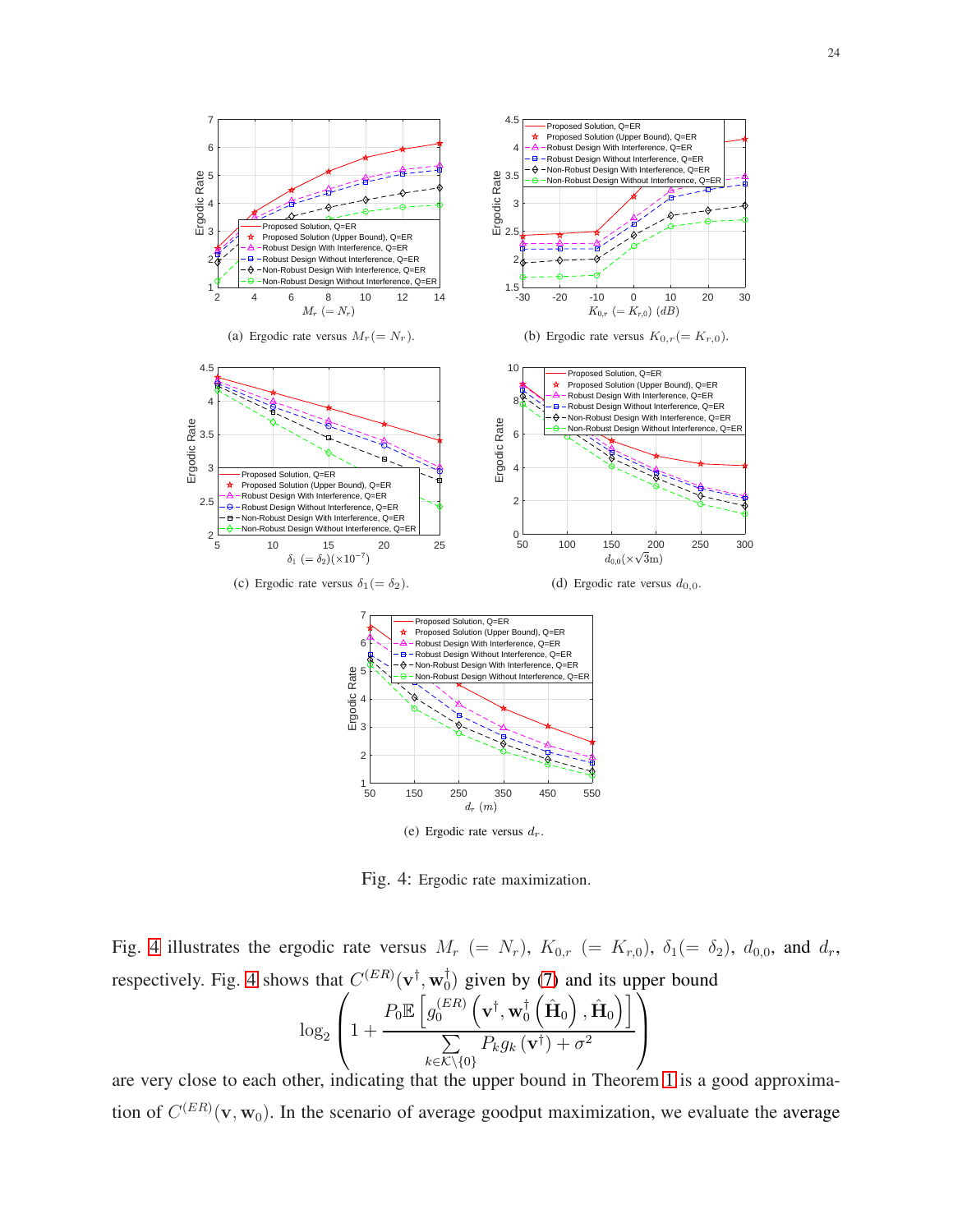(a) Ergodic rate versus $M_r (= N_r)$.

(b) Ergodic rate versus $K_{0,r} (= K_{r,0})$.

(c) Ergodic rate versus $\delta_1 (= \delta_2)$.

(d) Ergodic rate versus $d_{0,0}$.

(e) Ergodic rate versus $d_r$.

Fig. 4: Ergodic rate maximization.

Fig. 4 illustrates the ergodic rate versus $M_r$ $(= N_r)$, $K_{0,r}$ $(= K_{r,0})$, $\delta_1 (= \delta_2)$, $d_{0,0}$, and $d_r$, respectively. Fig. 4 shows that $C^{(ER)}(\mathbf{v}^\dagger, \mathbf{w}_0^\dagger)$ given by (7) and its upper bound

$$\log_2\left(1 + \frac{P_0 \mathbb{E}\left[g_0^{(ER)}\left(\mathbf{v}^\dagger, \mathbf{w}_0^\dagger\left(\hat{\mathbf{H}}_0\right), \hat{\mathbf{H}}_0\right)\right]}{\sum_{k \in \mathcal{K}\backslash\{0\}} P_k g_k\left(\mathbf{v}^\dagger\right) + \sigma^2}\right)$$

are very close to each other, indicating that the upper bound in Theorem 1 is a good approximation of $C^{(ER)}(\mathbf{v}, \mathbf{w}_0)$. In the scenario of average goodput maximization, we evaluate the average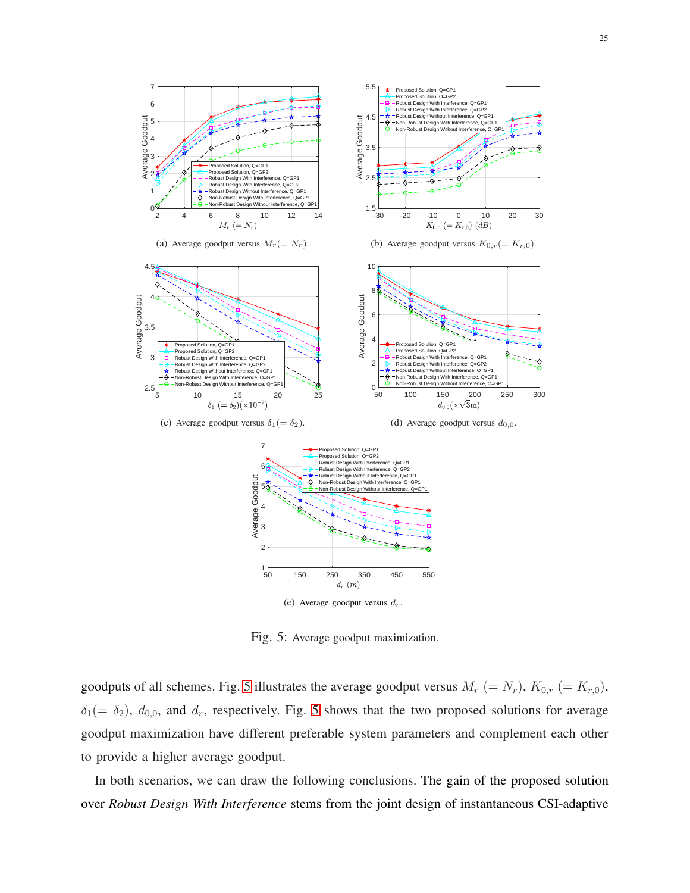(a) Average goodput versus $M_r (= N_r)$.

(b) Average goodput versus $K_{0,r} (= K_{r,0})$.

(c) Average goodput versus $\delta_1 (= \delta_2)$.

(d) Average goodput versus $d_{0,0}$.

(e) Average goodput versus $d_r$.

Fig. 5: Average goodput maximization.

goodputs of all schemes. Fig. 5 illustrates the average goodput versus $M_r$ $(= N_r)$, $K_{0,r}$ $(= K_{r,0})$, $\delta_1 (= \delta_2)$, $d_{0,0}$, and $d_r$, respectively. Fig. 5 shows that the two proposed solutions for average goodput maximization have different preferable system parameters and complement each other to provide a higher average goodput.

In both scenarios, we can draw the following conclusions. The gain of the proposed solution over *Robust Design With Interference* stems from the joint design of instantaneous CSI-adaptive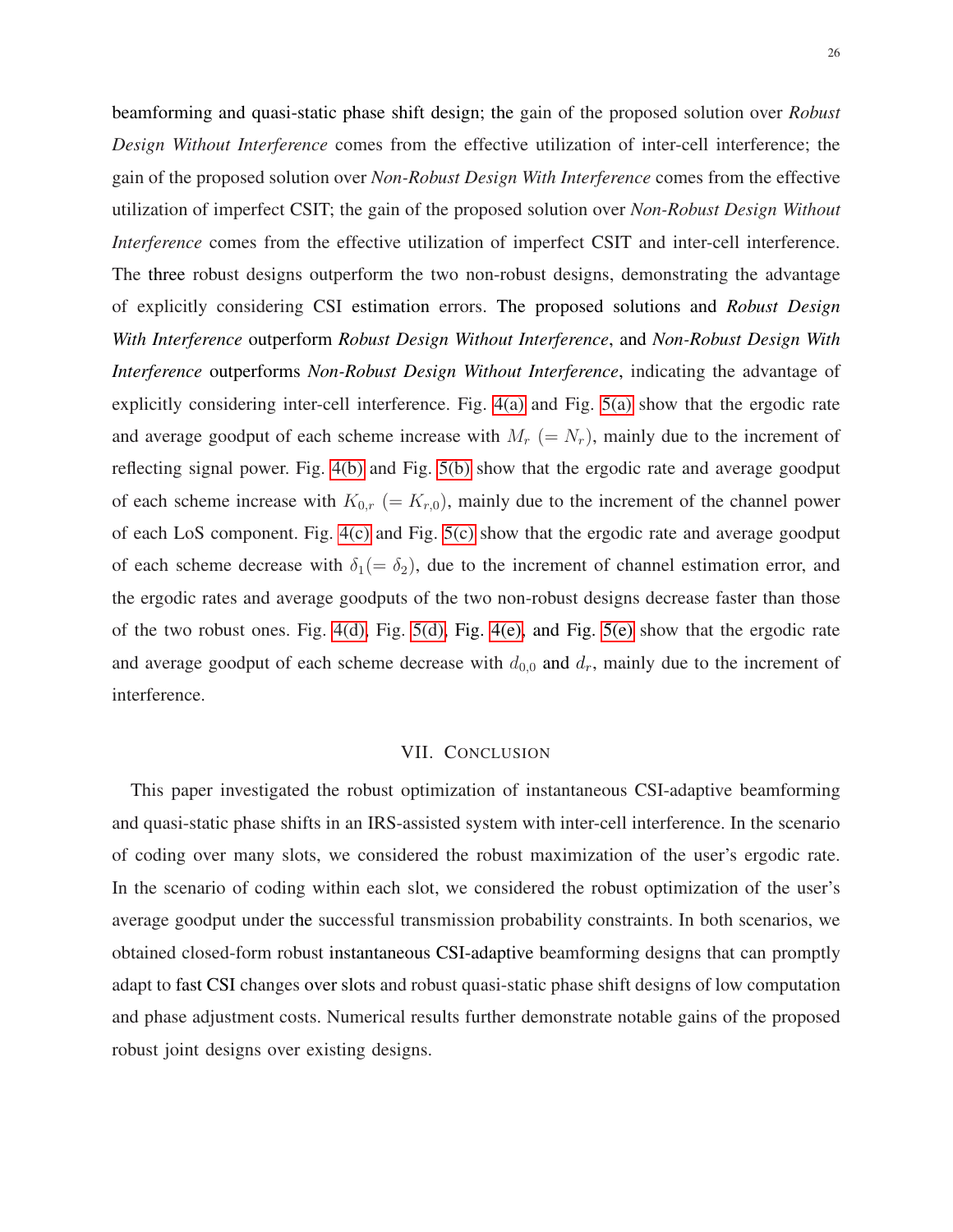beamforming and quasi-static phase shift design; the gain of the proposed solution over *Robust Design Without Interference* comes from the effective utilization of inter-cell interference; the gain of the proposed solution over *Non-Robust Design With Interference* comes from the effective utilization of imperfect CSIT; the gain of the proposed solution over *Non-Robust Design Without Interference* comes from the effective utilization of imperfect CSIT and inter-cell interference. The three robust designs outperform the two non-robust designs, demonstrating the advantage of explicitly considering CSI estimation errors. The proposed solutions and *Robust Design With Interference* outperform *Robust Design Without Interference*, and *Non-Robust Design With Interference* outperforms *Non-Robust Design Without Interference*, indicating the advantage of explicitly considering inter-cell interference. Fig. 4(a) and Fig. 5(a) show that the ergodic rate and average goodput of each scheme increase with $M_r$ $(= N_r)$, mainly due to the increment of reflecting signal power. Fig. 4(b) and Fig. 5(b) show that the ergodic rate and average goodput of each scheme increase with $K_{0,r}$ $(= K_{r,0})$, mainly due to the increment of the channel power of each LoS component. Fig. 4(c) and Fig. 5(c) show that the ergodic rate and average goodput of each scheme decrease with $\delta_1 (= \delta_2)$, due to the increment of channel estimation error, and the ergodic rates and average goodputs of the two non-robust designs decrease faster than those of the two robust ones. Fig. 4(d), Fig. 5(d), Fig. 4(e), and Fig. 5(e) show that the ergodic rate and average goodput of each scheme decrease with $d_{0,0}$ and $d_r$, mainly due to the increment of interference.

## VII. Conclusion

This paper investigated the robust optimization of instantaneous CSI-adaptive beamforming and quasi-static phase shifts in an IRS-assisted system with inter-cell interference. In the scenario of coding over many slots, we considered the robust maximization of the user's ergodic rate. In the scenario of coding within each slot, we considered the robust optimization of the user's average goodput under the successful transmission probability constraints. In both scenarios, we obtained closed-form robust instantaneous CSI-adaptive beamforming designs that can promptly adapt to fast CSI changes over slots and robust quasi-static phase shift designs of low computation and phase adjustment costs. Numerical results further demonstrate notable gains of the proposed robust joint designs over existing designs.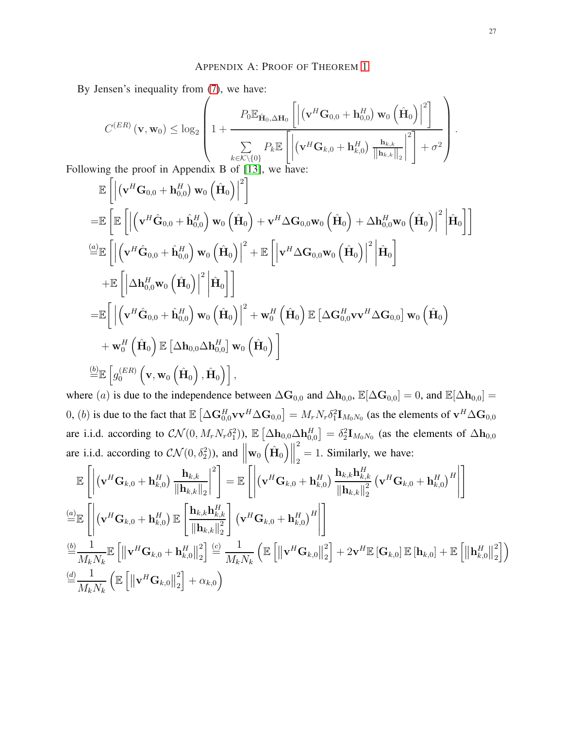## APPENDIX A: PROOF OF THEOREM 1

By Jensen's inequality from (7), we have:

$$C^{(ER)}(\mathbf{v}, \mathbf{w}_0) \leq \log_2\left(1 + \frac{P_0 \mathbb{E}_{\hat{\mathbf{H}}_0, \Delta \mathbf{H}_0}\left[\left|\left(\mathbf{v}^H \mathbf{G}_{0,0} + \mathbf{h}_{0,0}^H\right) \mathbf{w}_0\left(\hat{\mathbf{H}}_0\right)\right|^2\right]}{\sum\limits_{k \in \mathcal{K}\setminus\{0\}} P_k \mathbb{E}\left[\left|\left(\mathbf{v}^H \mathbf{G}_{k,0} + \mathbf{h}_{k,0}^H\right) \frac{\mathbf{h}_{k,k}}{\|\mathbf{h}_{k,k}\|_2}\right|^2\right] + \sigma^2}\right).$$

Following the proof in Appendix B of [13], we have:

$$\begin{aligned}
&\mathbb{E}\left[\left|\left(\mathbf{v}^H \mathbf{G}_{0,0} + \mathbf{h}_{0,0}^H\right) \mathbf{w}_0\left(\hat{\mathbf{H}}_0\right)\right|^2\right] \\
=&\mathbb{E}\left[\mathbb{E}\left[\left|\left(\mathbf{v}^H \hat{\mathbf{G}}_{0,0} + \hat{\mathbf{h}}_{0,0}^H\right) \mathbf{w}_0\left(\hat{\mathbf{H}}_0\right) + \mathbf{v}^H \Delta \mathbf{G}_{0,0} \mathbf{w}_0\left(\hat{\mathbf{H}}_0\right) + \Delta \mathbf{h}_{0,0}^H \mathbf{w}_0\left(\hat{\mathbf{H}}_0\right)\right|^2 \middle| \hat{\mathbf{H}}_0\right]\right] \\
\overset{(a)}{=}&\mathbb{E}\left[\left|\left(\mathbf{v}^H \hat{\mathbf{G}}_{0,0} + \hat{\mathbf{h}}_{0,0}^H\right) \mathbf{w}_0\left(\hat{\mathbf{H}}_0\right)\right|^2 + \mathbb{E}\left[\left|\mathbf{v}^H \Delta \mathbf{G}_{0,0} \mathbf{w}_0\left(\hat{\mathbf{H}}_0\right)\right|^2 \middle| \hat{\mathbf{H}}_0\right]\right. \\
&\left.+\mathbb{E}\left[\left|\Delta \mathbf{h}_{0,0}^H \mathbf{w}_0\left(\hat{\mathbf{H}}_0\right)\right|^2 \middle| \hat{\mathbf{H}}_0\right]\right] \\
=&\mathbb{E}\Bigg[\left|\left(\mathbf{v}^H \hat{\mathbf{G}}_{0,0} + \hat{\mathbf{h}}_{0,0}^H\right) \mathbf{w}_0\left(\hat{\mathbf{H}}_0\right)\right|^2 + \mathbf{w}_0^H\left(\hat{\mathbf{H}}_0\right) \mathbb{E}\left[\Delta \mathbf{G}_{0,0}^H \mathbf{v}\mathbf{v}^H \Delta \mathbf{G}_{0,0}\right] \mathbf{w}_0\left(\hat{\mathbf{H}}_0\right) \\
&+ \mathbf{w}_0^H\left(\hat{\mathbf{H}}_0\right) \mathbb{E}\left[\Delta \mathbf{h}_{0,0} \Delta \mathbf{h}_{0,0}^H\right] \mathbf{w}_0\left(\hat{\mathbf{H}}_0\right)\Bigg] \\
\overset{(b)}{=}&\mathbb{E}\left[g_0^{(ER)}\left(\mathbf{v}, \mathbf{w}_0\left(\hat{\mathbf{H}}_0\right), \hat{\mathbf{H}}_0\right)\right],
\end{aligned}$$

where $(a)$ is due to the independence between $\Delta \mathbf{G}_{0,0}$ and $\Delta \mathbf{h}_{0,0}$, $\mathbb{E}[\Delta \mathbf{G}_{0,0}] = 0$, and $\mathbb{E}[\Delta \mathbf{h}_{0,0}] = 0$, $(b)$ is due to the fact that $\mathbb{E}\left[\Delta \mathbf{G}_{0,0}^H \mathbf{v}\mathbf{v}^H \Delta \mathbf{G}_{0,0}\right] = M_r N_r \delta_1^2 \mathbf{I}_{M_0 N_0}$ (as the elements of $\mathbf{v}^H \Delta \mathbf{G}_{0,0}$ are i.i.d. according to $\mathcal{CN}(0, M_r N_r \delta_1^2)$), $\mathbb{E}\left[\Delta \mathbf{h}_{0,0} \Delta \mathbf{h}_{0,0}^H\right] = \delta_2^2 \mathbf{I}_{M_0 N_0}$ (as the elements of $\Delta \mathbf{h}_{0,0}$ are i.i.d. according to $\mathcal{CN}(0, \delta_2^2)$), and $\left\|\mathbf{w}_0\left(\hat{\mathbf{H}}_0\right)\right\|_2^2 = 1$. Similarly, we have:

$$\begin{aligned}
&\mathbb{E}\left[\left|\left(\mathbf{v}^H \mathbf{G}_{k,0} + \mathbf{h}_{k,0}^H\right) \frac{\mathbf{h}_{k,k}}{\|\mathbf{h}_{k,k}\|_2}\right|^2\right] = \mathbb{E}\left[\left|\left(\mathbf{v}^H \mathbf{G}_{k,0} + \mathbf{h}_{k,0}^H\right) \frac{\mathbf{h}_{k,k}\mathbf{h}_{k,k}^H}{\|\mathbf{h}_{k,k}\|_2^2} \left(\mathbf{v}^H \mathbf{G}_{k,0} + \mathbf{h}_{k,0}^H\right)^H\right|\right] \\
\overset{(a)}{=}&\mathbb{E}\left[\left|\left(\mathbf{v}^H \mathbf{G}_{k,0} + \mathbf{h}_{k,0}^H\right) \mathbb{E}\left[\frac{\mathbf{h}_{k,k}\mathbf{h}_{k,k}^H}{\|\mathbf{h}_{k,k}\|_2^2}\right] \left(\mathbf{v}^H \mathbf{G}_{k,0} + \mathbf{h}_{k,0}^H\right)^H\right|\right] \\
\overset{(b)}{=}&\frac{1}{M_k N_k}\mathbb{E}\left[\left\|\mathbf{v}^H \mathbf{G}_{k,0} + \mathbf{h}_{k,0}^H\right\|_2^2\right] \overset{(c)}{=} \frac{1}{M_k N_k}\left(\mathbb{E}\left[\left\|\mathbf{v}^H \mathbf{G}_{k,0}\right\|_2^2\right] + 2\mathbf{v}^H \mathbb{E}\left[\mathbf{G}_{k,0}\right] \mathbb{E}\left[\mathbf{h}_{k,0}\right] + \mathbb{E}\left[\left\|\mathbf{h}_{k,0}^H\right\|_2^2\right]\right) \\
\overset{(d)}{=}&\frac{1}{M_k N_k}\left(\mathbb{E}\left[\left\|\mathbf{v}^H \mathbf{G}_{k,0}\right\|_2^2\right] + \alpha_{k,0}\right)
\end{aligned}$$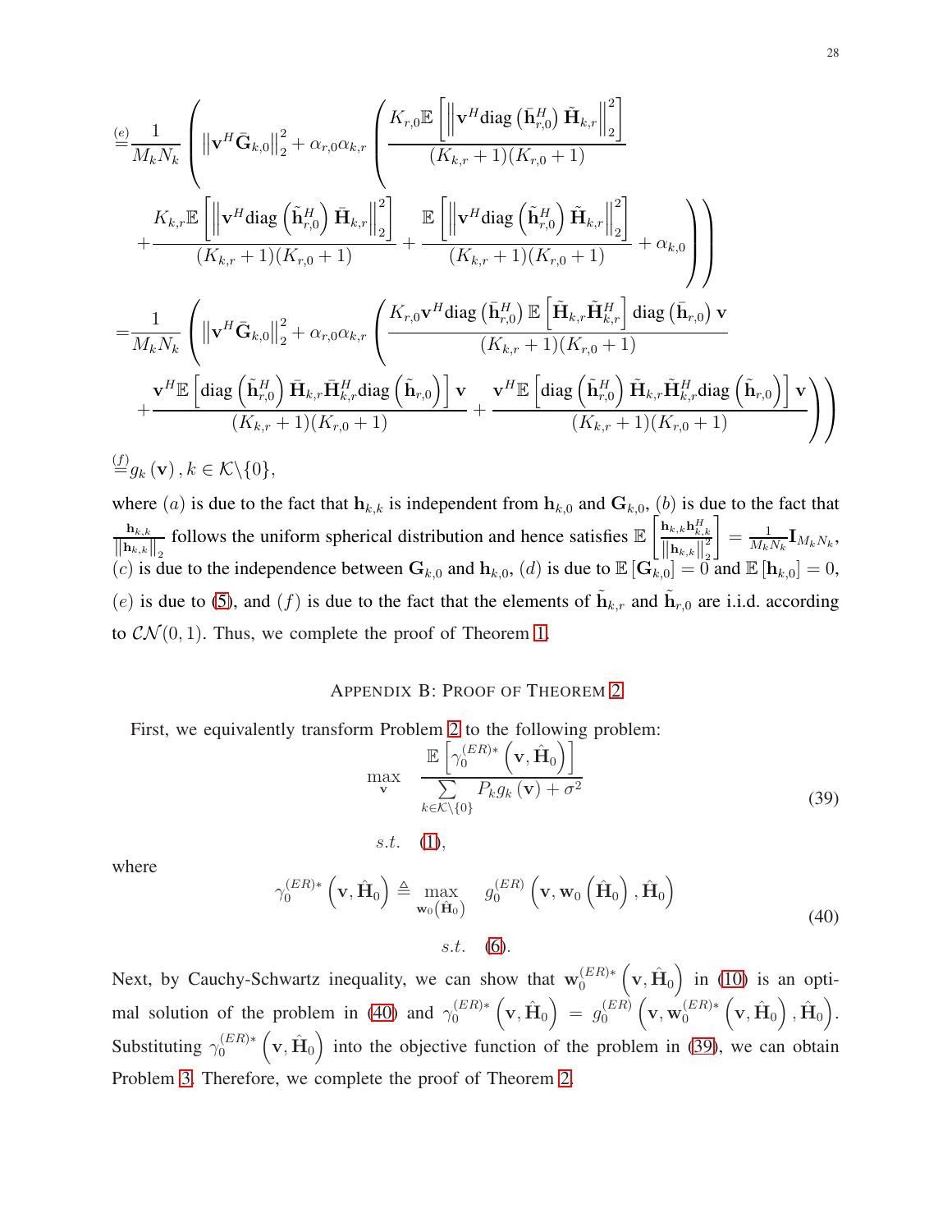$$
\begin{aligned}
&\stackrel{(e)}{=}\frac{1}{M_k N_k}\left(\left\|\mathbf{v}^H\bar{\mathbf{G}}_{k,0}\right\|_2^2+\alpha_{r,0}\alpha_{k,r}\left(\frac{K_{r,0}\mathbb{E}\left[\left\|\mathbf{v}^H\text{diag}\left(\bar{\mathbf{h}}_{r,0}^H\right)\tilde{\mathbf{H}}_{k,r}\right\|_2^2\right]}{(K_{k,r}+1)(K_{r,0}+1)}\right.\right.\\
&\qquad\left.\left.+\frac{K_{k,r}\mathbb{E}\left[\left\|\mathbf{v}^H\text{diag}\left(\tilde{\mathbf{h}}_{r,0}^H\right)\bar{\mathbf{H}}_{k,r}\right\|_2^2\right]}{(K_{k,r}+1)(K_{r,0}+1)}+\frac{\mathbb{E}\left[\left\|\mathbf{v}^H\text{diag}\left(\tilde{\mathbf{h}}_{r,0}^H\right)\tilde{\mathbf{H}}_{k,r}\right\|_2^2\right]}{(K_{k,r}+1)(K_{r,0}+1)}+\alpha_{k,0}\right)\right)\\
&=\frac{1}{M_k N_k}\left(\left\|\mathbf{v}^H\bar{\mathbf{G}}_{k,0}\right\|_2^2+\alpha_{r,0}\alpha_{k,r}\left(\frac{K_{r,0}\mathbf{v}^H\text{diag}\left(\bar{\mathbf{h}}_{r,0}^H\right)\mathbb{E}\left[\tilde{\mathbf{H}}_{k,r}\tilde{\mathbf{H}}_{k,r}^H\right]\text{diag}\left(\bar{\mathbf{h}}_{r,0}\right)\mathbf{v}}{(K_{k,r}+1)(K_{r,0}+1)}\right.\right.\\
&\qquad\left.\left.+\frac{\mathbf{v}^H\mathbb{E}\left[\text{diag}\left(\tilde{\mathbf{h}}_{r,0}^H\right)\bar{\mathbf{H}}_{k,r}\bar{\mathbf{H}}_{k,r}^H\text{diag}\left(\tilde{\mathbf{h}}_{r,0}\right)\right]\mathbf{v}}{(K_{k,r}+1)(K_{r,0}+1)}+\frac{\mathbf{v}^H\mathbb{E}\left[\text{diag}\left(\tilde{\mathbf{h}}_{r,0}^H\right)\tilde{\mathbf{H}}_{k,r}\tilde{\mathbf{H}}_{k,r}^H\text{diag}\left(\tilde{\mathbf{h}}_{r,0}\right)\right]\mathbf{v}}{(K_{k,r}+1)(K_{r,0}+1)}\right)\right)\\
&\stackrel{(f)}{=}g_k\left(\mathbf{v}\right), k\in\mathcal{K}\backslash\{0\},
\end{aligned}
$$

where $(a)$ is due to the fact that $\mathbf{h}_{k,k}$ is independent from $\mathbf{h}_{k,0}$ and $\mathbf{G}_{k,0}$, $(b)$ is due to the fact that $\frac{\mathbf{h}_{k,k}}{\left\|\mathbf{h}_{k,k}\right\|_2}$ follows the uniform spherical distribution and hence satisfies $\mathbb{E}\left[\frac{\mathbf{h}_{k,k}\mathbf{h}_{k,k}^H}{\left\|\mathbf{h}_{k,k}\right\|_2^2}\right]=\frac{1}{M_kN_k}\mathbf{I}_{M_kN_k}$, $(c)$ is due to the independence between $\mathbf{G}_{k,0}$ and $\mathbf{h}_{k,0}$, $(d)$ is due to $\mathbb{E}\left[\mathbf{G}_{k,0}\right]=0$ and $\mathbb{E}\left[\mathbf{h}_{k,0}\right]=0$, $(e)$ is due to (5), and $(f)$ is due to the fact that the elements of $\tilde{\mathbf{h}}_{k,r}$ and $\tilde{\mathbf{h}}_{r,0}$ are i.i.d. according to $\mathcal{CN}(0,1)$. Thus, we complete the proof of Theorem 1.

## Appendix B: Proof of Theorem 2

First, we equivalently transform Problem 2 to the following problem:

$$
\begin{aligned}
\max_{\mathbf{v}} \quad & \frac{\mathbb{E}\left[\gamma_0^{(ER)*}\left(\mathbf{v},\hat{\mathbf{H}}_0\right)\right]}{\sum\limits_{k\in\mathcal{K}\backslash\{0\}}P_k g_k\left(\mathbf{v}\right)+\sigma^2} \\
s.t. \quad & (1),
\end{aligned}
\tag{39}
$$

where

$$
\begin{aligned}
\gamma_0^{(ER)*}\left(\mathbf{v},\hat{\mathbf{H}}_0\right)\triangleq \max_{\mathbf{w}_0\left(\hat{\mathbf{H}}_0\right)} \quad & g_0^{(ER)}\left(\mathbf{v},\mathbf{w}_0\left(\hat{\mathbf{H}}_0\right),\hat{\mathbf{H}}_0\right) \\
s.t. \quad & (6).
\end{aligned}
\tag{40}
$$

Next, by Cauchy-Schwartz inequality, we can show that $\mathbf{w}_0^{(ER)*}\left(\mathbf{v},\hat{\mathbf{H}}_0\right)$ in (10) is an optimal solution of the problem in (40) and $\gamma_0^{(ER)*}\left(\mathbf{v},\hat{\mathbf{H}}_0\right)=g_0^{(ER)}\left(\mathbf{v},\mathbf{w}_0^{(ER)*}\left(\mathbf{v},\hat{\mathbf{H}}_0\right),\hat{\mathbf{H}}_0\right)$. Substituting $\gamma_0^{(ER)*}\left(\mathbf{v},\hat{\mathbf{H}}_0\right)$ into the objective function of the problem in (39), we can obtain Problem 3. Therefore, we complete the proof of Theorem 2.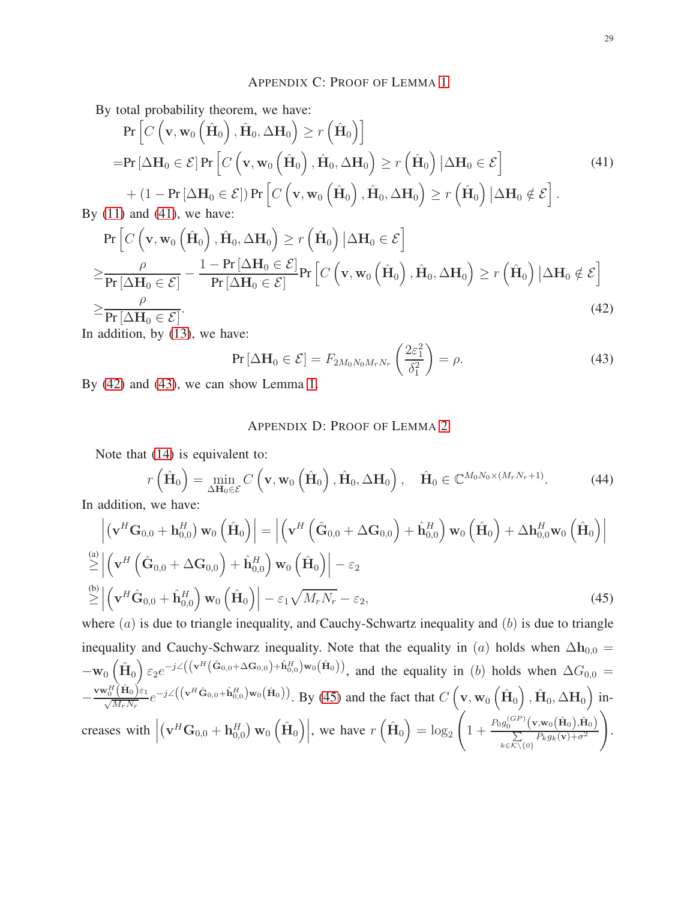## Appendix C: Proof of Lemma 1

By total probability theorem, we have:

$$
\begin{aligned}
&\Pr\left[C\left(\mathbf{v},\mathbf{w}_0\left(\hat{\mathbf{H}}_0\right),\hat{\mathbf{H}}_0,\Delta\mathbf{H}_0\right)\geq r\left(\hat{\mathbf{H}}_0\right)\right]\\
=&\Pr\left[\Delta\mathbf{H}_0\in\mathcal{E}\right]\Pr\left[C\left(\mathbf{v},\mathbf{w}_0\left(\hat{\mathbf{H}}_0\right),\hat{\mathbf{H}}_0,\Delta\mathbf{H}_0\right)\geq r\left(\hat{\mathbf{H}}_0\right)|\Delta\mathbf{H}_0\in\mathcal{E}\right]\\
&+\left(1-\Pr\left[\Delta\mathbf{H}_0\in\mathcal{E}\right]\right)\Pr\left[C\left(\mathbf{v},\mathbf{w}_0\left(\hat{\mathbf{H}}_0\right),\hat{\mathbf{H}}_0,\Delta\mathbf{H}_0\right)\geq r\left(\hat{\mathbf{H}}_0\right)|\Delta\mathbf{H}_0\notin\mathcal{E}\right].
\end{aligned}
\tag{41}
$$

By (11) and (41), we have:

$$
\begin{aligned}
&\Pr\left[C\left(\mathbf{v},\mathbf{w}_0\left(\hat{\mathbf{H}}_0\right),\hat{\mathbf{H}}_0,\Delta\mathbf{H}_0\right)\geq r\left(\hat{\mathbf{H}}_0\right)|\Delta\mathbf{H}_0\in\mathcal{E}\right]\\
\geq&\frac{\rho}{\Pr\left[\Delta\mathbf{H}_0\in\mathcal{E}\right]}-\frac{1-\Pr\left[\Delta\mathbf{H}_0\in\mathcal{E}\right]}{\Pr\left[\Delta\mathbf{H}_0\in\mathcal{E}\right]}\Pr\left[C\left(\mathbf{v},\mathbf{w}_0\left(\hat{\mathbf{H}}_0\right),\hat{\mathbf{H}}_0,\Delta\mathbf{H}_0\right)\geq r\left(\hat{\mathbf{H}}_0\right)|\Delta\mathbf{H}_0\notin\mathcal{E}\right]\\
\geq&\frac{\rho}{\Pr\left[\Delta\mathbf{H}_0\in\mathcal{E}\right]}.
\end{aligned}
\tag{42}
$$

In addition, by (13), we have:

$$
\Pr\left[\Delta\mathbf{H}_0\in\mathcal{E}\right]=F_{2M_0N_0M_rN_r}\left(\frac{2\varepsilon_1^2}{\delta_1^2}\right)=\rho. \tag{43}
$$

By (42) and (43), we can show Lemma 1.

## Appendix D: Proof of Lemma 2

Note that (14) is equivalent to:

$$
r\left(\hat{\mathbf{H}}_0\right)=\min_{\Delta\mathbf{H}_0\in\mathcal{E}}C\left(\mathbf{v},\mathbf{w}_0\left(\hat{\mathbf{H}}_0\right),\hat{\mathbf{H}}_0,\Delta\mathbf{H}_0\right),\quad \hat{\mathbf{H}}_0\in\mathbb{C}^{M_0N_0\times(M_rN_r+1)}. \tag{44}
$$

In addition, we have:

$$
\begin{aligned}
&\left|\left(\mathbf{v}^H\mathbf{G}_{0,0}+\mathbf{h}_{0,0}^H\right)\mathbf{w}_0\left(\hat{\mathbf{H}}_0\right)\right|=\left|\left(\mathbf{v}^H\left(\hat{\mathbf{G}}_{0,0}+\Delta\mathbf{G}_{0,0}\right)+\hat{\mathbf{h}}_{0,0}^H\right)\mathbf{w}_0\left(\hat{\mathbf{H}}_0\right)+\Delta\mathbf{h}_{0,0}^H\mathbf{w}_0\left(\hat{\mathbf{H}}_0\right)\right|\\
\overset{(a)}{\geq}&\left|\left(\mathbf{v}^H\left(\hat{\mathbf{G}}_{0,0}+\Delta\mathbf{G}_{0,0}\right)+\hat{\mathbf{h}}_{0,0}^H\right)\mathbf{w}_0\left(\hat{\mathbf{H}}_0\right)\right|-\varepsilon_2\\
\overset{(b)}{\geq}&\left|\left(\mathbf{v}^H\hat{\mathbf{G}}_{0,0}+\hat{\mathbf{h}}_{0,0}^H\right)\mathbf{w}_0\left(\hat{\mathbf{H}}_0\right)\right|-\varepsilon_1\sqrt{M_rN_r}-\varepsilon_2,
\end{aligned}
\tag{45}
$$

where $(a)$ is due to triangle inequality, and Cauchy-Schwartz inequality and $(b)$ is due to triangle inequality and Cauchy-Schwarz inequality. Note that the equality in $(a)$ holds when $\Delta\mathbf{h}_{0,0}=-\mathbf{w}_0\left(\hat{\mathbf{H}}_0\right)\varepsilon_2 e^{-j\angle\left(\left(\mathbf{v}^H\left(\hat{\mathbf{G}}_{0,0}+\Delta\mathbf{G}_{0,0}\right)+\hat{\mathbf{h}}_{0,0}^H\right)\mathbf{w}_0\left(\hat{\mathbf{H}}_0\right)\right)}$, and the equality in $(b)$ holds when $\Delta G_{0,0}=-\frac{\mathbf{v}\mathbf{w}_0^H\left(\hat{\mathbf{H}}_0\right)\varepsilon_1}{\sqrt{M_rN_r}}e^{-j\angle\left(\left(\mathbf{v}^H\hat{\mathbf{G}}_{0,0}+\hat{\mathbf{h}}_{0,0}^H\right)\mathbf{w}_0\left(\hat{\mathbf{H}}_0\right)\right)}$. By (45) and the fact that $C\left(\mathbf{v},\mathbf{w}_0\left(\hat{\mathbf{H}}_0\right),\hat{\mathbf{H}}_0,\Delta\mathbf{H}_0\right)$ increases with $\left|\left(\mathbf{v}^H\mathbf{G}_{0,0}+\mathbf{h}_{0,0}^H\right)\mathbf{w}_0\left(\hat{\mathbf{H}}_0\right)\right|$, we have $r\left(\hat{\mathbf{H}}_0\right)=\log_2\left(1+\frac{P_0g_0^{(GP)}\left(\mathbf{v},\mathbf{w}_0\left(\hat{\mathbf{H}}_0\right),\hat{\mathbf{H}}_0\right)}{\sum\limits_{k\in\mathcal{K}\setminus\{0\}}P_kg_k(\mathbf{v})+\sigma^2}\right)$.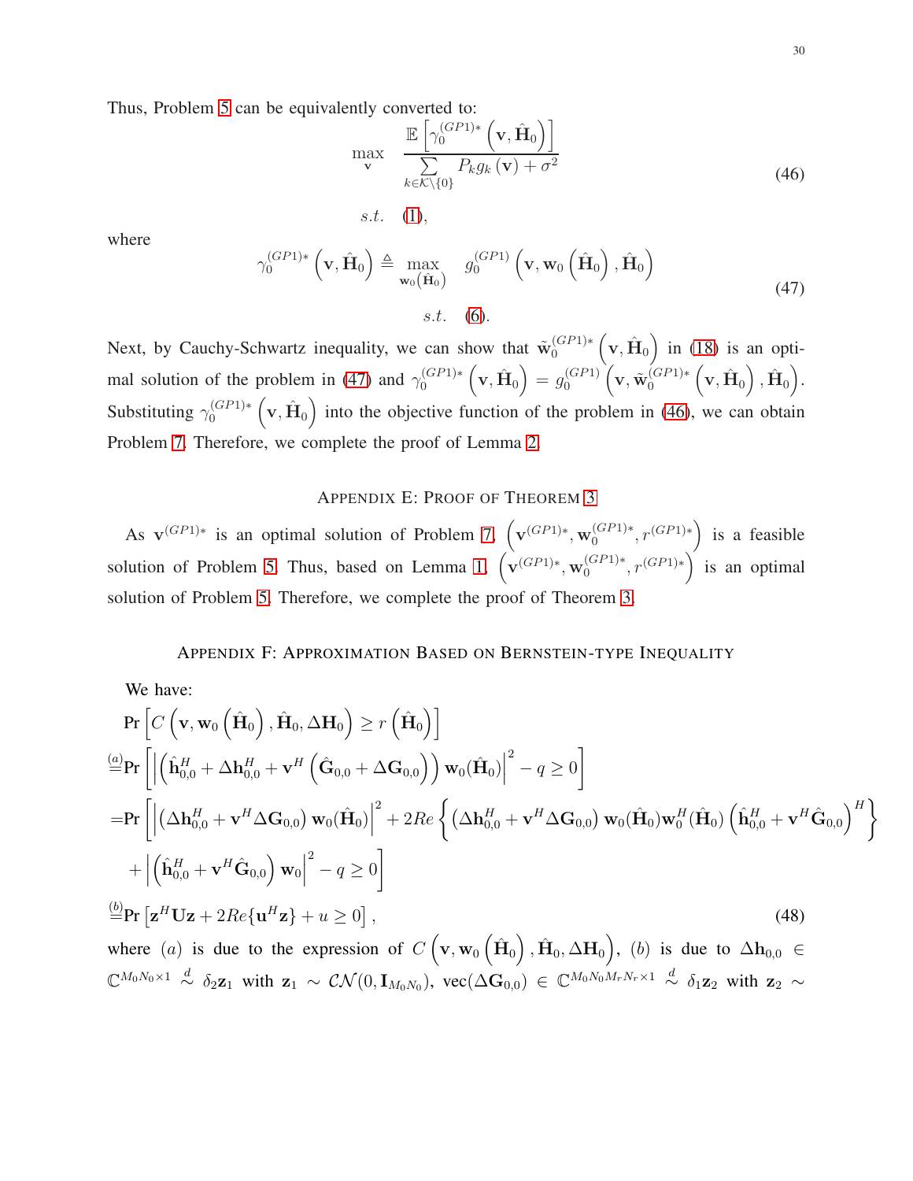Thus, Problem 5 can be equivalently converted to:

$$\begin{aligned} \max_{\mathbf{v}} \quad & \frac{\mathbb{E}\left[\gamma_0^{(GP1)*}\left(\mathbf{v}, \hat{\mathbf{H}}_0\right)\right]}{\sum\limits_{k\in\mathcal{K}\setminus\{0\}} P_k g_k\left(\mathbf{v}\right) + \sigma^2} \\ s.t. \quad & (1), \end{aligned} \tag{46}$$

where

$$\begin{aligned} \gamma_0^{(GP1)*}\left(\mathbf{v}, \hat{\mathbf{H}}_0\right) \triangleq \max_{\mathbf{w}_0\left(\hat{\mathbf{H}}_0\right)} \quad & g_0^{(GP1)}\left(\mathbf{v}, \mathbf{w}_0\left(\hat{\mathbf{H}}_0\right), \hat{\mathbf{H}}_0\right) \\ s.t. \quad & (6). \end{aligned} \tag{47}$$

Next, by Cauchy-Schwartz inequality, we can show that $\tilde{\mathbf{w}}_0^{(GP1)*}\left(\mathbf{v}, \hat{\mathbf{H}}_0\right)$ in (18) is an optimal solution of the problem in (47) and $\gamma_0^{(GP1)*}\left(\mathbf{v}, \hat{\mathbf{H}}_0\right) = g_0^{(GP1)}\left(\mathbf{v}, \tilde{\mathbf{w}}_0^{(GP1)*}\left(\mathbf{v}, \hat{\mathbf{H}}_0\right), \hat{\mathbf{H}}_0\right)$. Substituting $\gamma_0^{(GP1)*}\left(\mathbf{v}, \hat{\mathbf{H}}_0\right)$ into the objective function of the problem in (46), we can obtain Problem 7. Therefore, we complete the proof of Lemma 2.

## Appendix E: Proof of Theorem 3

As $\mathbf{v}^{(GP1)*}$ is an optimal solution of Problem 7, $\left(\mathbf{v}^{(GP1)*}, \mathbf{w}_0^{(GP1)*}, r^{(GP1)*}\right)$ is a feasible solution of Problem 5. Thus, based on Lemma 1, $\left(\mathbf{v}^{(GP1)*}, \mathbf{w}_0^{(GP1)*}, r^{(GP1)*}\right)$ is an optimal solution of Problem 5. Therefore, we complete the proof of Theorem 3.

## Appendix F: Approximation Based on Bernstein-type Inequality

We have:

$$\begin{aligned}
&\Pr\left[C\left(\mathbf{v}, \mathbf{w}_0\left(\hat{\mathbf{H}}_0\right), \hat{\mathbf{H}}_0, \Delta\mathbf{H}_0\right) \geq r\left(\hat{\mathbf{H}}_0\right)\right] \\
\overset{(a)}{=}&\Pr\left[\left|\left(\hat{\mathbf{h}}_{0,0}^H + \Delta\mathbf{h}_{0,0}^H + \mathbf{v}^H\left(\hat{\mathbf{G}}_{0,0} + \Delta\mathbf{G}_{0,0}\right)\right)\mathbf{w}_0(\hat{\mathbf{H}}_0)\right|^2 - q \geq 0\right] \\
=&\Pr\Bigg[\left|\left(\Delta\mathbf{h}_{0,0}^H + \mathbf{v}^H\Delta\mathbf{G}_{0,0}\right)\mathbf{w}_0(\hat{\mathbf{H}}_0)\right|^2 + 2Re\left\{\left(\Delta\mathbf{h}_{0,0}^H + \mathbf{v}^H\Delta\mathbf{G}_{0,0}\right)\mathbf{w}_0(\hat{\mathbf{H}}_0)\mathbf{w}_0^H(\hat{\mathbf{H}}_0)\left(\hat{\mathbf{h}}_{0,0}^H + \mathbf{v}^H\hat{\mathbf{G}}_{0,0}\right)^H\right\} \\
&+\left|\left(\hat{\mathbf{h}}_{0,0}^H + \mathbf{v}^H\hat{\mathbf{G}}_{0,0}\right)\mathbf{w}_0\right|^2 - q \geq 0\Bigg] \\
\overset{(b)}{=}&\Pr\left[\mathbf{z}^H\mathbf{U}\mathbf{z} + 2Re\{\mathbf{u}^H\mathbf{z}\} + u \geq 0\right],
\end{aligned} \tag{48}$$

where $(a)$ is due to the expression of $C\left(\mathbf{v}, \mathbf{w}_0\left(\hat{\mathbf{H}}_0\right), \hat{\mathbf{H}}_0, \Delta\mathbf{H}_0\right)$, $(b)$ is due to $\Delta\mathbf{h}_{0,0} \in \mathbb{C}^{M_0N_0\times 1} \overset{d}{\sim} \delta_2\mathbf{z}_1$ with $\mathbf{z}_1 \sim \mathcal{CN}(0, \mathbf{I}_{M_0N_0})$, $\text{vec}(\Delta\mathbf{G}_{0,0}) \in \mathbb{C}^{M_0N_0M_rN_r\times 1} \overset{d}{\sim} \delta_1\mathbf{z}_2$ with $\mathbf{z}_2 \sim$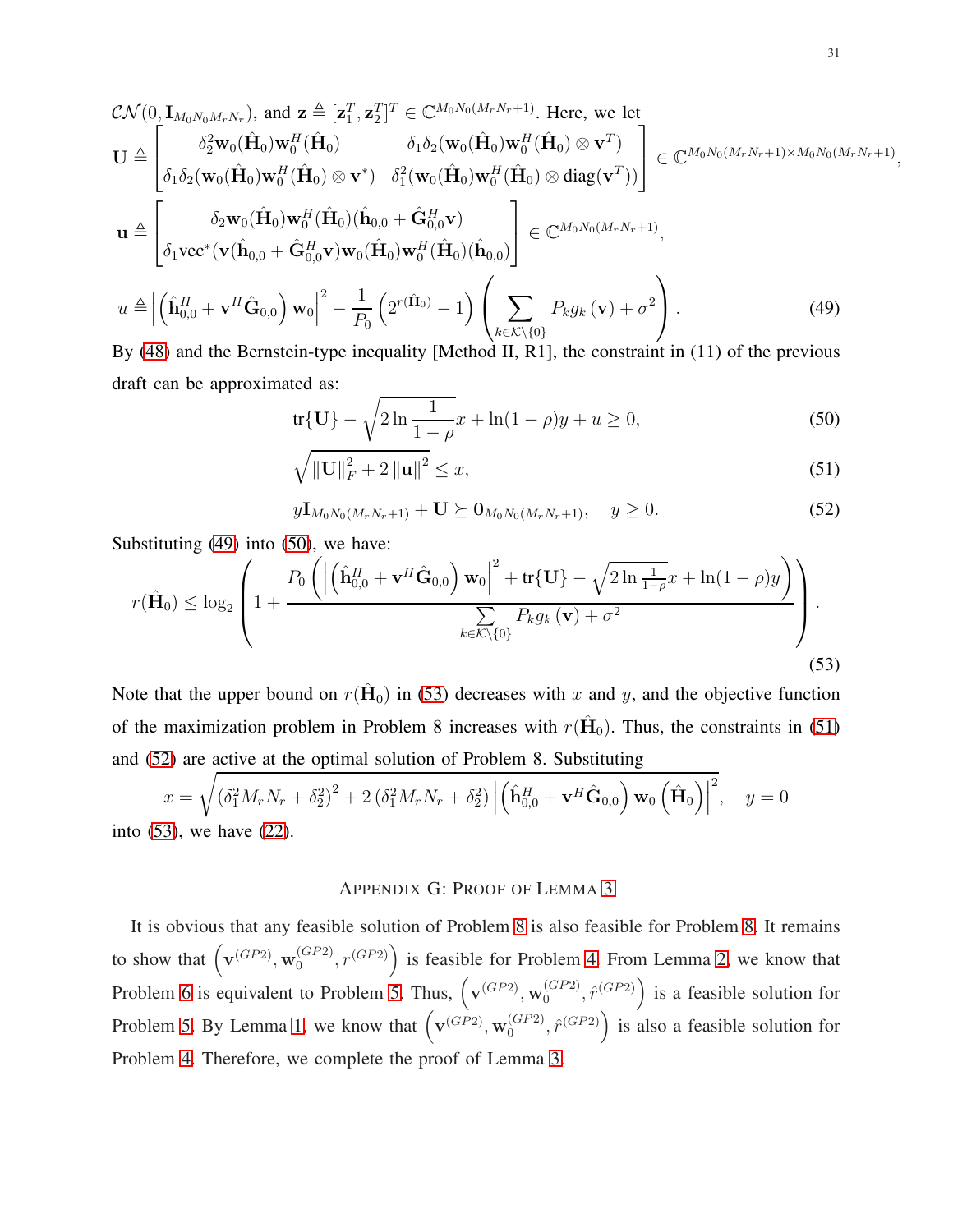$\mathcal{CN}(0, \mathbf{I}_{M_0 N_0 M_r N_r})$, and $\mathbf{z} \triangleq [\mathbf{z}_1^T, \mathbf{z}_2^T]^T \in \mathbb{C}^{M_0 N_0 (M_r N_r + 1)}$. Here, we let

$$
\mathbf{U} \triangleq \begin{bmatrix} \delta_2^2 \mathbf{w}_0(\hat{\mathbf{H}}_0)\mathbf{w}_0^H(\hat{\mathbf{H}}_0) & \delta_1\delta_2(\mathbf{w}_0(\hat{\mathbf{H}}_0)\mathbf{w}_0^H(\hat{\mathbf{H}}_0) \otimes \mathbf{v}^T) \\ \delta_1\delta_2(\mathbf{w}_0(\hat{\mathbf{H}}_0)\mathbf{w}_0^H(\hat{\mathbf{H}}_0) \otimes \mathbf{v}^*) & \delta_1^2(\mathbf{w}_0(\hat{\mathbf{H}}_0)\mathbf{w}_0^H(\hat{\mathbf{H}}_0) \otimes \mathrm{diag}(\mathbf{v}^T)) \end{bmatrix} \in \mathbb{C}^{M_0 N_0 (M_r N_r + 1) \times M_0 N_0 (M_r N_r + 1)},
$$

$$
\mathbf{u} \triangleq \begin{bmatrix} \delta_2 \mathbf{w}_0(\hat{\mathbf{H}}_0)\mathbf{w}_0^H(\hat{\mathbf{H}}_0)(\hat{\mathbf{h}}_{0,0} + \hat{\mathbf{G}}_{0,0}^H \mathbf{v}) \\ \delta_1 \mathrm{vec}^*(\mathbf{v}(\hat{\mathbf{h}}_{0,0} + \hat{\mathbf{G}}_{0,0}^H \mathbf{v})\mathbf{w}_0(\hat{\mathbf{H}}_0)\mathbf{w}_0^H(\hat{\mathbf{H}}_0)(\hat{\mathbf{h}}_{0,0}) \end{bmatrix} \in \mathbb{C}^{M_0 N_0 (M_r N_r + 1)},
$$

$$
u \triangleq \left| \left( \hat{\mathbf{h}}_{0,0}^H + \mathbf{v}^H \hat{\mathbf{G}}_{0,0} \right) \mathbf{w}_0 \right|^2 - \frac{1}{P_0}\left(2^{r(\hat{\mathbf{H}}_0)} - 1\right)\left( \sum_{k \in \mathcal{K}\setminus\{0\}} P_k g_k(\mathbf{v}) + \sigma^2 \right). \tag{49}
$$

By (48) and the Bernstein-type inequality [Method II, R1], the constraint in (11) of the previous draft can be approximated as:

$$
\mathrm{tr}\{\mathbf{U}\} - \sqrt{2 \ln \frac{1}{1-\rho}}\, x + \ln(1-\rho) y + u \geq 0, \tag{50}
$$

$$
\sqrt{\|\mathbf{U}\|_F^2 + 2\|\mathbf{u}\|^2} \leq x, \tag{51}
$$

$$
y \mathbf{I}_{M_0 N_0 (M_r N_r + 1)} + \mathbf{U} \succeq \mathbf{0}_{M_0 N_0 (M_r N_r + 1)}, \quad y \geq 0. \tag{52}
$$

Substituting (49) into (50), we have:

$$
r(\hat{\mathbf{H}}_0) \leq \log_2 \left( 1 + \frac{P_0 \left( \left| \left( \hat{\mathbf{h}}_{0,0}^H + \mathbf{v}^H \hat{\mathbf{G}}_{0,0} \right) \mathbf{w}_0 \right|^2 + \mathrm{tr}\{\mathbf{U}\} - \sqrt{2 \ln \frac{1}{1-\rho}}\, x + \ln(1-\rho) y \right)}{\sum_{k \in \mathcal{K}\setminus\{0\}} P_k g_k(\mathbf{v}) + \sigma^2} \right). \tag{53}
$$

Note that the upper bound on $r(\hat{\mathbf{H}}_0)$ in (53) decreases with $x$ and $y$, and the objective function of the maximization problem in Problem 8 increases with $r(\hat{\mathbf{H}}_0)$. Thus, the constraints in (51) and (52) are active at the optimal solution of Problem 8. Substituting

$$
x = \sqrt{\left(\delta_1^2 M_r N_r + \delta_2^2\right)^2 + 2\left(\delta_1^2 M_r N_r + \delta_2^2\right) \left| \left( \hat{\mathbf{h}}_{0,0}^H + \mathbf{v}^H \hat{\mathbf{G}}_{0,0} \right) \mathbf{w}_0\left(\hat{\mathbf{H}}_0\right) \right|^2}, \quad y = 0
$$

into (53), we have (22).

## Appendix G: Proof of Lemma 3

It is obvious that any feasible solution of Problem 8 is also feasible for Problem 8. It remains to show that $\left(\mathbf{v}^{(GP2)}, \mathbf{w}_0^{(GP2)}, r^{(GP2)}\right)$ is feasible for Problem 4. From Lemma 2, we know that Problem 6 is equivalent to Problem 5. Thus, $\left(\mathbf{v}^{(GP2)}, \mathbf{w}_0^{(GP2)}, \hat{r}^{(GP2)}\right)$ is a feasible solution for Problem 5. By Lemma 1, we know that $\left(\mathbf{v}^{(GP2)}, \mathbf{w}_0^{(GP2)}, \hat{r}^{(GP2)}\right)$ is also a feasible solution for Problem 4. Therefore, we complete the proof of Lemma 3.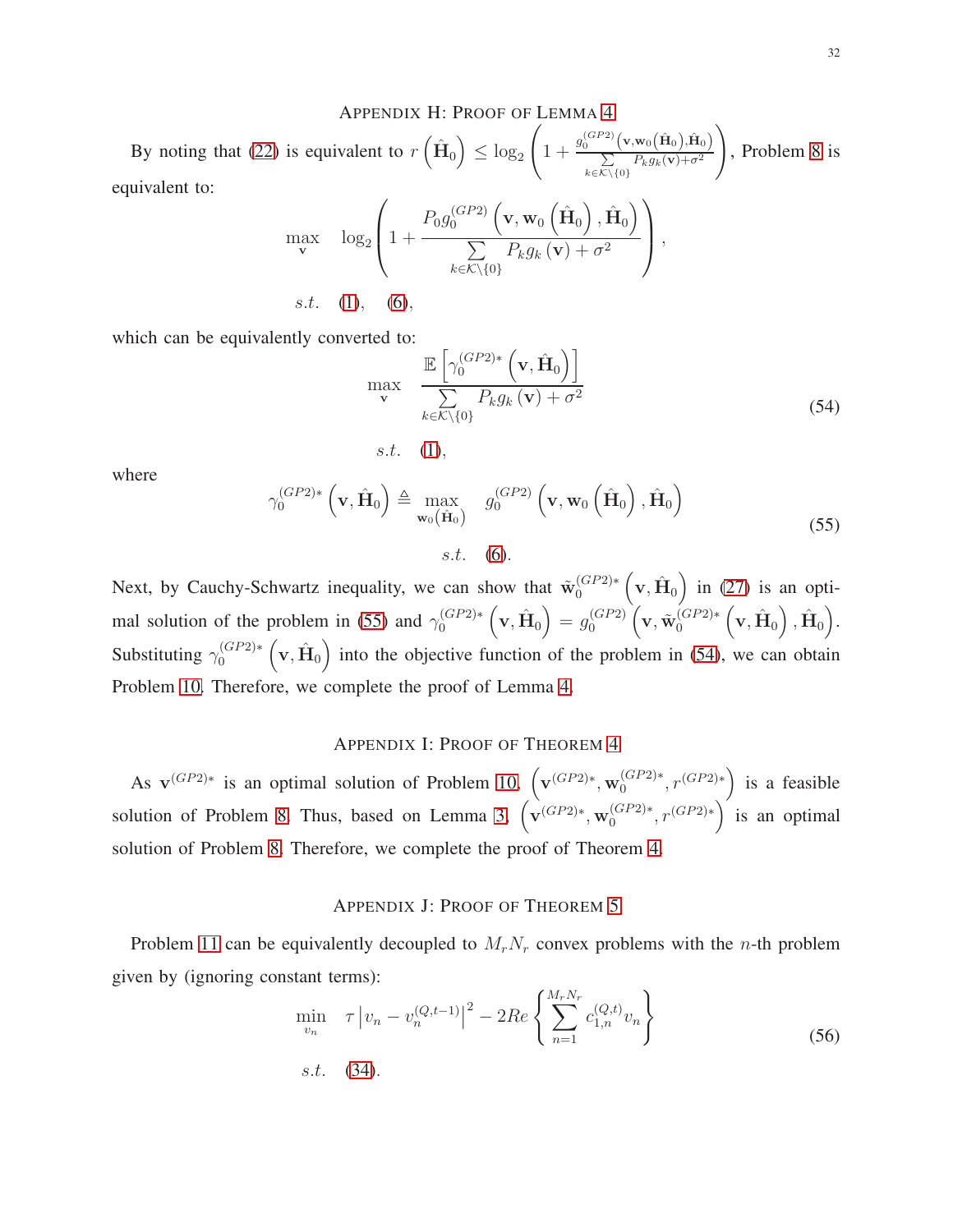## Appendix H: Proof of Lemma 4

By noting that (22) is equivalent to $r\left(\hat{\mathbf{H}}_0\right) \leq \log_2\left(1+\frac{g_0^{(GP2)}\left(\mathbf{v},\mathbf{w}_0\left(\hat{\mathbf{H}}_0\right),\hat{\mathbf{H}}_0\right)}{\sum\limits_{k\in\mathcal{K}\setminus\{0\}} P_k g_k(\mathbf{v})+\sigma^2}\right)$, Problem 8 is equivalent to:

$$
\begin{aligned}
\max_{\mathbf{v}} \quad & \log_2\left(1+\frac{P_0 g_0^{(GP2)}\left(\mathbf{v},\mathbf{w}_0\left(\hat{\mathbf{H}}_0\right),\hat{\mathbf{H}}_0\right)}{\sum\limits_{k\in\mathcal{K}\setminus\{0\}} P_k g_k\left(\mathbf{v}\right)+\sigma^2}\right), \\
s.t. \quad & (1), \quad (6),
\end{aligned}
$$

which can be equivalently converted to:

$$
\begin{aligned}
\max_{\mathbf{v}} \quad & \frac{\mathbb{E}\left[\gamma_0^{(GP2)*}\left(\mathbf{v},\hat{\mathbf{H}}_0\right)\right]}{\sum\limits_{k\in\mathcal{K}\setminus\{0\}} P_k g_k\left(\mathbf{v}\right)+\sigma^2} \\
s.t. \quad & (1),
\end{aligned}
\tag{54}
$$

where

$$
\begin{aligned}
\gamma_0^{(GP2)*}\left(\mathbf{v},\hat{\mathbf{H}}_0\right) \triangleq \max_{\mathbf{w}_0\left(\hat{\mathbf{H}}_0\right)} \quad & g_0^{(GP2)}\left(\mathbf{v},\mathbf{w}_0\left(\hat{\mathbf{H}}_0\right),\hat{\mathbf{H}}_0\right) \\
s.t. \quad & (6).
\end{aligned}
\tag{55}
$$

Next, by Cauchy-Schwartz inequality, we can show that $\tilde{\mathbf{w}}_0^{(GP2)*}\left(\mathbf{v},\hat{\mathbf{H}}_0\right)$ in (27) is an optimal solution of the problem in (55) and $\gamma_0^{(GP2)*}\left(\mathbf{v},\hat{\mathbf{H}}_0\right) = g_0^{(GP2)}\left(\mathbf{v},\tilde{\mathbf{w}}_0^{(GP2)*}\left(\mathbf{v},\hat{\mathbf{H}}_0\right),\hat{\mathbf{H}}_0\right)$. Substituting $\gamma_0^{(GP2)*}\left(\mathbf{v},\hat{\mathbf{H}}_0\right)$ into the objective function of the problem in (54), we can obtain Problem 10. Therefore, we complete the proof of Lemma 4.

## Appendix I: Proof of Theorem 4

As $\mathbf{v}^{(GP2)*}$ is an optimal solution of Problem 10, $\left(\mathbf{v}^{(GP2)*},\mathbf{w}_0^{(GP2)*},r^{(GP2)*}\right)$ is a feasible solution of Problem 8. Thus, based on Lemma 3, $\left(\mathbf{v}^{(GP2)*},\mathbf{w}_0^{(GP2)*},r^{(GP2)*}\right)$ is an optimal solution of Problem 8. Therefore, we complete the proof of Theorem 4.

## Appendix J: Proof of Theorem 5

Problem 11 can be equivalently decoupled to $M_r N_r$ convex problems with the $n$-th problem given by (ignoring constant terms):

$$
\begin{aligned}
\min_{v_n} \quad & \tau\left|v_n - v_n^{(Q,t-1)}\right|^2 - 2Re\left\{\sum_{n=1}^{M_r N_r} c_{1,n}^{(Q,t)} v_n\right\} \\
s.t. \quad & (34).
\end{aligned}
\tag{56}
$$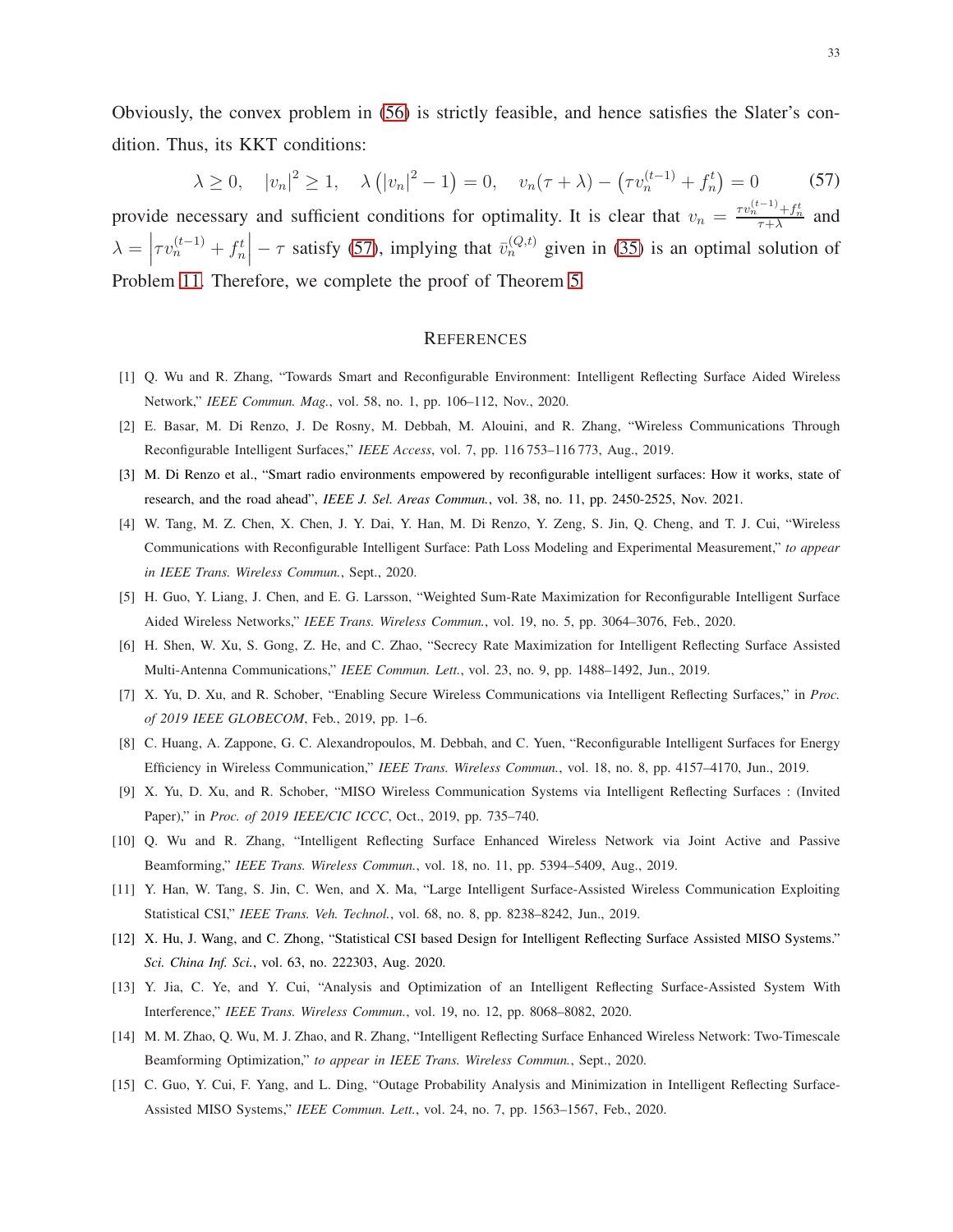Obviously, the convex problem in (56) is strictly feasible, and hence satisfies the Slater's condition. Thus, its KKT conditions:

$$\lambda \geq 0, \quad |v_n|^2 \geq 1, \quad \lambda\left(|v_n|^2 - 1\right) = 0, \quad v_n(\tau + \lambda) - \left(\tau v_n^{(t-1)} + f_n^t\right) = 0 \tag{57}$$

provide necessary and sufficient conditions for optimality. It is clear that $v_n = \frac{\tau v_n^{(t-1)} + f_n^t}{\tau + \lambda}$ and $\lambda = \left|\tau v_n^{(t-1)} + f_n^t\right| - \tau$ satisfy (57), implying that $\bar{v}_n^{(Q,t)}$ given in (35) is an optimal solution of Problem 11. Therefore, we complete the proof of Theorem 5.

## References

[1] Q. Wu and R. Zhang, "Towards Smart and Reconfigurable Environment: Intelligent Reflecting Surface Aided Wireless Network," *IEEE Commun. Mag.*, vol. 58, no. 1, pp. 106–112, Nov., 2020.

[2] E. Basar, M. Di Renzo, J. De Rosny, M. Debbah, M. Alouini, and R. Zhang, "Wireless Communications Through Reconfigurable Intelligent Surfaces," *IEEE Access*, vol. 7, pp. 116 753–116 773, Aug., 2019.

[3] M. Di Renzo et al., "Smart radio environments empowered by reconfigurable intelligent surfaces: How it works, state of research, and the road ahead", *IEEE J. Sel. Areas Commun.*, vol. 38, no. 11, pp. 2450-2525, Nov. 2021.

[4] W. Tang, M. Z. Chen, X. Chen, J. Y. Dai, Y. Han, M. Di Renzo, Y. Zeng, S. Jin, Q. Cheng, and T. J. Cui, "Wireless Communications with Reconfigurable Intelligent Surface: Path Loss Modeling and Experimental Measurement," *to appear in IEEE Trans. Wireless Commun.*, Sept., 2020.

[5] H. Guo, Y. Liang, J. Chen, and E. G. Larsson, "Weighted Sum-Rate Maximization for Reconfigurable Intelligent Surface Aided Wireless Networks," *IEEE Trans. Wireless Commun.*, vol. 19, no. 5, pp. 3064–3076, Feb., 2020.

[6] H. Shen, W. Xu, S. Gong, Z. He, and C. Zhao, "Secrecy Rate Maximization for Intelligent Reflecting Surface Assisted Multi-Antenna Communications," *IEEE Commun. Lett.*, vol. 23, no. 9, pp. 1488–1492, Jun., 2019.

[7] X. Yu, D. Xu, and R. Schober, "Enabling Secure Wireless Communications via Intelligent Reflecting Surfaces," in *Proc. of 2019 IEEE GLOBECOM*, Feb., 2019, pp. 1–6.

[8] C. Huang, A. Zappone, G. C. Alexandropoulos, M. Debbah, and C. Yuen, "Reconfigurable Intelligent Surfaces for Energy Efficiency in Wireless Communication," *IEEE Trans. Wireless Commun.*, vol. 18, no. 8, pp. 4157–4170, Jun., 2019.

[9] X. Yu, D. Xu, and R. Schober, "MISO Wireless Communication Systems via Intelligent Reflecting Surfaces : (Invited Paper)," in *Proc. of 2019 IEEE/CIC ICCC*, Oct., 2019, pp. 735–740.

[10] Q. Wu and R. Zhang, "Intelligent Reflecting Surface Enhanced Wireless Network via Joint Active and Passive Beamforming," *IEEE Trans. Wireless Commun.*, vol. 18, no. 11, pp. 5394–5409, Aug., 2019.

[11] Y. Han, W. Tang, S. Jin, C. Wen, and X. Ma, "Large Intelligent Surface-Assisted Wireless Communication Exploiting Statistical CSI," *IEEE Trans. Veh. Technol.*, vol. 68, no. 8, pp. 8238–8242, Jun., 2019.

[12] X. Hu, J. Wang, and C. Zhong, "Statistical CSI based Design for Intelligent Reflecting Surface Assisted MISO Systems." *Sci. China Inf. Sci.*, vol. 63, no. 222303, Aug. 2020.

[13] Y. Jia, C. Ye, and Y. Cui, "Analysis and Optimization of an Intelligent Reflecting Surface-Assisted System With Interference," *IEEE Trans. Wireless Commun.*, vol. 19, no. 12, pp. 8068–8082, 2020.

[14] M. M. Zhao, Q. Wu, M. J. Zhao, and R. Zhang, "Intelligent Reflecting Surface Enhanced Wireless Network: Two-Timescale Beamforming Optimization," *to appear in IEEE Trans. Wireless Commun.*, Sept., 2020.

[15] C. Guo, Y. Cui, F. Yang, and L. Ding, "Outage Probability Analysis and Minimization in Intelligent Reflecting Surface-Assisted MISO Systems," *IEEE Commun. Lett.*, vol. 24, no. 7, pp. 1563–1567, Feb., 2020.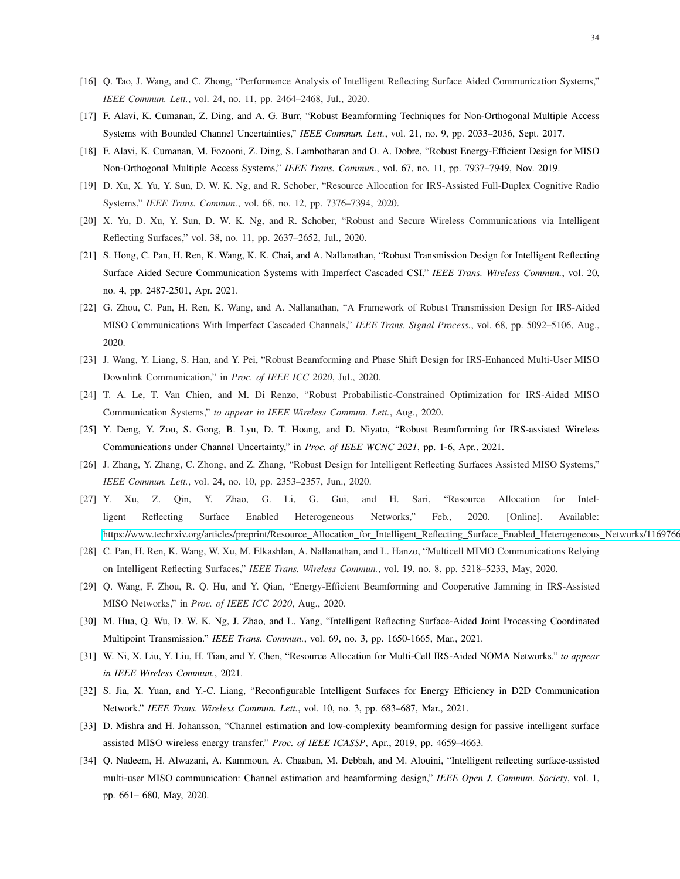[16] Q. Tao, J. Wang, and C. Zhong, "Performance Analysis of Intelligent Reflecting Surface Aided Communication Systems," *IEEE Commun. Lett.*, vol. 24, no. 11, pp. 2464–2468, Jul., 2020.

[17] F. Alavi, K. Cumanan, Z. Ding, and A. G. Burr, "Robust Beamforming Techniques for Non-Orthogonal Multiple Access Systems with Bounded Channel Uncertainties," *IEEE Commun. Lett.*, vol. 21, no. 9, pp. 2033–2036, Sept. 2017.

[18] F. Alavi, K. Cumanan, M. Fozooni, Z. Ding, S. Lambotharan and O. A. Dobre, "Robust Energy-Efficient Design for MISO Non-Orthogonal Multiple Access Systems," *IEEE Trans. Commun.*, vol. 67, no. 11, pp. 7937–7949, Nov. 2019.

[19] D. Xu, X. Yu, Y. Sun, D. W. K. Ng, and R. Schober, "Resource Allocation for IRS-Assisted Full-Duplex Cognitive Radio Systems," *IEEE Trans. Commun.*, vol. 68, no. 12, pp. 7376–7394, 2020.

[20] X. Yu, D. Xu, Y. Sun, D. W. K. Ng, and R. Schober, "Robust and Secure Wireless Communications via Intelligent Reflecting Surfaces," vol. 38, no. 11, pp. 2637–2652, Jul., 2020.

[21] S. Hong, C. Pan, H. Ren, K. Wang, K. K. Chai, and A. Nallanathan, "Robust Transmission Design for Intelligent Reflecting Surface Aided Secure Communication Systems with Imperfect Cascaded CSI," *IEEE Trans. Wireless Commun.*, vol. 20, no. 4, pp. 2487-2501, Apr. 2021.

[22] G. Zhou, C. Pan, H. Ren, K. Wang, and A. Nallanathan, "A Framework of Robust Transmission Design for IRS-Aided MISO Communications With Imperfect Cascaded Channels," *IEEE Trans. Signal Process.*, vol. 68, pp. 5092–5106, Aug., 2020.

[23] J. Wang, Y. Liang, S. Han, and Y. Pei, "Robust Beamforming and Phase Shift Design for IRS-Enhanced Multi-User MISO Downlink Communication," in *Proc. of IEEE ICC 2020*, Jul., 2020.

[24] T. A. Le, T. Van Chien, and M. Di Renzo, "Robust Probabilistic-Constrained Optimization for IRS-Aided MISO Communication Systems," *to appear in IEEE Wireless Commun. Lett.*, Aug., 2020.

[25] Y. Deng, Y. Zou, S. Gong, B. Lyu, D. T. Hoang, and D. Niyato, "Robust Beamforming for IRS-assisted Wireless Communications under Channel Uncertainty," in *Proc. of IEEE WCNC 2021*, pp. 1-6, Apr., 2021.

[26] J. Zhang, Y. Zhang, C. Zhong, and Z. Zhang, "Robust Design for Intelligent Reflecting Surfaces Assisted MISO Systems," *IEEE Commun. Lett.*, vol. 24, no. 10, pp. 2353–2357, Jun., 2020.

[27] Y. Xu, Z. Qin, Y. Zhao, G. Li, G. Gui, and H. Sari, "Resource Allocation for Intelligent Reflecting Surface Enabled Heterogeneous Networks," Feb., 2020. [Online]. Available: https://www.techrxiv.org/articles/preprint/Resource_Allocation_for_Intelligent_Reflecting_Surface_Enabled_Heterogeneous_Networks/1169766

[28] C. Pan, H. Ren, K. Wang, W. Xu, M. Elkashlan, A. Nallanathan, and L. Hanzo, "Multicell MIMO Communications Relying on Intelligent Reflecting Surfaces," *IEEE Trans. Wireless Commun.*, vol. 19, no. 8, pp. 5218–5233, May, 2020.

[29] Q. Wang, F. Zhou, R. Q. Hu, and Y. Qian, "Energy-Efficient Beamforming and Cooperative Jamming in IRS-Assisted MISO Networks," in *Proc. of IEEE ICC 2020*, Aug., 2020.

[30] M. Hua, Q. Wu, D. W. K. Ng, J. Zhao, and L. Yang, "Intelligent Reflecting Surface-Aided Joint Processing Coordinated Multipoint Transmission." *IEEE Trans. Commun.*, vol. 69, no. 3, pp. 1650-1665, Mar., 2021.

[31] W. Ni, X. Liu, Y. Liu, H. Tian, and Y. Chen, "Resource Allocation for Multi-Cell IRS-Aided NOMA Networks." *to appear in IEEE Wireless Commun.*, 2021.

[32] S. Jia, X. Yuan, and Y.-C. Liang, "Reconfigurable Intelligent Surfaces for Energy Efficiency in D2D Communication Network." *IEEE Trans. Wireless Commun. Lett.*, vol. 10, no. 3, pp. 683–687, Mar., 2021.

[33] D. Mishra and H. Johansson, "Channel estimation and low-complexity beamforming design for passive intelligent surface assisted MISO wireless energy transfer," *Proc. of IEEE ICASSP*, Apr., 2019, pp. 4659–4663.

[34] Q. Nadeem, H. Alwazani, A. Kammoun, A. Chaaban, M. Debbah, and M. Alouini, "Intelligent reflecting surface-assisted multi-user MISO communication: Channel estimation and beamforming design," *IEEE Open J. Commun. Society*, vol. 1, pp. 661– 680, May, 2020.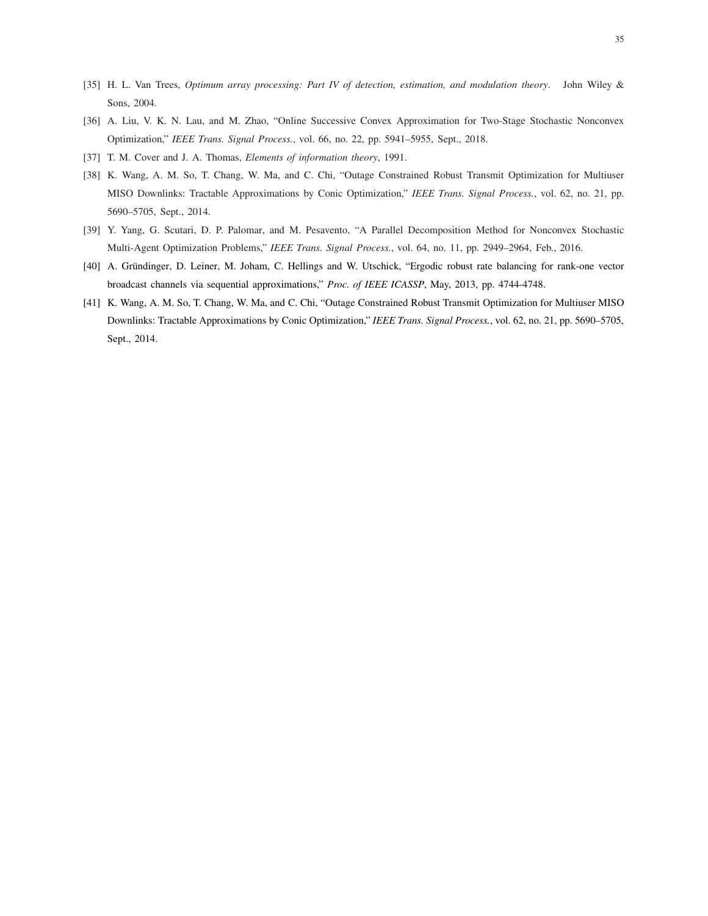[35] H. L. Van Trees, *Optimum array processing: Part IV of detection, estimation, and modulation theory*. John Wiley & Sons, 2004.

[36] A. Liu, V. K. N. Lau, and M. Zhao, "Online Successive Convex Approximation for Two-Stage Stochastic Nonconvex Optimization," *IEEE Trans. Signal Process.*, vol. 66, no. 22, pp. 5941–5955, Sept., 2018.

[37] T. M. Cover and J. A. Thomas, *Elements of information theory*, 1991.

[38] K. Wang, A. M. So, T. Chang, W. Ma, and C. Chi, "Outage Constrained Robust Transmit Optimization for Multiuser MISO Downlinks: Tractable Approximations by Conic Optimization," *IEEE Trans. Signal Process.*, vol. 62, no. 21, pp. 5690–5705, Sept., 2014.

[39] Y. Yang, G. Scutari, D. P. Palomar, and M. Pesavento, "A Parallel Decomposition Method for Nonconvex Stochastic Multi-Agent Optimization Problems," *IEEE Trans. Signal Process.*, vol. 64, no. 11, pp. 2949–2964, Feb., 2016.

[40] A. Gründinger, D. Leiner, M. Joham, C. Hellings and W. Utschick, "Ergodic robust rate balancing for rank-one vector broadcast channels via sequential approximations," *Proc. of IEEE ICASSP*, May, 2013, pp. 4744-4748.

[41] K. Wang, A. M. So, T. Chang, W. Ma, and C. Chi, "Outage Constrained Robust Transmit Optimization for Multiuser MISO Downlinks: Tractable Approximations by Conic Optimization," *IEEE Trans. Signal Process.*, vol. 62, no. 21, pp. 5690–5705, Sept., 2014.